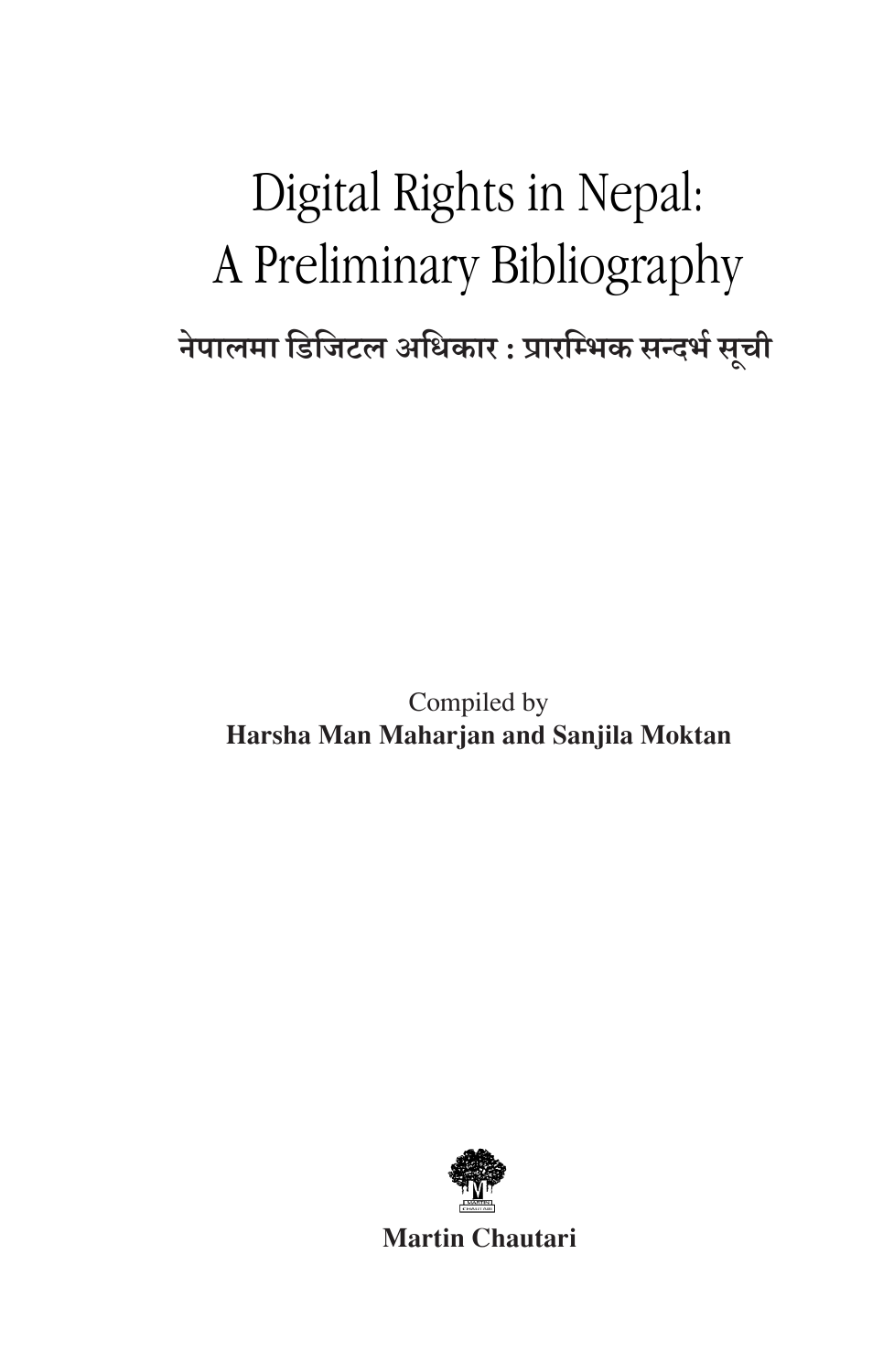# Digital Rights in Nepal: A Preliminary Bibliography

## नेपालमा डिजिटल अधिकार : प्रारम्भिक सन्दर्भ सूची

Compiled by

**Harsha Man Maharjan and Sanjila Moktan**

**Martin Chautari**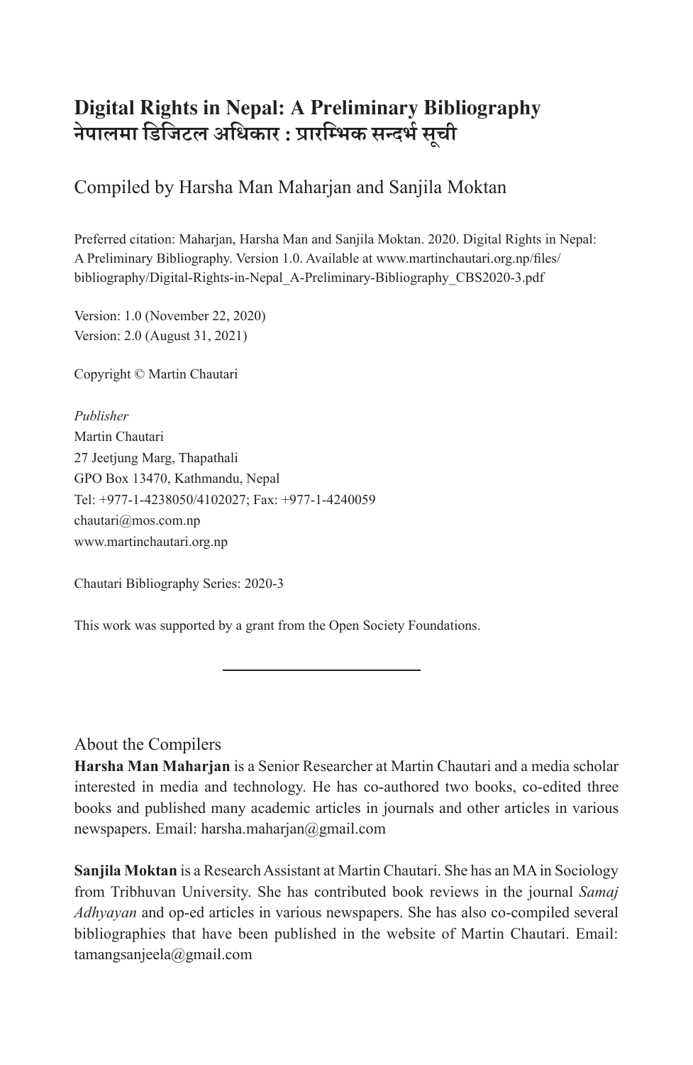# Digital Rights in Nepal: A Preliminary Bibliography
# नेपालमा डिजिटल अधिकार : प्रारम्भिक सन्दर्भ सूची

Compiled by Harsha Man Maharjan and Sanjila Moktan

Preferred citation: Maharjan, Harsha Man and Sanjila Moktan. 2020. Digital Rights in Nepal: A Preliminary Bibliography. Version 1.0. Available at www.martinchautari.org.np/files/bibliography/Digital-Rights-in-Nepal_A-Preliminary-Bibliography_CBS2020-3.pdf

Version: 1.0 (November 22, 2020)
Version: 2.0 (August 31, 2021)

Copyright © Martin Chautari

*Publisher*
Martin Chautari
27 Jeetjung Marg, Thapathali
GPO Box 13470, Kathmandu, Nepal
Tel: +977-1-4238050/4102027; Fax: +977-1-4240059
chautari@mos.com.np
www.martinchautari.org.np

Chautari Bibliography Series: 2020-3

This work was supported by a grant from the Open Society Foundations.

---

About the Compilers

**Harsha Man Maharjan** is a Senior Researcher at Martin Chautari and a media scholar interested in media and technology. He has co-authored two books, co-edited three books and published many academic articles in journals and other articles in various newspapers. Email: harsha.maharjan@gmail.com

**Sanjila Moktan** is a Research Assistant at Martin Chautari. She has an MA in Sociology from Tribhuvan University. She has contributed book reviews in the journal *Samaj Adhyayan* and op-ed articles in various newspapers. She has also co-compiled several bibliographies that have been published in the website of Martin Chautari. Email: tamangsanjeela@gmail.com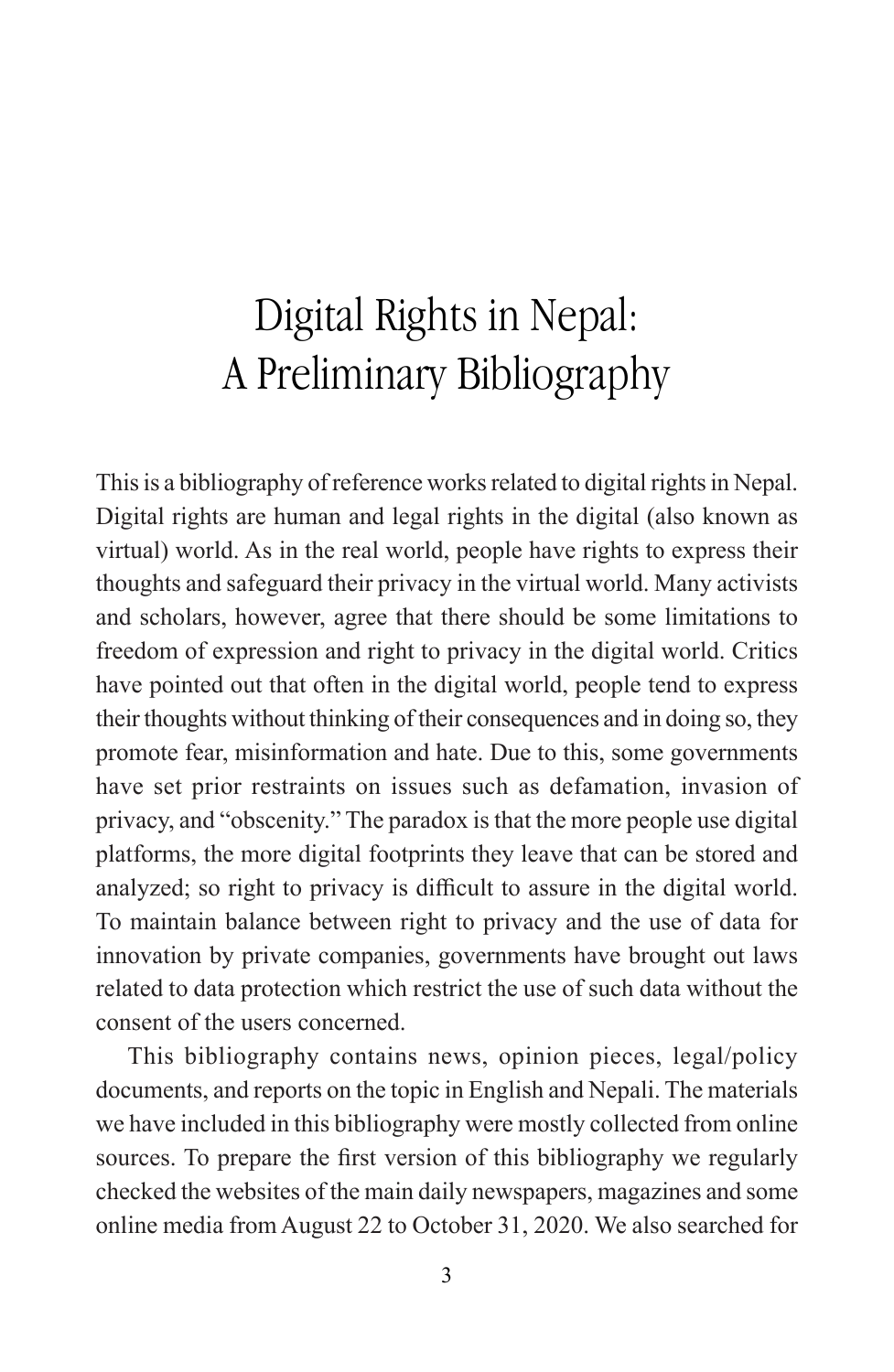# Digital Rights in Nepal: A Preliminary Bibliography

This is a bibliography of reference works related to digital rights in Nepal. Digital rights are human and legal rights in the digital (also known as virtual) world. As in the real world, people have rights to express their thoughts and safeguard their privacy in the virtual world. Many activists and scholars, however, agree that there should be some limitations to freedom of expression and right to privacy in the digital world. Critics have pointed out that often in the digital world, people tend to express their thoughts without thinking of their consequences and in doing so, they promote fear, misinformation and hate. Due to this, some governments have set prior restraints on issues such as defamation, invasion of privacy, and "obscenity." The paradox is that the more people use digital platforms, the more digital footprints they leave that can be stored and analyzed; so right to privacy is difficult to assure in the digital world. To maintain balance between right to privacy and the use of data for innovation by private companies, governments have brought out laws related to data protection which restrict the use of such data without the consent of the users concerned.

This bibliography contains news, opinion pieces, legal/policy documents, and reports on the topic in English and Nepali. The materials we have included in this bibliography were mostly collected from online sources. To prepare the first version of this bibliography we regularly checked the websites of the main daily newspapers, magazines and some online media from August 22 to October 31, 2020. We also searched for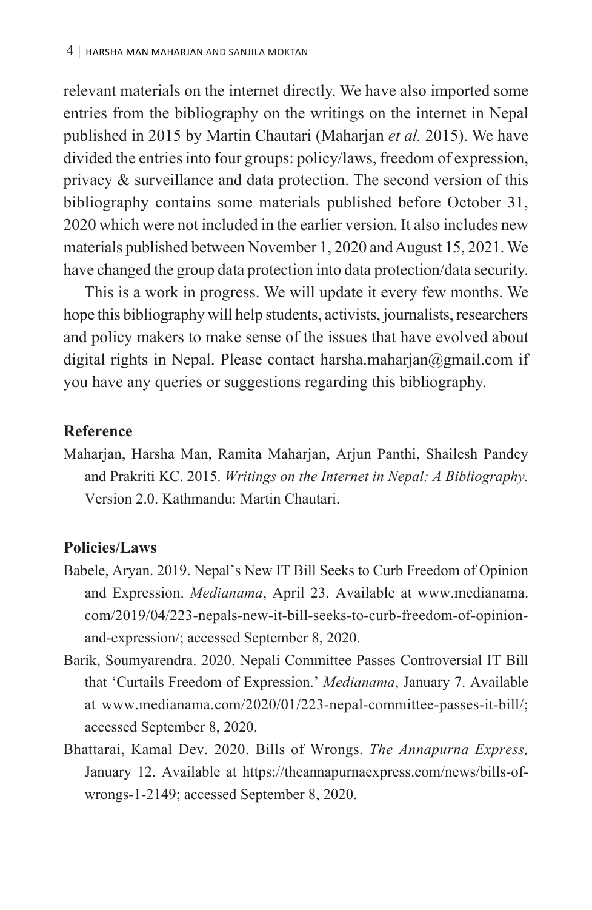relevant materials on the internet directly. We have also imported some entries from the bibliography on the writings on the internet in Nepal published in 2015 by Martin Chautari (Maharjan *et al.* 2015). We have divided the entries into four groups: policy/laws, freedom of expression, privacy & surveillance and data protection. The second version of this bibliography contains some materials published before October 31, 2020 which were not included in the earlier version. It also includes new materials published between November 1, 2020 and August 15, 2021. We have changed the group data protection into data protection/data security.

This is a work in progress. We will update it every few months. We hope this bibliography will help students, activists, journalists, researchers and policy makers to make sense of the issues that have evolved about digital rights in Nepal. Please contact harsha.maharjan@gmail.com if you have any queries or suggestions regarding this bibliography.

## Reference

Maharjan, Harsha Man, Ramita Maharjan, Arjun Panthi, Shailesh Pandey and Prakriti KC. 2015. *Writings on the Internet in Nepal: A Bibliography.* Version 2.0. Kathmandu: Martin Chautari.

## Policies/Laws

Babele, Aryan. 2019. Nepal's New IT Bill Seeks to Curb Freedom of Opinion and Expression. *Medianama*, April 23. Available at www.medianama.com/2019/04/223-nepals-new-it-bill-seeks-to-curb-freedom-of-opinion-and-expression/; accessed September 8, 2020.

Barik, Soumyarendra. 2020. Nepali Committee Passes Controversial IT Bill that 'Curtails Freedom of Expression.' *Medianama*, January 7. Available at www.medianama.com/2020/01/223-nepal-committee-passes-it-bill/; accessed September 8, 2020.

Bhattarai, Kamal Dev. 2020. Bills of Wrongs. *The Annapurna Express,* January 12. Available at https://theannapurnaexpress.com/news/bills-of-wrongs-1-2149; accessed September 8, 2020.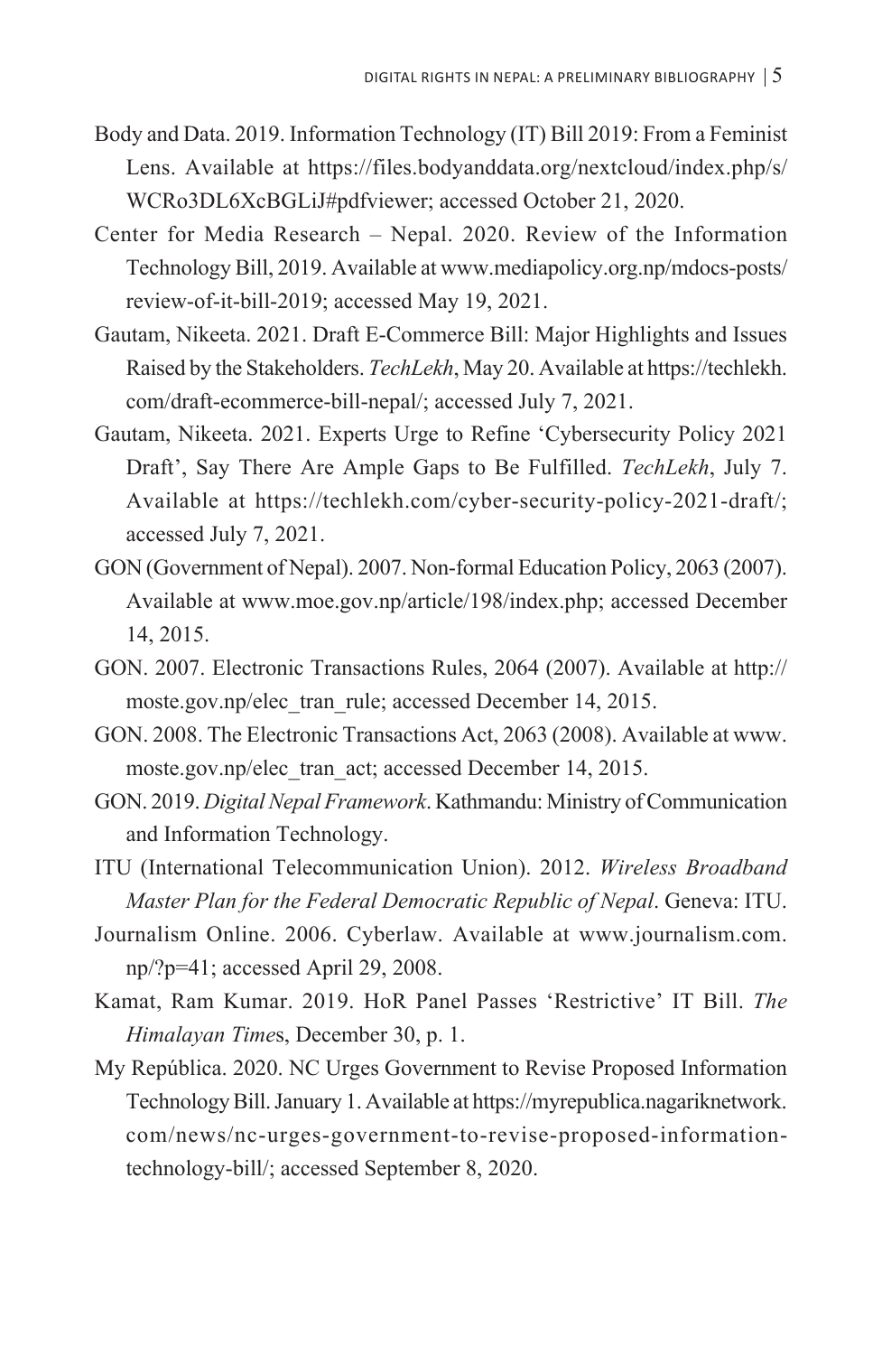Body and Data. 2019. Information Technology (IT) Bill 2019: From a Feminist Lens. Available at https://files.bodyanddata.org/nextcloud/index.php/s/WCRo3DL6XcBGLiJ#pdfviewer; accessed October 21, 2020.

Center for Media Research – Nepal. 2020. Review of the Information Technology Bill, 2019. Available at www.mediapolicy.org.np/mdocs-posts/review-of-it-bill-2019; accessed May 19, 2021.

Gautam, Nikeeta. 2021. Draft E-Commerce Bill: Major Highlights and Issues Raised by the Stakeholders. *TechLekh*, May 20. Available at https://techlekh.com/draft-ecommerce-bill-nepal/; accessed July 7, 2021.

Gautam, Nikeeta. 2021. Experts Urge to Refine 'Cybersecurity Policy 2021 Draft', Say There Are Ample Gaps to Be Fulfilled. *TechLekh*, July 7. Available at https://techlekh.com/cyber-security-policy-2021-draft/; accessed July 7, 2021.

GON (Government of Nepal). 2007. Non-formal Education Policy, 2063 (2007). Available at www.moe.gov.np/article/198/index.php; accessed December 14, 2015.

GON. 2007. Electronic Transactions Rules, 2064 (2007). Available at http://moste.gov.np/elec_tran_rule; accessed December 14, 2015.

GON. 2008. The Electronic Transactions Act, 2063 (2008). Available at www.moste.gov.np/elec_tran_act; accessed December 14, 2015.

GON. 2019. *Digital Nepal Framework*. Kathmandu: Ministry of Communication and Information Technology.

ITU (International Telecommunication Union). 2012. *Wireless Broadband Master Plan for the Federal Democratic Republic of Nepal*. Geneva: ITU.

Journalism Online. 2006. Cyberlaw. Available at www.journalism.com.np/?p=41; accessed April 29, 2008.

Kamat, Ram Kumar. 2019. HoR Panel Passes 'Restrictive' IT Bill. *The Himalayan Time*s, December 30, p. 1.

My República. 2020. NC Urges Government to Revise Proposed Information Technology Bill. January 1. Available at https://myrepublica.nagariknetwork.com/news/nc-urges-government-to-revise-proposed-information-technology-bill/; accessed September 8, 2020.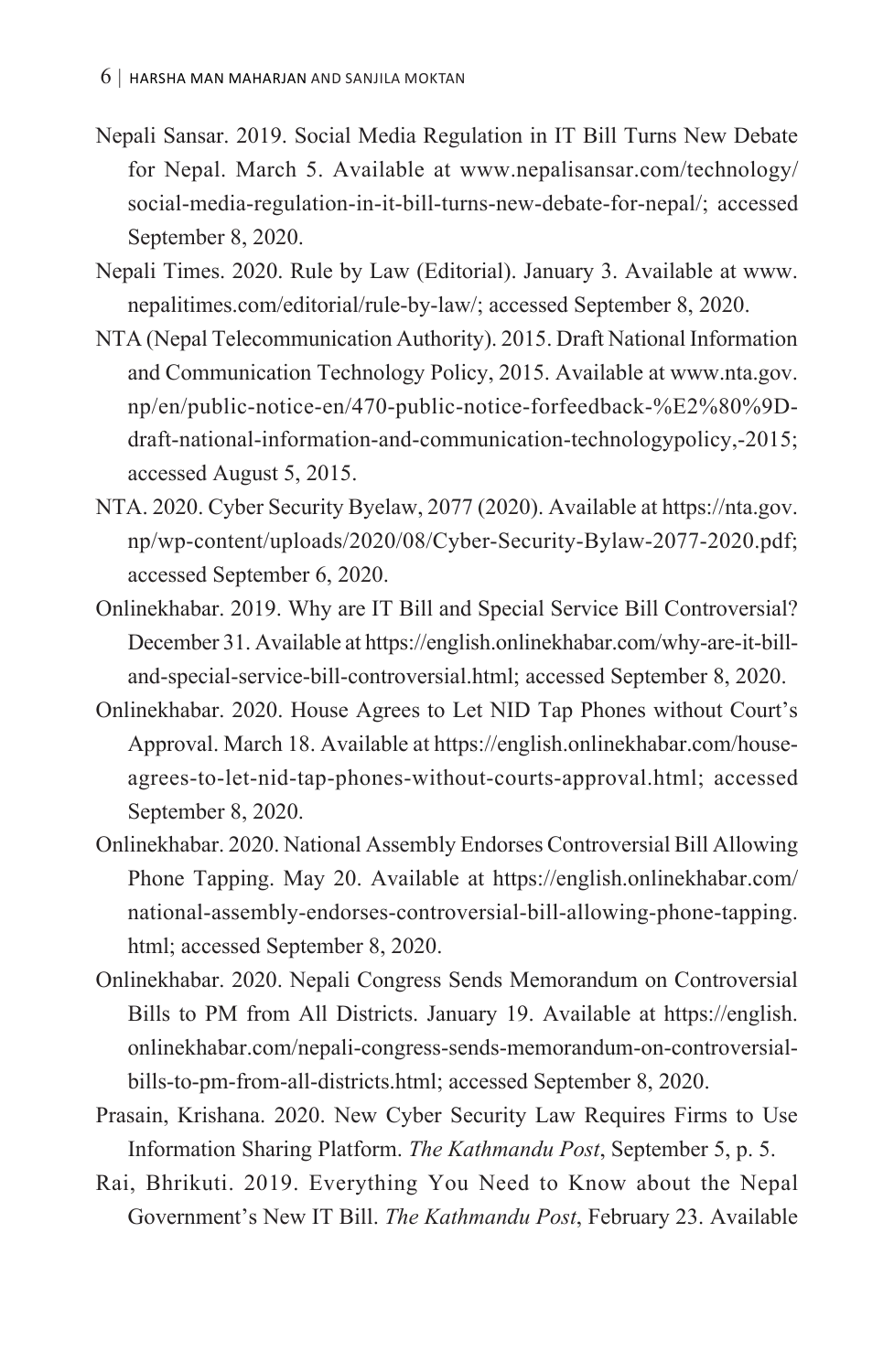Nepali Sansar. 2019. Social Media Regulation in IT Bill Turns New Debate for Nepal. March 5. Available at www.nepalisansar.com/technology/social-media-regulation-in-it-bill-turns-new-debate-for-nepal/; accessed September 8, 2020.

Nepali Times. 2020. Rule by Law (Editorial). January 3. Available at www.nepalitimes.com/editorial/rule-by-law/; accessed September 8, 2020.

NTA (Nepal Telecommunication Authority). 2015. Draft National Information and Communication Technology Policy, 2015. Available at www.nta.gov.np/en/public-notice-en/470-public-notice-forfeedback-%E2%80%9D-draft-national-information-and-communication-technologypolicy,-2015; accessed August 5, 2015.

NTA. 2020. Cyber Security Byelaw, 2077 (2020). Available at https://nta.gov.np/wp-content/uploads/2020/08/Cyber-Security-Bylaw-2077-2020.pdf; accessed September 6, 2020.

Onlinekhabar. 2019. Why are IT Bill and Special Service Bill Controversial? December 31. Available at https://english.onlinekhabar.com/why-are-it-bill-and-special-service-bill-controversial.html; accessed September 8, 2020.

Onlinekhabar. 2020. House Agrees to Let NID Tap Phones without Court's Approval. March 18. Available at https://english.onlinekhabar.com/house-agrees-to-let-nid-tap-phones-without-courts-approval.html; accessed September 8, 2020.

Onlinekhabar. 2020. National Assembly Endorses Controversial Bill Allowing Phone Tapping. May 20. Available at https://english.onlinekhabar.com/national-assembly-endorses-controversial-bill-allowing-phone-tapping.html; accessed September 8, 2020.

Onlinekhabar. 2020. Nepali Congress Sends Memorandum on Controversial Bills to PM from All Districts. January 19. Available at https://english.onlinekhabar.com/nepali-congress-sends-memorandum-on-controversial-bills-to-pm-from-all-districts.html; accessed September 8, 2020.

Prasain, Krishana. 2020. New Cyber Security Law Requires Firms to Use Information Sharing Platform. *The Kathmandu Post*, September 5, p. 5.

Rai, Bhrikuti. 2019. Everything You Need to Know about the Nepal Government's New IT Bill. *The Kathmandu Post*, February 23. Available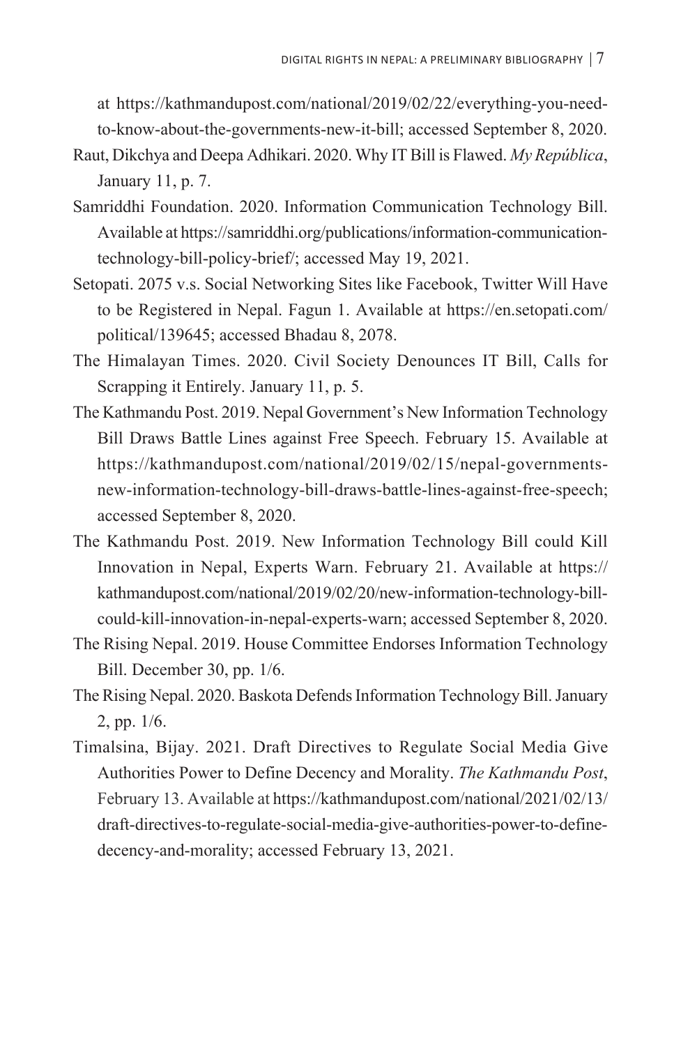at https://kathmandupost.com/national/2019/02/22/everything-you-need-to-know-about-the-governments-new-it-bill; accessed September 8, 2020.

Raut, Dikchya and Deepa Adhikari. 2020. Why IT Bill is Flawed. *My República*, January 11, p. 7.

Samriddhi Foundation. 2020. Information Communication Technology Bill. Available at https://samriddhi.org/publications/information-communication-technology-bill-policy-brief/; accessed May 19, 2021.

Setopati. 2075 v.s. Social Networking Sites like Facebook, Twitter Will Have to be Registered in Nepal. Fagun 1. Available at https://en.setopati.com/political/139645; accessed Bhadau 8, 2078.

The Himalayan Times. 2020. Civil Society Denounces IT Bill, Calls for Scrapping it Entirely. January 11, p. 5.

The Kathmandu Post. 2019. Nepal Government's New Information Technology Bill Draws Battle Lines against Free Speech. February 15. Available at https://kathmandupost.com/national/2019/02/15/nepal-governments-new-information-technology-bill-draws-battle-lines-against-free-speech; accessed September 8, 2020.

The Kathmandu Post. 2019. New Information Technology Bill could Kill Innovation in Nepal, Experts Warn. February 21. Available at https://kathmandupost.com/national/2019/02/20/new-information-technology-bill-could-kill-innovation-in-nepal-experts-warn; accessed September 8, 2020.

The Rising Nepal. 2019. House Committee Endorses Information Technology Bill. December 30, pp. 1/6.

The Rising Nepal. 2020. Baskota Defends Information Technology Bill. January 2, pp. 1/6.

Timalsina, Bijay. 2021. Draft Directives to Regulate Social Media Give Authorities Power to Define Decency and Morality. *The Kathmandu Post*, February 13. Available at https://kathmandupost.com/national/2021/02/13/draft-directives-to-regulate-social-media-give-authorities-power-to-define-decency-and-morality; accessed February 13, 2021.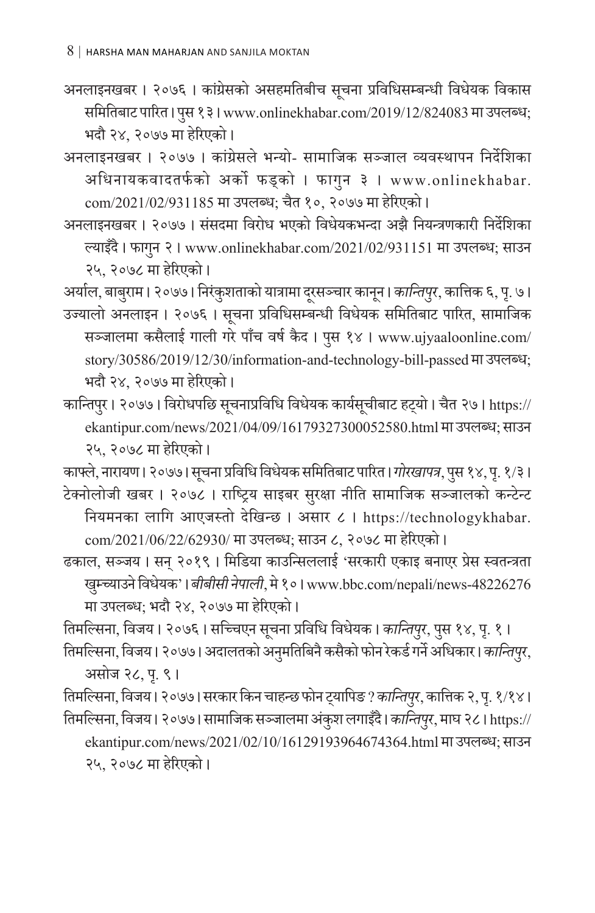अनलाइनखबर । २०७६ । कांग्रेसको असहमतिबीच सूचना प्रविधिसम्बन्धी विधेयक विकास समितिबाट पारित । पुस १३ । www.onlinekhabar.com/2019/12/824083 मा उपलब्ध; भदौ २४, २०७७ मा हेरिएको ।

अनलाइनखबर । २०७७ । कांग्रेसले भन्यो- सामाजिक सञ्जाल व्यवस्थापन निर्देशिका अधिनायकवादतर्फको अर्को फड्को । फागुन ३ । www.onlinekhabar.com/2021/02/931185 मा उपलब्ध; चैत १०, २०७७ मा हेरिएको ।

अनलाइनखबर । २०७७ । संसदमा विरोध भएको विधेयकभन्दा अझै नियन्त्रणकारी निर्देशिका ल्याइँदै । फागुन २ । www.onlinekhabar.com/2021/02/931151 मा उपलब्ध; साउन २५, २०७८ मा हेरिएको ।

अर्याल, बाबुराम । २०७७ । निरंकुशताको यात्रामा दूरसञ्चार कानून । *कान्तिपुर*, कात्तिक ६, पृ. ७ ।

उज्यालो अनलाइन । २०७६ । सूचना प्रविधिसम्बन्धी विधेयक समितिबाट पारित, सामाजिक सञ्जालमा कसैलाई गाली गरे पाँच वर्ष कैद । पुस १४ । www.ujyaaloonline.com/story/30586/2019/12/30/information-and-technology-bill-passed मा उपलब्ध; भदौ २४, २०७७ मा हेरिएको ।

कान्तिपुर । २०७७ । विरोधपछि सूचनाप्रविधि विधेयक कार्यसूचीबाट हट्यो । चैत २७ । https://ekantipur.com/news/2021/04/09/16179327300052580.html मा उपलब्ध; साउन २५, २०७८ मा हेरिएको ।

काफ्ले, नारायण । २०७७ । सूचना प्रविधि विधेयक समितिबाट पारित । *गोरखापत्र*, पुस १४, पृ. १/३ ।

टेक्नोलोजी खबर । २०७८ । राष्ट्रिय साइबर सुरक्षा नीति सामाजिक सञ्जालको कन्टेन्ट नियमनका लागि आएजस्तो देखिन्छ । असार ८ । https://technologykhabar.com/2021/06/22/62930/ मा उपलब्ध; साउन ८, २०७८ मा हेरिएको ।

ढकाल, सञ्जय । सन् २०१९ । मिडिया काउन्सिललाई 'सरकारी एकाइ बनाएर प्रेस स्वतन्त्रता खुम्च्याउने विधेयक' । *बीबीसी नेपाली*, मे १० । www.bbc.com/nepali/news-48226276 मा उपलब्ध; भदौ २४, २०७७ मा हेरिएको ।

तिमल्सिना, विजय । २०७६ । सच्चिएन सूचना प्रविधि विधेयक । *कान्तिपुर*, पुस १४, पृ. १ ।

तिमल्सिना, विजय । २०७७ । अदालतको अनुमतिबिनै कसैको फोन रेकर्ड गर्ने अधिकार । *कान्तिपुर*, असोज २८, पृ. ९ ।

तिमल्सिना, विजय । २०७७ । सरकार किन चाहन्छ फोन ट्यापिङ ? *कान्तिपुर*, कात्तिक २, पृ. १/१४ ।

तिमल्सिना, विजय । २०७७ । सामाजिक सञ्जालमा अंकुश लगाइँदै । *कान्तिपुर*, माघ २८ । https://ekantipur.com/news/2021/02/10/16129193964674364.html मा उपलब्ध; साउन २५, २०७८ मा हेरिएको ।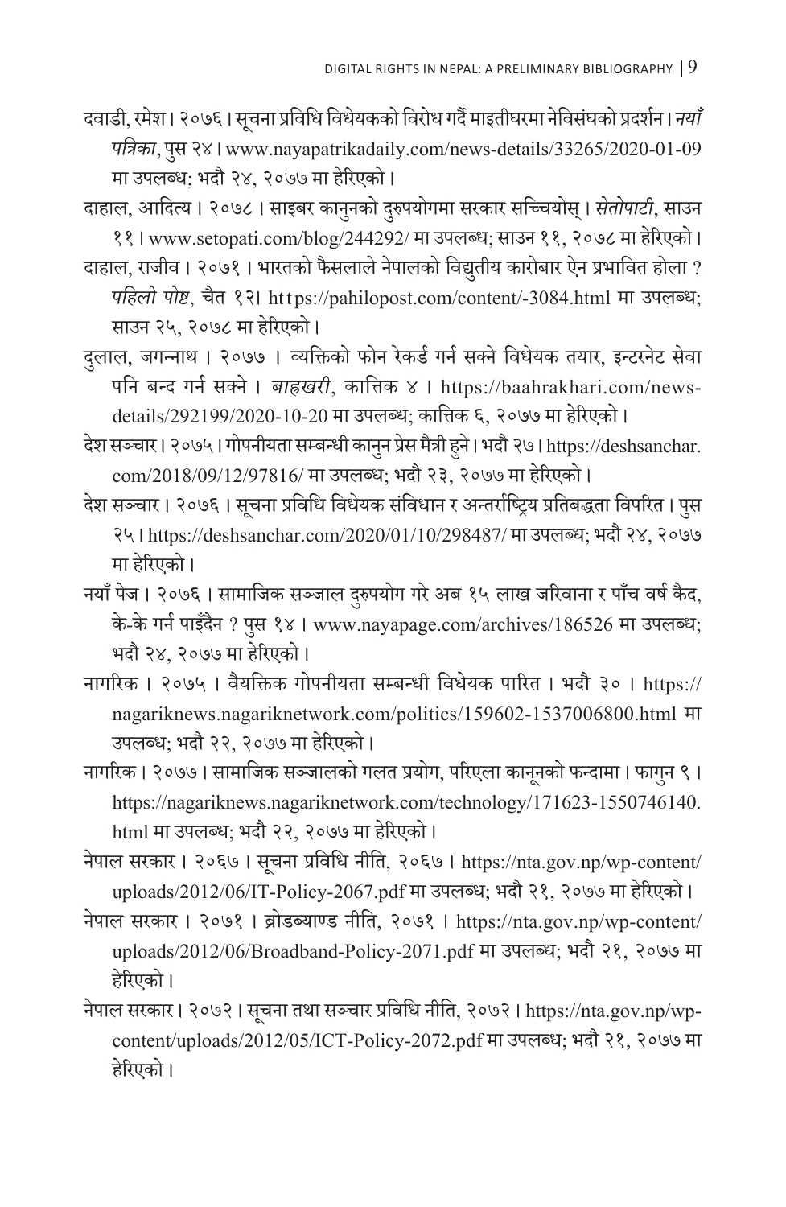दवाडी, रमेश। २०७६। सूचना प्रविधि विधेयकको विरोध गर्दै माइतीघरमा नेविसंघको प्रदर्शन। *नयाँ पत्रिका*, पुस २४। www.nayapatrikadaily.com/news-details/33265/2020-01-09 मा उपलब्ध; भदौ २४, २०७७ मा हेरिएको।

दाहाल, आदित्य। २०७८। साइबर कानुनको दुरुपयोगमा सरकार सच्चियोस्। *सेतोपाटी*, साउन ११। www.setopati.com/blog/244292/ मा उपलब्ध; साउन ११, २०७८ मा हेरिएको।

दाहाल, राजीव। २०७१। भारतको फैसलाले नेपालको विद्युतीय कारोबार ऐन प्रभावित होला ? *पहिलो पोष्ट*, चैत १२। https://pahilopost.com/content/-3084.html मा उपलब्ध; साउन २५, २०७८ मा हेरिएको।

दुलाल, जगन्नाथ। २०७७। व्यक्तिको फोन रेकर्ड गर्न सक्ने विधेयक तयार, इन्टरनेट सेवा पनि बन्द गर्न सक्ने। *बाह्रखरी*, कात्तिक ४। https://baahrakhari.com/news-details/292199/2020-10-20 मा उपलब्ध; कात्तिक ६, २०७७ मा हेरिएको।

देश सञ्चार। २०७५। गोपनीयता सम्बन्धी कानुन प्रेस मैत्री हुने। भदौ २७। https://deshsanchar.com/2018/09/12/97816/ मा उपलब्ध; भदौ २३, २०७७ मा हेरिएको।

देश सञ्चार। २०७६। सूचना प्रविधि विधेयक संविधान र अन्तर्राष्ट्रिय प्रतिबद्धता विपरित। पुस २५। https://deshsanchar.com/2020/01/10/298487/ मा उपलब्ध; भदौ २४, २०७७ मा हेरिएको।

नयाँ पेज। २०७६। सामाजिक सञ्जाल दुरुपयोग गरे अब १५ लाख जरिवाना र पाँच वर्ष कैद, के-के गर्न पाइँदैन ? पुस १४। www.nayapage.com/archives/186526 मा उपलब्ध; भदौ २४, २०७७ मा हेरिएको।

नागरिक। २०७५। वैयक्तिक गोपनीयता सम्बन्धी विधेयक पारित। भदौ ३०। https://nagariknews.nagariknetwork.com/politics/159602-1537006800.html मा उपलब्ध; भदौ २२, २०७७ मा हेरिएको।

नागरिक। २०७७। सामाजिक सञ्जालको गलत प्रयोग, परिएला कानूनको फन्दामा। फागुन ९। https://nagariknews.nagariknetwork.com/technology/171623-1550746140.html मा उपलब्ध; भदौ २२, २०७७ मा हेरिएको।

नेपाल सरकार। २०६७। सूचना प्रविधि नीति, २०६७। https://nta.gov.np/wp-content/uploads/2012/06/IT-Policy-2067.pdf मा उपलब्ध; भदौ २१, २०७७ मा हेरिएको।

नेपाल सरकार। २०७१। ब्रोडब्याण्ड नीति, २०७१। https://nta.gov.np/wp-content/uploads/2012/06/Broadband-Policy-2071.pdf मा उपलब्ध; भदौ २१, २०७७ मा हेरिएको।

नेपाल सरकार। २०७२। सूचना तथा सञ्चार प्रविधि नीति, २०७२। https://nta.gov.np/wp-content/uploads/2012/05/ICT-Policy-2072.pdf मा उपलब्ध; भदौ २१, २०७७ मा हेरिएको।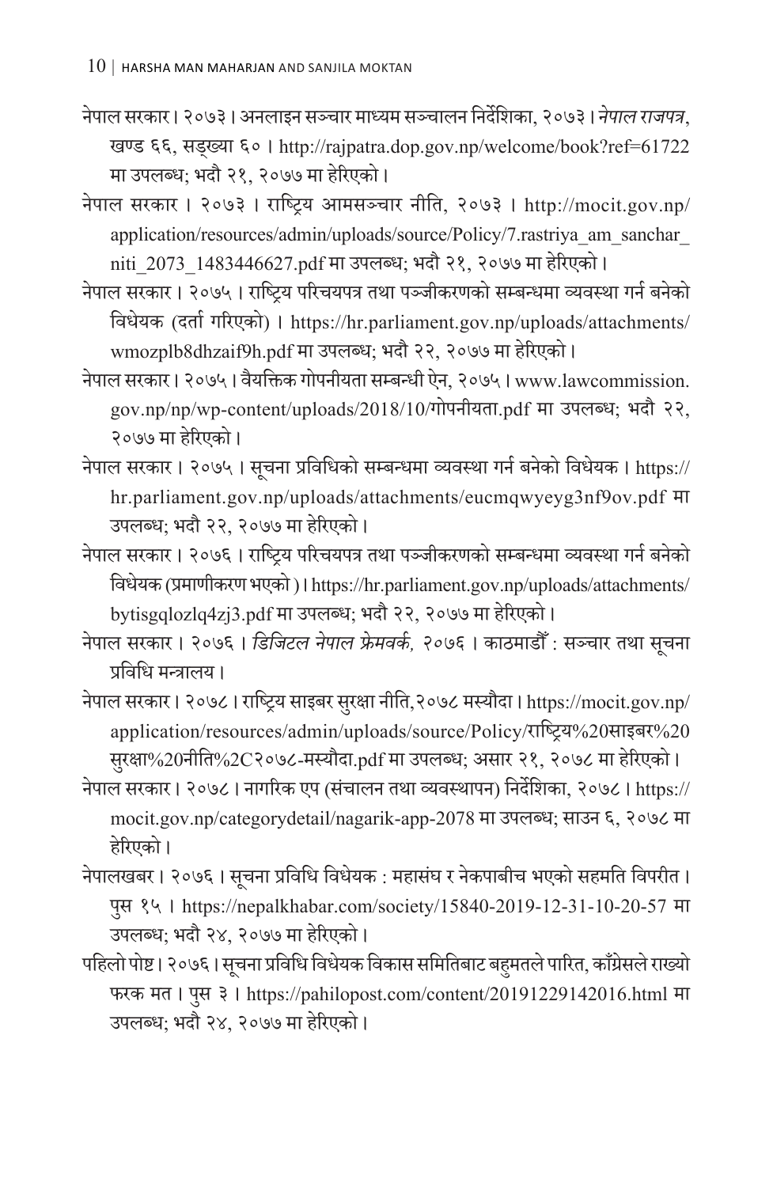नेपाल सरकार। २०७३। अनलाइन सञ्चार माध्यम सञ्चालन निर्देशिका, २०७३। *नेपाल राजपत्र*, खण्ड ६६, सङ्ख्या ६०। http://rajpatra.dop.gov.np/welcome/book?ref=61722 मा उपलब्ध; भदौ २१, २०७७ मा हेरिएको।

नेपाल सरकार। २०७३। राष्ट्रिय आमसञ्चार नीति, २०७३। http://mocit.gov.np/application/resources/admin/uploads/source/Policy/7.rastriya_am_sanchar_niti_2073_1483446627.pdf मा उपलब्ध; भदौ २१, २०७७ मा हेरिएको।

नेपाल सरकार। २०७५। राष्ट्रिय परिचयपत्र तथा पञ्जीकरणको सम्बन्धमा व्यवस्था गर्न बनेको विधेयक (दर्ता गरिएको)। https://hr.parliament.gov.np/uploads/attachments/wmozplb8dhzaif9h.pdf मा उपलब्ध; भदौ २२, २०७७ मा हेरिएको।

नेपाल सरकार। २०७५। वैयक्तिक गोपनीयता सम्बन्धी ऐन, २०७५। www.lawcommission.gov.np/np/wp-content/uploads/2018/10/गोपनीयता.pdf मा उपलब्ध; भदौ २२, २०७७ मा हेरिएको।

नेपाल सरकार। २०७५। सूचना प्रविधिको सम्बन्धमा व्यवस्था गर्न बनेको विधेयक। https://hr.parliament.gov.np/uploads/attachments/eucmqwyeyg3nf9ov.pdf मा उपलब्ध; भदौ २२, २०७७ मा हेरिएको।

नेपाल सरकार। २०७६। राष्ट्रिय परिचयपत्र तथा पञ्जीकरणको सम्बन्धमा व्यवस्था गर्न बनेको विधेयक (प्रमाणीकरण भएको)। https://hr.parliament.gov.np/uploads/attachments/bytisgqlozlq4zj3.pdf मा उपलब्ध; भदौ २२, २०७७ मा हेरिएको।

नेपाल सरकार। २०७६। *डिजिटल नेपाल फ्रेमवर्क, २०७६*। काठमाडौँ : सञ्चार तथा सूचना प्रविधि मन्त्रालय।

नेपाल सरकार। २०७८। राष्ट्रिय साइबर सुरक्षा नीति,२०७८ मस्यौदा। https://mocit.gov.np/application/resources/admin/uploads/source/Policy/राष्ट्रिय%20साइबर%20सुरक्षा%20नीति%2C२०७८-मस्यौदा.pdf मा उपलब्ध; असार २१, २०७८ मा हेरिएको।

नेपाल सरकार। २०७८। नागरिक एप (संचालन तथा व्यवस्थापन) निर्देशिका, २०७८। https://mocit.gov.np/categorydetail/nagarik-app-2078 मा उपलब्ध; साउन ६, २०७८ मा हेरिएको।

नेपालखबर। २०७६। सूचना प्रविधि विधेयक : महासंघ र नेकपाबीच भएको सहमति विपरीत। पुस १५। https://nepalkhabar.com/society/15840-2019-12-31-10-20-57 मा उपलब्ध; भदौ २४, २०७७ मा हेरिएको।

पहिलो पोष्ट। २०७६। सूचना प्रविधि विधेयक विकास समितिबाट बहुमतले पारित, काँग्रेसले राख्यो फरक मत। पुस ३। https://pahilopost.com/content/20191229142016.html मा उपलब्ध; भदौ २४, २०७७ मा हेरिएको।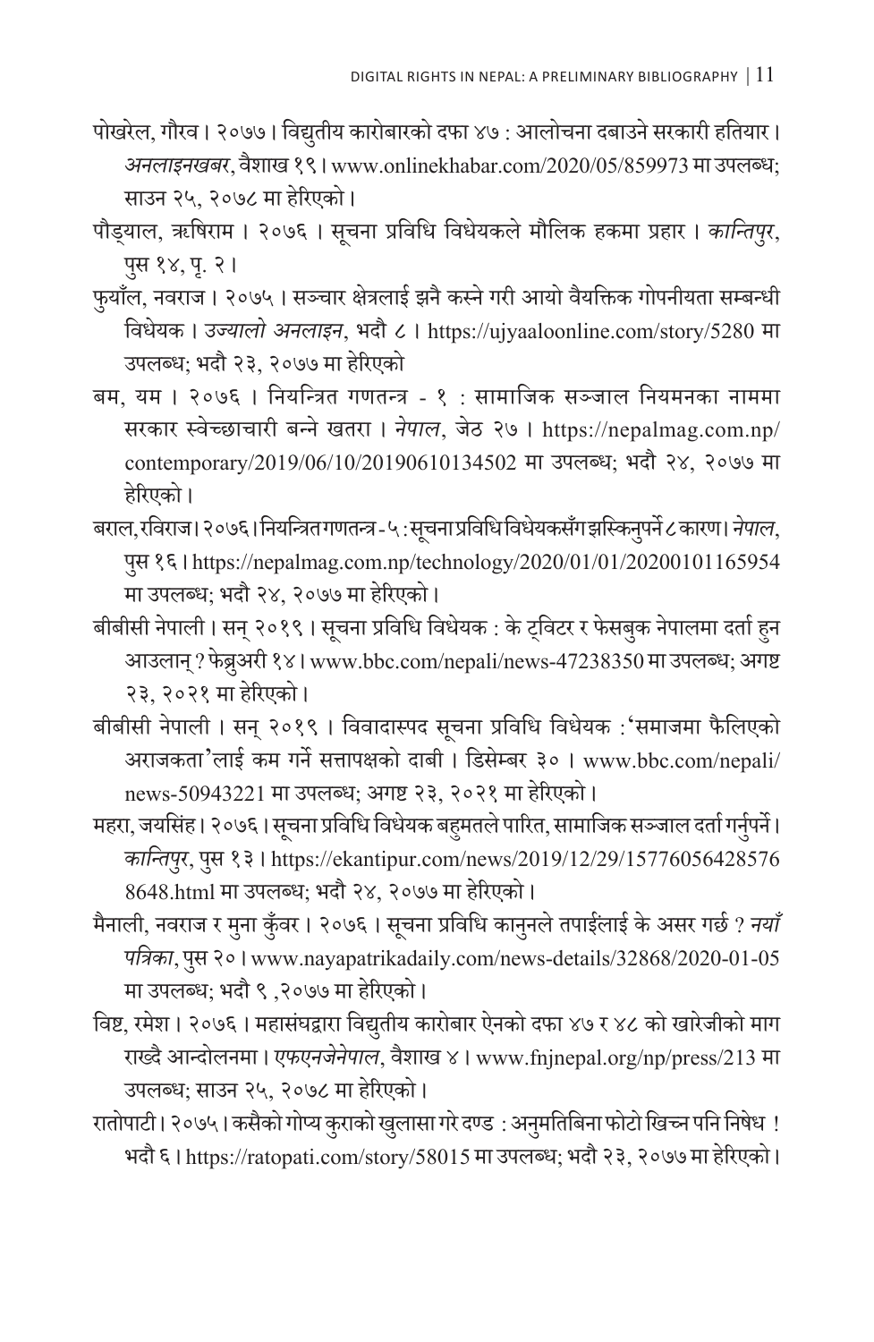पोखरेल, गौरव । २०७७ । विद्युतीय कारोबारको दफा ४७ : आलोचना दबाउने सरकारी हतियार । *अनलाइनखबर*, वैशाख १९ । www.onlinekhabar.com/2020/05/859973 मा उपलब्ध; साउन २५, २०७८ मा हेरिएको ।

पौड्याल, ऋषिराम । २०७६ । सूचना प्रविधि विधेयकले मौलिक हकमा प्रहार । *कान्तिपुर*, पुस १४, पृ. २ ।

फुयाँल, नवराज । २०७५ । सञ्चार क्षेत्रलाई झनै कस्ने गरी आयो वैयक्तिक गोपनीयता सम्बन्धी विधेयक । *उज्यालो अनलाइन*, भदौ ८ । https://ujyaaloonline.com/story/5280 मा उपलब्ध; भदौ २३, २०७७ मा हेरिएको

बम, यम । २०७६ । नियन्त्रित गणतन्त्र - १ : सामाजिक सञ्जाल नियमनका नाममा सरकार स्वेच्छाचारी बन्ने खतरा । *नेपाल*, जेठ २७ । https://nepalmag.com.np/contemporary/2019/06/10/20190610134502 मा उपलब्ध; भदौ २४, २०७७ मा हेरिएको ।

बराल, रविराज । २०७६ । नियन्त्रित गणतन्त्र - ५ : सूचना प्रविधि विधेयकसँग झस्किनुपर्ने ८ कारण । *नेपाल*, पुस १६ । https://nepalmag.com.np/technology/2020/01/01/20200101165954 मा उपलब्ध; भदौ २४, २०७७ मा हेरिएको ।

बीबीसी नेपाली । सन् २०१९ । सूचना प्रविधि विधेयक : के ट्विटर र फेसबुक नेपालमा दर्ता हुन आउलान् ? फेब्रुअरी १४ । www.bbc.com/nepali/news-47238350 मा उपलब्ध; अगष्ट २३, २०२१ मा हेरिएको ।

बीबीसी नेपाली । सन् २०१९ । विवादास्पद सूचना प्रविधि विधेयक :'समाजमा फैलिएको अराजकता'लाई कम गर्ने सत्तापक्षको दाबी । डिसेम्बर ३० । www.bbc.com/nepali/news-50943221 मा उपलब्ध; अगष्ट २३, २०२१ मा हेरिएको ।

महरा, जयसिंह । २०७६ । सूचना प्रविधि विधेयक बहुमतले पारित, सामाजिक सञ्जाल दर्ता गर्नुपर्ने । *कान्तिपुर*, पुस १३ । https://ekantipur.com/news/2019/12/29/157760564285768648.html मा उपलब्ध; भदौ २४, २०७७ मा हेरिएको ।

मैनाली, नवराज र मुना कुँवर । २०७६ । सूचना प्रविधि कानुनले तपाईंलाई के असर गर्छ ? *नयाँ पत्रिका*, पुस २० । www.nayapatrikadaily.com/news-details/32868/2020-01-05 मा उपलब्ध; भदौ ९ ,२०७७ मा हेरिएको ।

विष्ट, रमेश । २०७६ । महासंघद्वारा विद्युतीय कारोबार ऐनको दफा ४७ र ४८ को खारेजीको माग राख्दै आन्दोलनमा । *एफएनजेनेपाल*, वैशाख ४ । www.fnjnepal.org/np/press/213 मा उपलब्ध; साउन २५, २०७८ मा हेरिएको ।

रातोपाटी । २०७५ । कसैको गोप्य कुराको खुलासा गरे दण्ड : अनुमतिबिना फोटो खिच्न पनि निषेध ! भदौ ६ । https://ratopati.com/story/58015 मा उपलब्ध; भदौ २३, २०७७ मा हेरिएको ।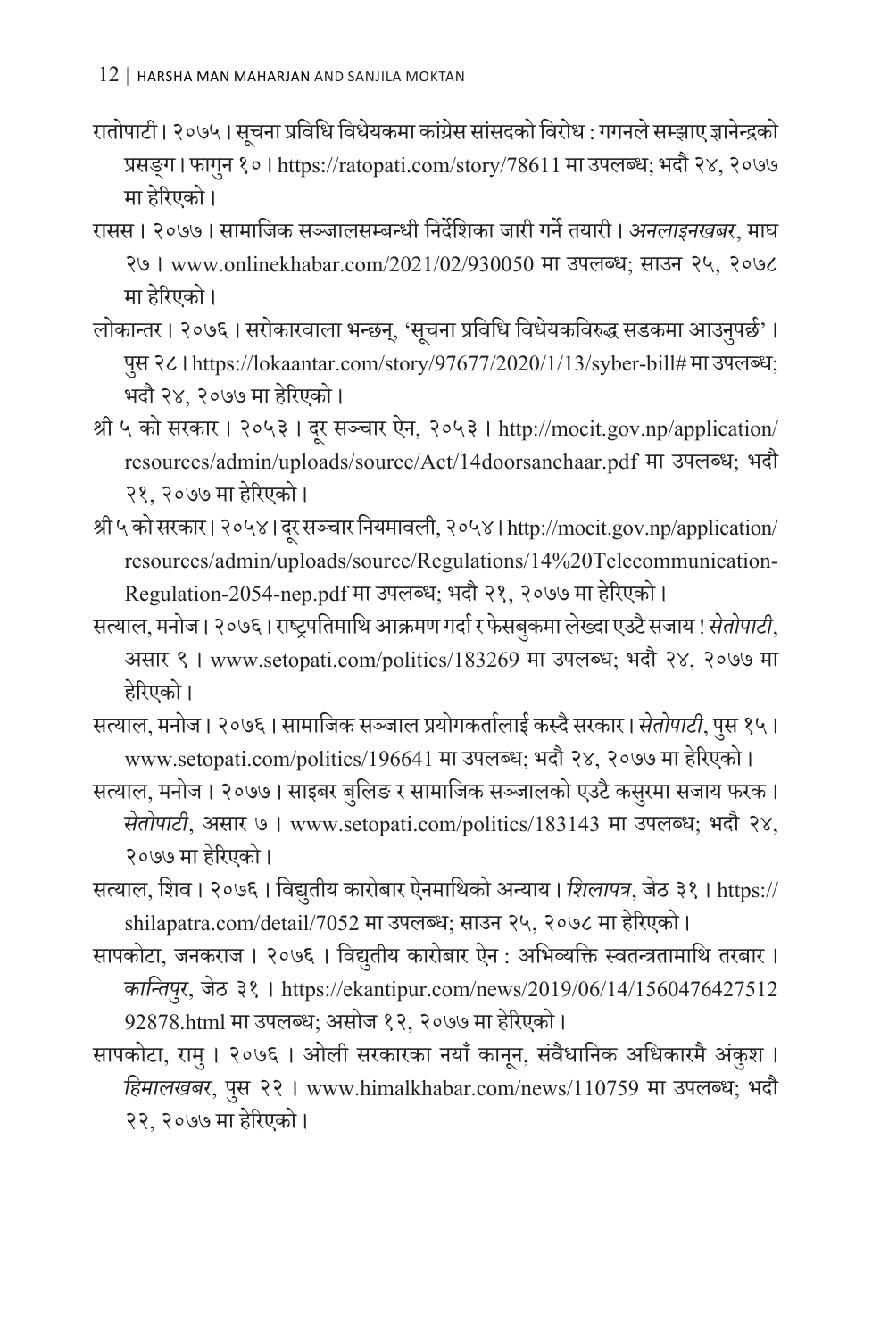रातोपाटी । २०७५ । सूचना प्रविधि विधेयकमा कांग्रेस सांसदको विरोध : गगनले सम्झाए ज्ञानेन्द्रको प्रसङ्ग । फागुन १० । https://ratopati.com/story/78611 मा उपलब्ध; भदौ २४, २०७७ मा हेरिएको ।

रासस । २०७७ । सामाजिक सञ्जालसम्बन्धी निर्देशिका जारी गर्ने तयारी । *अनलाइनखबर*, माघ २७ । www.onlinekhabar.com/2021/02/930050 मा उपलब्ध; साउन २५, २०७८ मा हेरिएको ।

लोकान्तर । २०७६ । सरोकारवाला भन्छन्, 'सूचना प्रविधि विधेयकविरुद्ध सडकमा आउनुपर्छ' । पुस २८ । https://lokaantar.com/story/97677/2020/1/13/syber-bill# मा उपलब्ध; भदौ २४, २०७७ मा हेरिएको ।

श्री ५ को सरकार । २०५३ । दूर सञ्चार ऐन, २०५३ । http://mocit.gov.np/application/resources/admin/uploads/source/Act/14doorsanchaar.pdf मा उपलब्ध; भदौ २१, २०७७ मा हेरिएको ।

श्री ५ को सरकार । २०५४ । दूर सञ्चार नियमावली, २०५४ । http://mocit.gov.np/application/resources/admin/uploads/source/Regulations/14%20Telecommunication-Regulation-2054-nep.pdf मा उपलब्ध; भदौ २१, २०७७ मा हेरिएको ।

सत्याल, मनोज । २०७६ । राष्ट्रपतिमाथि आक्रमण गर्दा र फेसबुकमा लेख्दा एउटै सजाय ! *सेतोपाटी*, असार ९ । www.setopati.com/politics/183269 मा उपलब्ध; भदौ २४, २०७७ मा हेरिएको ।

सत्याल, मनोज । २०७६ । सामाजिक सञ्जाल प्रयोगकर्तालाई कस्दै सरकार । *सेतोपाटी*, पुस १५ । www.setopati.com/politics/196641 मा उपलब्ध; भदौ २४, २०७७ मा हेरिएको ।

सत्याल, मनोज । २०७७ । साइबर बुलिङ र सामाजिक सञ्जालको एउटै कसुरमा सजाय फरक । *सेतोपाटी*, असार ७ । www.setopati.com/politics/183143 मा उपलब्ध; भदौ २४, २०७७ मा हेरिएको ।

सत्याल, शिव । २०७६ । विद्युतीय कारोबार ऐनमाथिको अन्याय । *शिलापत्र*, जेठ ३१ । https://shilapatra.com/detail/7052 मा उपलब्ध; साउन २५, २०७८ मा हेरिएको ।

सापकोटा, जनकराज । २०७६ । विद्युतीय कारोबार ऐन : अभिव्यक्ति स्वतन्त्रतामाथि तरबार । *कान्तिपुर*, जेठ ३१ । https://ekantipur.com/news/2019/06/14/156047642751292878.html मा उपलब्ध; असोज १२, २०७७ मा हेरिएको ।

सापकोटा, रामु । २०७६ । ओली सरकारका नयाँ कानून, संवैधानिक अधिकारमै अंकुश । *हिमालखबर*, पुस २२ । www.himalkhabar.com/news/110759 मा उपलब्ध; भदौ २२, २०७७ मा हेरिएको ।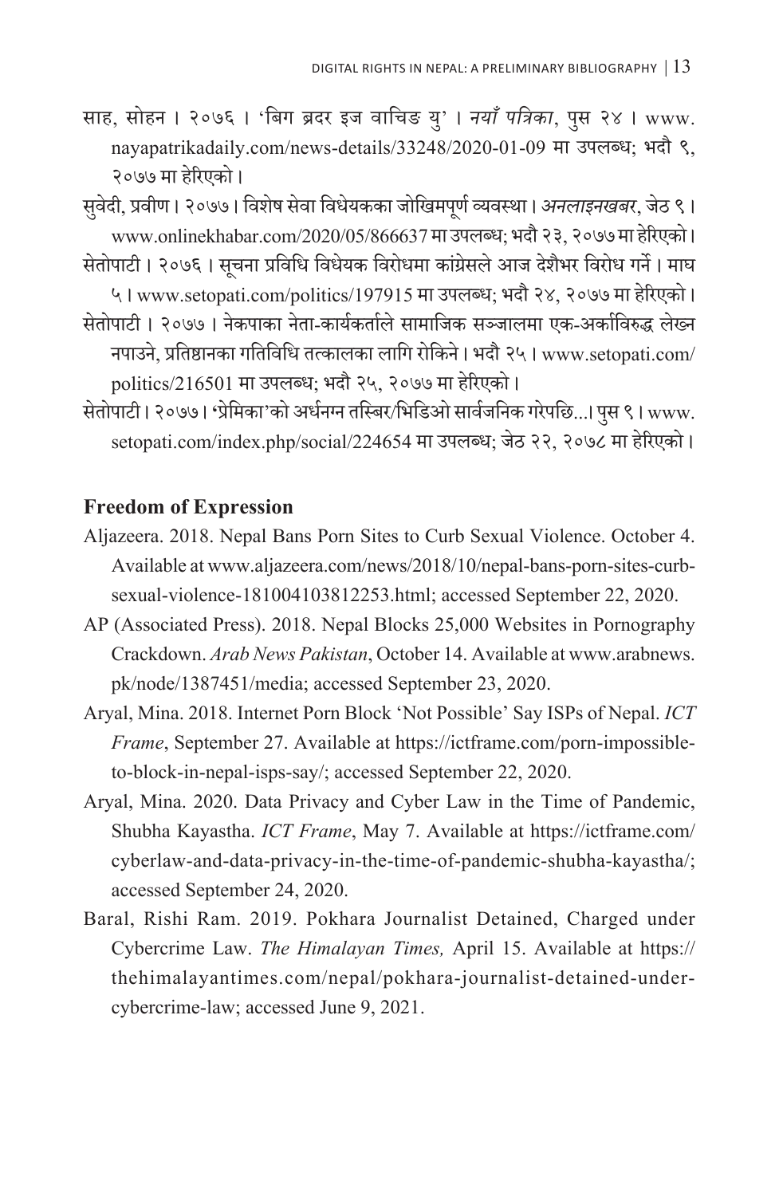साह, सोहन । २०७६ । 'बिग ब्रदर इज वाचिङ यु' । *नयाँ पत्रिका*, पुस २४ । www.nayapatrikadaily.com/news-details/33248/2020-01-09 मा उपलब्ध; भदौ ९, २०७७ मा हेरिएको ।

सुवेदी, प्रवीण । २०७७ । विशेष सेवा विधेयकका जोखिमपूर्ण व्यवस्था । *अनलाइनखबर*, जेठ ९ । www.onlinekhabar.com/2020/05/866637 मा उपलब्ध; भदौ २३, २०७७ मा हेरिएको ।

सेतोपाटी । २०७६ । सूचना प्रविधि विधेयक विरोधमा कांग्रेसले आज देशैभर विरोध गर्ने । माघ ५ । www.setopati.com/politics/197915 मा उपलब्ध; भदौ २४, २०७७ मा हेरिएको ।

सेतोपाटी । २०७७ । नेकपाका नेता-कार्यकर्ताले सामाजिक सञ्जालमा एक-अर्काविरुद्ध लेख्न नपाउने, प्रतिष्ठानका गतिविधि तत्कालका लागि रोकिने । भदौ २५ । www.setopati.com/politics/216501 मा उपलब्ध; भदौ २५, २०७७ मा हेरिएको ।

सेतोपाटी । २०७७ । 'प्रेमिका'को अर्धनग्न तस्बिर/भिडिओ सार्वजनिक गरेपछि...। पुस ९ । www.setopati.com/index.php/social/224654 मा उपलब्ध; जेठ २२, २०७८ मा हेरिएको ।

## Freedom of Expression

Aljazeera. 2018. Nepal Bans Porn Sites to Curb Sexual Violence. October 4. Available at www.aljazeera.com/news/2018/10/nepal-bans-porn-sites-curb-sexual-violence-181004103812253.html; accessed September 22, 2020.

AP (Associated Press). 2018. Nepal Blocks 25,000 Websites in Pornography Crackdown. *Arab News Pakistan*, October 14. Available at www.arabnews.pk/node/1387451/media; accessed September 23, 2020.

Aryal, Mina. 2018. Internet Porn Block 'Not Possible' Say ISPs of Nepal. *ICT Frame*, September 27. Available at https://ictframe.com/porn-impossible-to-block-in-nepal-isps-say/; accessed September 22, 2020.

Aryal, Mina. 2020. Data Privacy and Cyber Law in the Time of Pandemic, Shubha Kayastha. *ICT Frame*, May 7. Available at https://ictframe.com/cyberlaw-and-data-privacy-in-the-time-of-pandemic-shubha-kayastha/; accessed September 24, 2020.

Baral, Rishi Ram. 2019. Pokhara Journalist Detained, Charged under Cybercrime Law. *The Himalayan Times,* April 15. Available at https://thehimalayantimes.com/nepal/pokhara-journalist-detained-under-cybercrime-law; accessed June 9, 2021.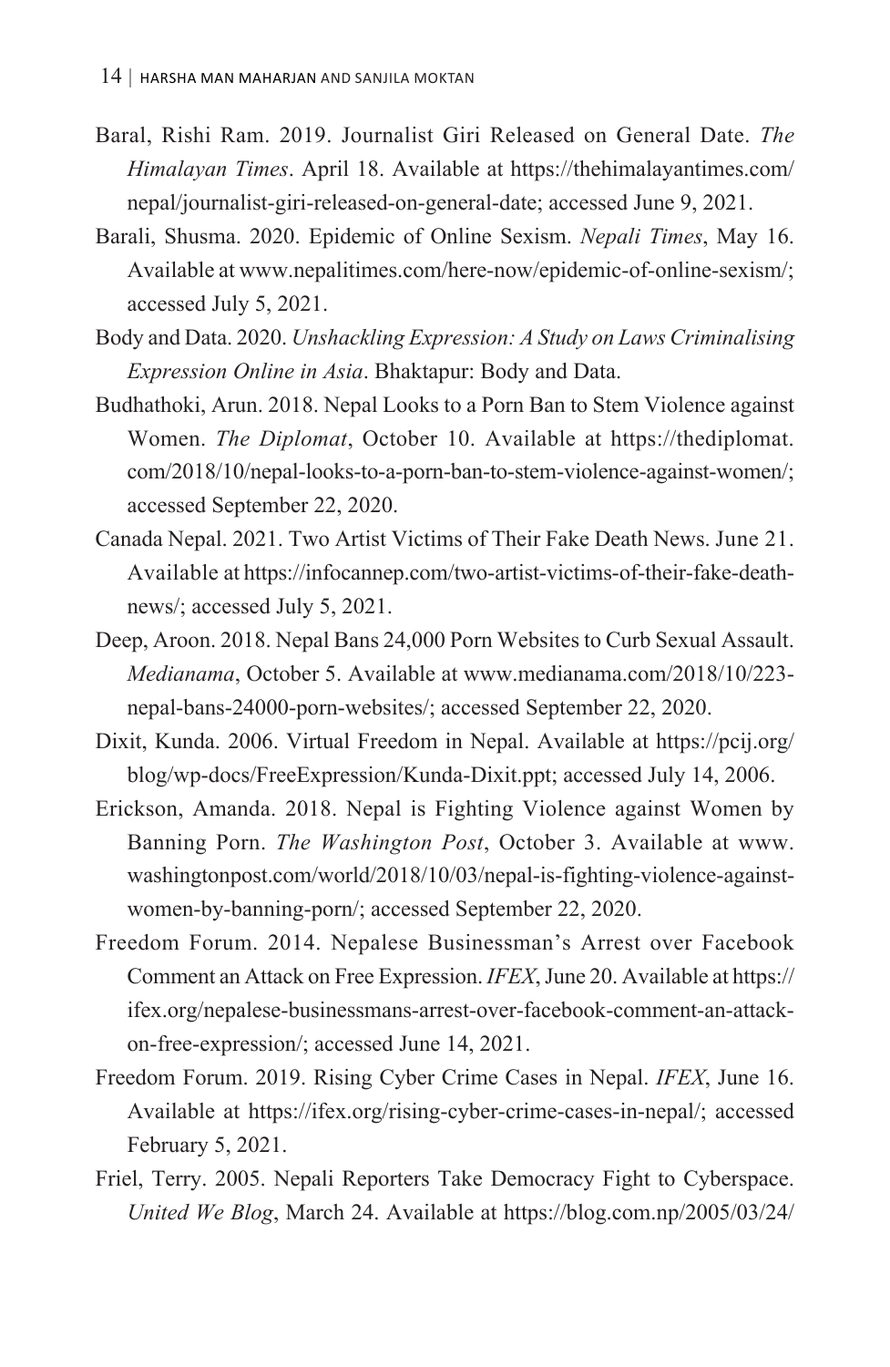Baral, Rishi Ram. 2019. Journalist Giri Released on General Date. *The Himalayan Times*. April 18. Available at https://thehimalayantimes.com/nepal/journalist-giri-released-on-general-date; accessed June 9, 2021.

Barali, Shusma. 2020. Epidemic of Online Sexism. *Nepali Times*, May 16. Available at www.nepalitimes.com/here-now/epidemic-of-online-sexism/; accessed July 5, 2021.

Body and Data. 2020. *Unshackling Expression: A Study on Laws Criminalising Expression Online in Asia*. Bhaktapur: Body and Data.

Budhathoki, Arun. 2018. Nepal Looks to a Porn Ban to Stem Violence against Women. *The Diplomat*, October 10. Available at https://thediplomat.com/2018/10/nepal-looks-to-a-porn-ban-to-stem-violence-against-women/; accessed September 22, 2020.

Canada Nepal. 2021. Two Artist Victims of Their Fake Death News. June 21. Available at https://infocannep.com/two-artist-victims-of-their-fake-death-news/; accessed July 5, 2021.

Deep, Aroon. 2018. Nepal Bans 24,000 Porn Websites to Curb Sexual Assault. *Medianama*, October 5. Available at www.medianama.com/2018/10/223-nepal-bans-24000-porn-websites/; accessed September 22, 2020.

Dixit, Kunda. 2006. Virtual Freedom in Nepal. Available at https://pcij.org/blog/wp-docs/FreeExpression/Kunda-Dixit.ppt; accessed July 14, 2006.

Erickson, Amanda. 2018. Nepal is Fighting Violence against Women by Banning Porn. *The Washington Post*, October 3. Available at www.washingtonpost.com/world/2018/10/03/nepal-is-fighting-violence-against-women-by-banning-porn/; accessed September 22, 2020.

Freedom Forum. 2014. Nepalese Businessman's Arrest over Facebook Comment an Attack on Free Expression. *IFEX*, June 20. Available at https://ifex.org/nepalese-businessmans-arrest-over-facebook-comment-an-attack-on-free-expression/; accessed June 14, 2021.

Freedom Forum. 2019. Rising Cyber Crime Cases in Nepal. *IFEX*, June 16. Available at https://ifex.org/rising-cyber-crime-cases-in-nepal/; accessed February 5, 2021.

Friel, Terry. 2005. Nepali Reporters Take Democracy Fight to Cyberspace. *United We Blog*, March 24. Available at https://blog.com.np/2005/03/24/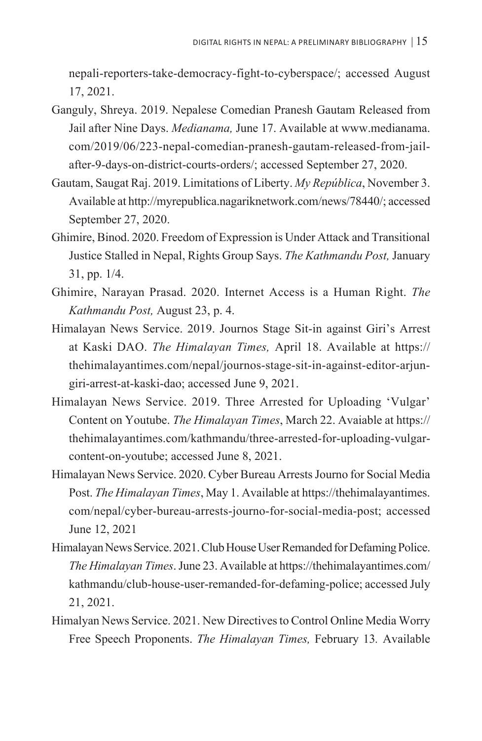nepali-reporters-take-democracy-fight-to-cyberspace/; accessed August 17, 2021.

Ganguly, Shreya. 2019. Nepalese Comedian Pranesh Gautam Released from Jail after Nine Days. *Medianama,* June 17. Available at www.medianama.com/2019/06/223-nepal-comedian-pranesh-gautam-released-from-jail-after-9-days-on-district-courts-orders/; accessed September 27, 2020.

Gautam, Saugat Raj. 2019. Limitations of Liberty. *My República*, November 3. Available at http://myrepublica.nagariknetwork.com/news/78440/; accessed September 27, 2020.

Ghimire, Binod. 2020. Freedom of Expression is Under Attack and Transitional Justice Stalled in Nepal, Rights Group Says. *The Kathmandu Post,* January 31, pp. 1/4.

Ghimire, Narayan Prasad. 2020. Internet Access is a Human Right. *The Kathmandu Post,* August 23, p. 4.

Himalayan News Service. 2019. Journos Stage Sit-in against Giri's Arrest at Kaski DAO. *The Himalayan Times,* April 18. Available at https://thehimalayantimes.com/nepal/journos-stage-sit-in-against-editor-arjun-giri-arrest-at-kaski-dao; accessed June 9, 2021.

Himalayan News Service. 2019. Three Arrested for Uploading 'Vulgar' Content on Youtube. *The Himalayan Times*, March 22. Avaiable at https://thehimalayantimes.com/kathmandu/three-arrested-for-uploading-vulgar-content-on-youtube; accessed June 8, 2021.

Himalayan News Service. 2020. Cyber Bureau Arrests Journo for Social Media Post. *The Himalayan Times*, May 1. Available at https://thehimalayantimes.com/nepal/cyber-bureau-arrests-journo-for-social-media-post; accessed June 12, 2021

Himalayan News Service. 2021. Club House User Remanded for Defaming Police. *The Himalayan Times*. June 23. Available at https://thehimalayantimes.com/kathmandu/club-house-user-remanded-for-defaming-police; accessed July 21, 2021.

Himalyan News Service. 2021. New Directives to Control Online Media Worry Free Speech Proponents. *The Himalayan Times,* February 13. Available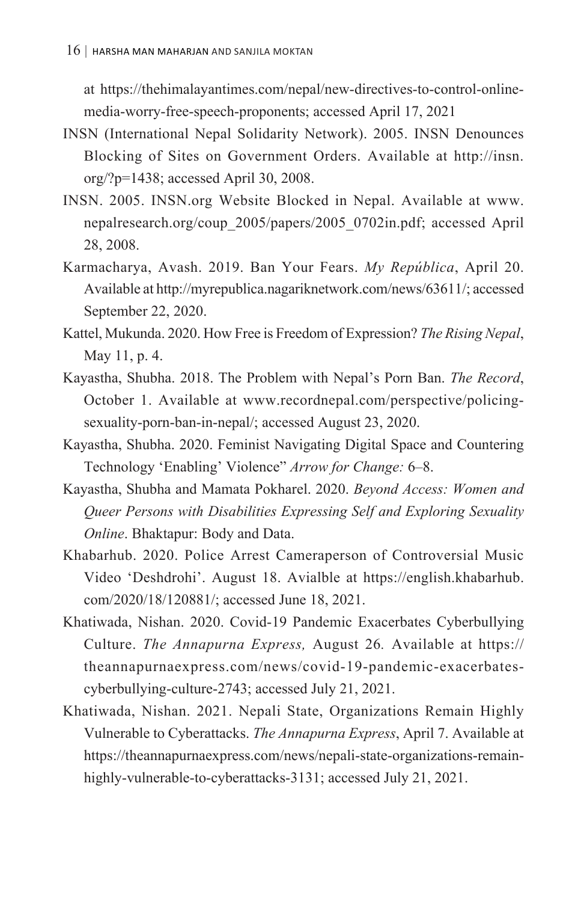at https://thehimalayantimes.com/nepal/new-directives-to-control-online-media-worry-free-speech-proponents; accessed April 17, 2021

INSN (International Nepal Solidarity Network). 2005. INSN Denounces Blocking of Sites on Government Orders. Available at http://insn.org/?p=1438; accessed April 30, 2008.

INSN. 2005. INSN.org Website Blocked in Nepal. Available at www.nepalresearch.org/coup_2005/papers/2005_0702in.pdf; accessed April 28, 2008.

Karmacharya, Avash. 2019. Ban Your Fears. *My República*, April 20. Available at http://myrepublica.nagariknetwork.com/news/63611/; accessed September 22, 2020.

Kattel, Mukunda. 2020. How Free is Freedom of Expression? *The Rising Nepal*, May 11, p. 4.

Kayastha, Shubha. 2018. The Problem with Nepal's Porn Ban. *The Record*, October 1. Available at www.recordnepal.com/perspective/policing-sexuality-porn-ban-in-nepal/; accessed August 23, 2020.

Kayastha, Shubha. 2020. Feminist Navigating Digital Space and Countering Technology 'Enabling' Violence" *Arrow for Change:* 6–8.

Kayastha, Shubha and Mamata Pokharel. 2020. *Beyond Access: Women and Queer Persons with Disabilities Expressing Self and Exploring Sexuality Online*. Bhaktapur: Body and Data.

Khabarhub. 2020. Police Arrest Cameraperson of Controversial Music Video 'Deshdrohi'. August 18. Avialble at https://english.khabarhub.com/2020/18/120881/; accessed June 18, 2021.

Khatiwada, Nishan. 2020. Covid-19 Pandemic Exacerbates Cyberbullying Culture. *The Annapurna Express,* August 26. Available at https://theannapurnaexpress.com/news/covid-19-pandemic-exacerbates-cyberbullying-culture-2743; accessed July 21, 2021.

Khatiwada, Nishan. 2021. Nepali State, Organizations Remain Highly Vulnerable to Cyberattacks. *The Annapurna Express*, April 7. Available at https://theannapurnaexpress.com/news/nepali-state-organizations-remain-highly-vulnerable-to-cyberattacks-3131; accessed July 21, 2021.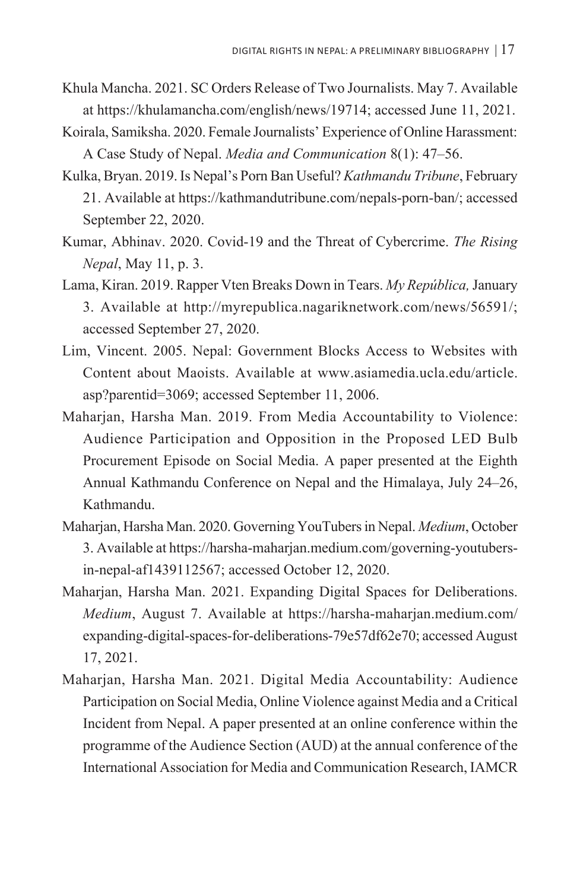Khula Mancha. 2021. SC Orders Release of Two Journalists. May 7. Available at https://khulamancha.com/english/news/19714; accessed June 11, 2021.

Koirala, Samiksha. 2020. Female Journalists' Experience of Online Harassment: A Case Study of Nepal. *Media and Communication* 8(1): 47–56.

Kulka, Bryan. 2019. Is Nepal's Porn Ban Useful? *Kathmandu Tribune*, February 21. Available at https://kathmandutribune.com/nepals-porn-ban/; accessed September 22, 2020.

Kumar, Abhinav. 2020. Covid-19 and the Threat of Cybercrime. *The Rising Nepal*, May 11, p. 3.

Lama, Kiran. 2019. Rapper Vten Breaks Down in Tears. *My República,* January 3. Available at http://myrepublica.nagariknetwork.com/news/56591/; accessed September 27, 2020.

Lim, Vincent. 2005. Nepal: Government Blocks Access to Websites with Content about Maoists. Available at www.asiamedia.ucla.edu/article.asp?parentid=3069; accessed September 11, 2006.

Maharjan, Harsha Man. 2019. From Media Accountability to Violence: Audience Participation and Opposition in the Proposed LED Bulb Procurement Episode on Social Media. A paper presented at the Eighth Annual Kathmandu Conference on Nepal and the Himalaya, July 24–26, Kathmandu.

Maharjan, Harsha Man. 2020. Governing YouTubers in Nepal. *Medium*, October 3. Available at https://harsha-maharjan.medium.com/governing-youtubers-in-nepal-af1439112567; accessed October 12, 2020.

Maharjan, Harsha Man. 2021. Expanding Digital Spaces for Deliberations. *Medium*, August 7. Available at https://harsha-maharjan.medium.com/expanding-digital-spaces-for-deliberations-79e57df62e70; accessed August 17, 2021.

Maharjan, Harsha Man. 2021. Digital Media Accountability: Audience Participation on Social Media, Online Violence against Media and a Critical Incident from Nepal. A paper presented at an online conference within the programme of the Audience Section (AUD) at the annual conference of the International Association for Media and Communication Research, IAMCR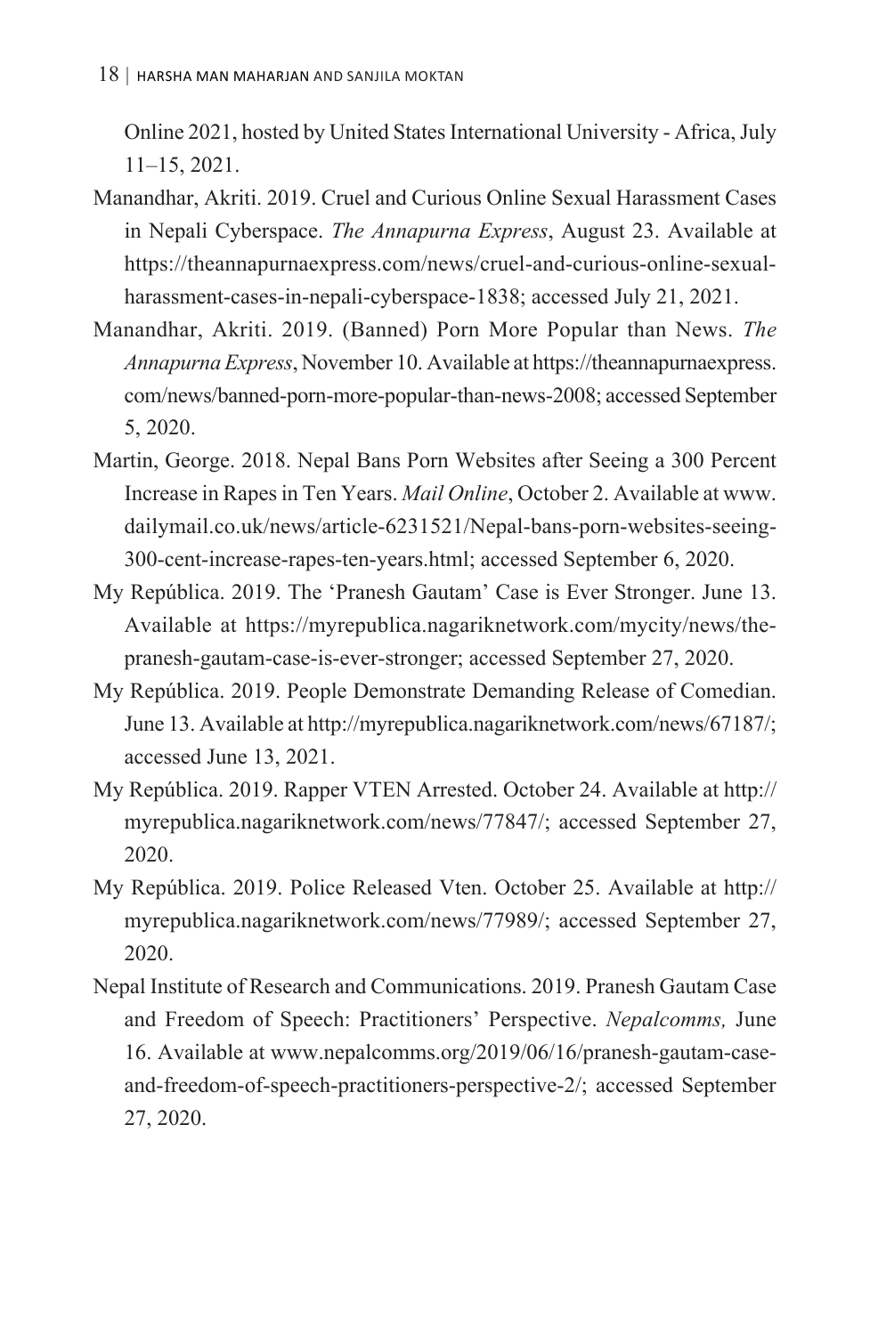Online 2021, hosted by United States International University - Africa, July 11–15, 2021.

Manandhar, Akriti. 2019. Cruel and Curious Online Sexual Harassment Cases in Nepali Cyberspace. *The Annapurna Express*, August 23. Available at https://theannapurnaexpress.com/news/cruel-and-curious-online-sexual-harassment-cases-in-nepali-cyberspace-1838; accessed July 21, 2021.

Manandhar, Akriti. 2019. (Banned) Porn More Popular than News. *The Annapurna Express*, November 10. Available at https://theannapurnaexpress.com/news/banned-porn-more-popular-than-news-2008; accessed September 5, 2020.

Martin, George. 2018. Nepal Bans Porn Websites after Seeing a 300 Percent Increase in Rapes in Ten Years. *Mail Online*, October 2. Available at www.dailymail.co.uk/news/article-6231521/Nepal-bans-porn-websites-seeing-300-cent-increase-rapes-ten-years.html; accessed September 6, 2020.

My República. 2019. The 'Pranesh Gautam' Case is Ever Stronger. June 13. Available at https://myrepublica.nagariknetwork.com/mycity/news/the-pranesh-gautam-case-is-ever-stronger; accessed September 27, 2020.

My República. 2019. People Demonstrate Demanding Release of Comedian. June 13. Available at http://myrepublica.nagariknetwork.com/news/67187/; accessed June 13, 2021.

My República. 2019. Rapper VTEN Arrested. October 24. Available at http://myrepublica.nagariknetwork.com/news/77847/; accessed September 27, 2020.

My República. 2019. Police Released Vten. October 25. Available at http://myrepublica.nagariknetwork.com/news/77989/; accessed September 27, 2020.

Nepal Institute of Research and Communications. 2019. Pranesh Gautam Case and Freedom of Speech: Practitioners' Perspective. *Nepalcomms,* June 16. Available at www.nepalcomms.org/2019/06/16/pranesh-gautam-case-and-freedom-of-speech-practitioners-perspective-2/; accessed September 27, 2020.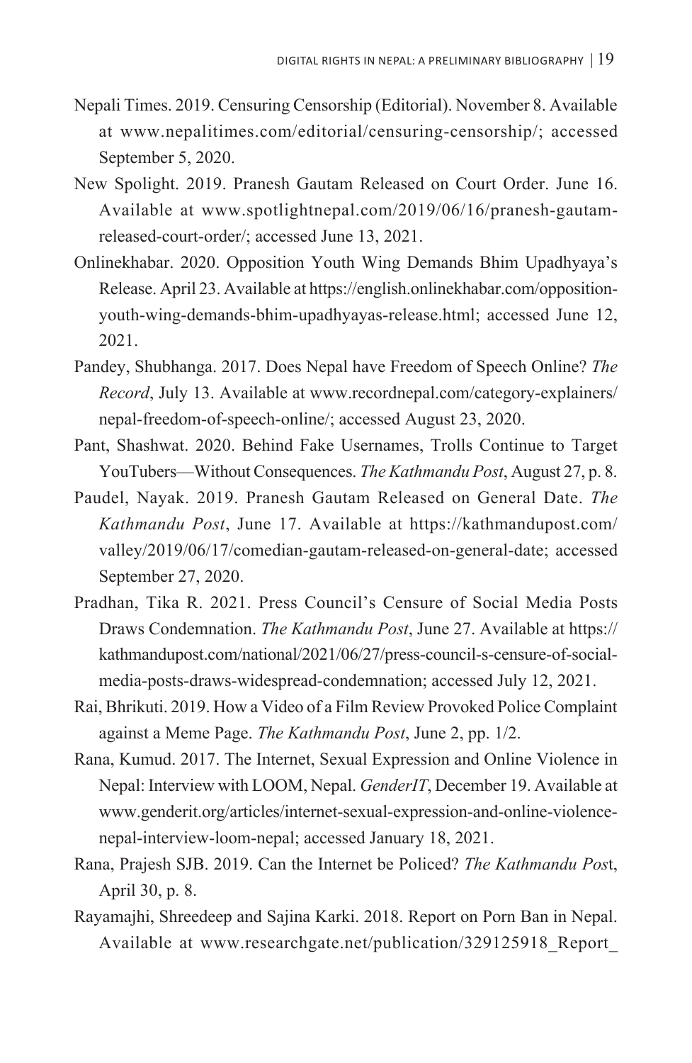Nepali Times. 2019. Censuring Censorship (Editorial). November 8. Available at www.nepalitimes.com/editorial/censuring-censorship/; accessed September 5, 2020.

New Spolight. 2019. Pranesh Gautam Released on Court Order. June 16. Available at www.spotlightnepal.com/2019/06/16/pranesh-gautam-released-court-order/; accessed June 13, 2021.

Onlinekhabar. 2020. Opposition Youth Wing Demands Bhim Upadhyaya's Release. April 23. Available at https://english.onlinekhabar.com/opposition-youth-wing-demands-bhim-upadhyayas-release.html; accessed June 12, 2021.

Pandey, Shubhanga. 2017. Does Nepal have Freedom of Speech Online? *The Record*, July 13. Available at www.recordnepal.com/category-explainers/nepal-freedom-of-speech-online/; accessed August 23, 2020.

Pant, Shashwat. 2020. Behind Fake Usernames, Trolls Continue to Target YouTubers—Without Consequences. *The Kathmandu Post*, August 27, p. 8.

Paudel, Nayak. 2019. Pranesh Gautam Released on General Date. *The Kathmandu Post*, June 17. Available at https://kathmandupost.com/valley/2019/06/17/comedian-gautam-released-on-general-date; accessed September 27, 2020.

Pradhan, Tika R. 2021. Press Council's Censure of Social Media Posts Draws Condemnation. *The Kathmandu Post*, June 27. Available at https://kathmandupost.com/national/2021/06/27/press-council-s-censure-of-social-media-posts-draws-widespread-condemnation; accessed July 12, 2021.

Rai, Bhrikuti. 2019. How a Video of a Film Review Provoked Police Complaint against a Meme Page. *The Kathmandu Post*, June 2, pp. 1/2.

Rana, Kumud. 2017. The Internet, Sexual Expression and Online Violence in Nepal: Interview with LOOM, Nepal. *GenderIT*, December 19. Available at www.genderit.org/articles/internet-sexual-expression-and-online-violence-nepal-interview-loom-nepal; accessed January 18, 2021.

Rana, Prajesh SJB. 2019. Can the Internet be Policed? *The Kathmandu Pos*t, April 30, p. 8.

Rayamajhi, Shreedeep and Sajina Karki. 2018. Report on Porn Ban in Nepal. Available at www.researchgate.net/publication/329125918_Report_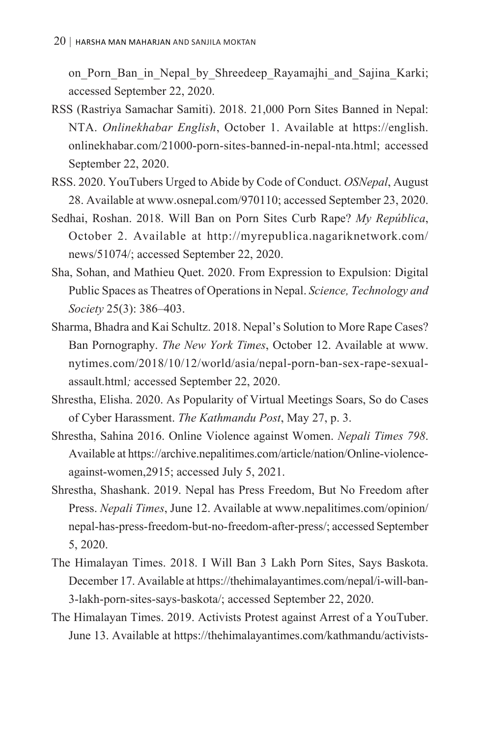on_Porn_Ban_in_Nepal_by_Shreedeep_Rayamajhi_and_Sajina_Karki; accessed September 22, 2020.

RSS (Rastriya Samachar Samiti). 2018. 21,000 Porn Sites Banned in Nepal: NTA. *Onlinekhabar English*, October 1. Available at https://english.onlinekhabar.com/21000-porn-sites-banned-in-nepal-nta.html; accessed September 22, 2020.

RSS. 2020. YouTubers Urged to Abide by Code of Conduct. *OSNepal*, August 28. Available at www.osnepal.com/970110; accessed September 23, 2020.

Sedhai, Roshan. 2018. Will Ban on Porn Sites Curb Rape? *My República*, October 2. Available at http://myrepublica.nagariknetwork.com/news/51074/; accessed September 22, 2020.

Sha, Sohan, and Mathieu Quet. 2020. From Expression to Expulsion: Digital Public Spaces as Theatres of Operations in Nepal. *Science, Technology and Society* 25(3): 386–403.

Sharma, Bhadra and Kai Schultz. 2018. Nepal's Solution to More Rape Cases? Ban Pornography. *The New York Times*, October 12. Available at www.nytimes.com/2018/10/12/world/asia/nepal-porn-ban-sex-rape-sexual-assault.html; accessed September 22, 2020.

Shrestha, Elisha. 2020. As Popularity of Virtual Meetings Soars, So do Cases of Cyber Harassment. *The Kathmandu Post*, May 27, p. 3.

Shrestha, Sahina 2016. Online Violence against Women. *Nepali Times 798*. Available at https://archive.nepalitimes.com/article/nation/Online-violence-against-women,2915; accessed July 5, 2021.

Shrestha, Shashank. 2019. Nepal has Press Freedom, But No Freedom after Press. *Nepali Times*, June 12. Available at www.nepalitimes.com/opinion/nepal-has-press-freedom-but-no-freedom-after-press/; accessed September 5, 2020.

The Himalayan Times. 2018. I Will Ban 3 Lakh Porn Sites, Says Baskota. December 17. Available at https://thehimalayantimes.com/nepal/i-will-ban-3-lakh-porn-sites-says-baskota/; accessed September 22, 2020.

The Himalayan Times. 2019. Activists Protest against Arrest of a YouTuber. June 13. Available at https://thehimalayantimes.com/kathmandu/activists-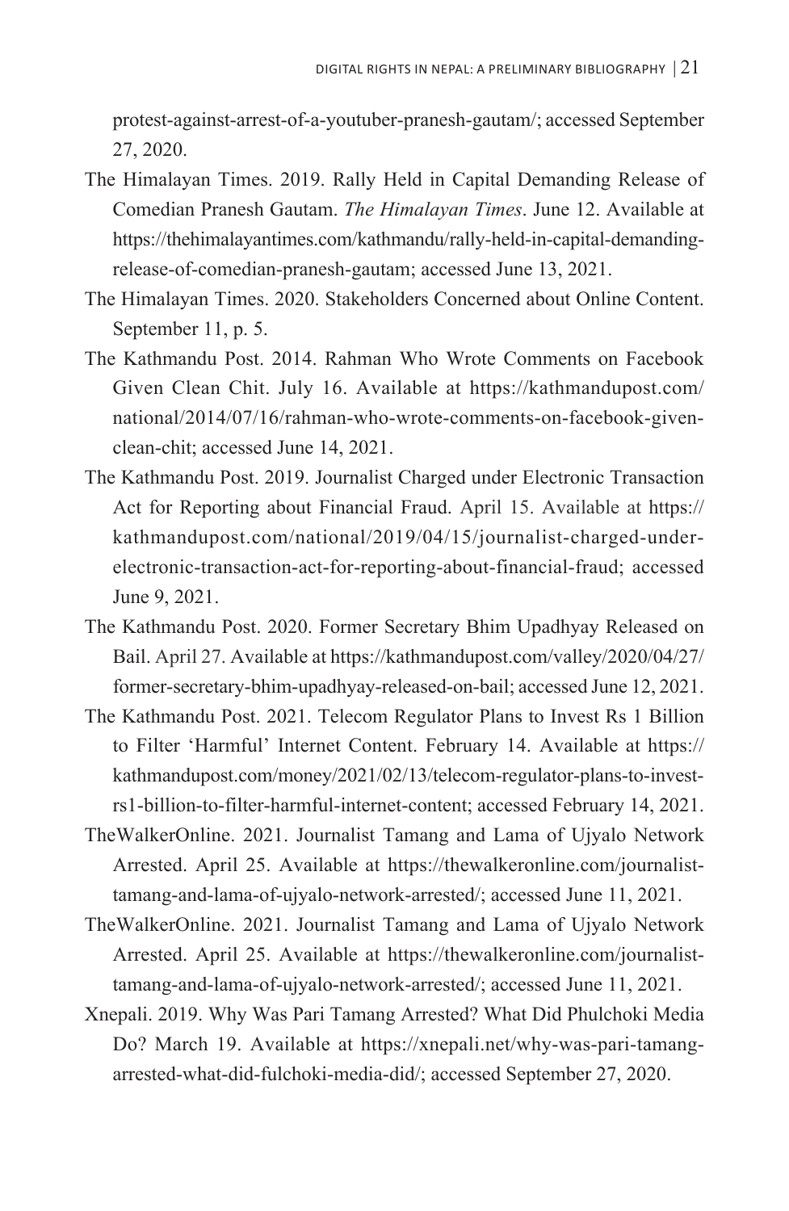protest-against-arrest-of-a-youtuber-pranesh-gautam/; accessed September 27, 2020.

The Himalayan Times. 2019. Rally Held in Capital Demanding Release of Comedian Pranesh Gautam. *The Himalayan Times*. June 12. Available at https://thehimalayantimes.com/kathmandu/rally-held-in-capital-demanding-release-of-comedian-pranesh-gautam; accessed June 13, 2021.

The Himalayan Times. 2020. Stakeholders Concerned about Online Content. September 11, p. 5.

The Kathmandu Post. 2014. Rahman Who Wrote Comments on Facebook Given Clean Chit. July 16. Available at https://kathmandupost.com/national/2014/07/16/rahman-who-wrote-comments-on-facebook-given-clean-chit; accessed June 14, 2021.

The Kathmandu Post. 2019. Journalist Charged under Electronic Transaction Act for Reporting about Financial Fraud. April 15. Available at https://kathmandupost.com/national/2019/04/15/journalist-charged-under-electronic-transaction-act-for-reporting-about-financial-fraud; accessed June 9, 2021.

The Kathmandu Post. 2020. Former Secretary Bhim Upadhyay Released on Bail. April 27. Available at https://kathmandupost.com/valley/2020/04/27/former-secretary-bhim-upadhyay-released-on-bail; accessed June 12, 2021.

The Kathmandu Post. 2021. Telecom Regulator Plans to Invest Rs 1 Billion to Filter 'Harmful' Internet Content. February 14. Available at https://kathmandupost.com/money/2021/02/13/telecom-regulator-plans-to-invest-rs1-billion-to-filter-harmful-internet-content; accessed February 14, 2021.

TheWalkerOnline. 2021. Journalist Tamang and Lama of Ujyalo Network Arrested. April 25. Available at https://thewalkeronline.com/journalist-tamang-and-lama-of-ujyalo-network-arrested/; accessed June 11, 2021.

TheWalkerOnline. 2021. Journalist Tamang and Lama of Ujyalo Network Arrested. April 25. Available at https://thewalkeronline.com/journalist-tamang-and-lama-of-ujyalo-network-arrested/; accessed June 11, 2021.

Xnepali. 2019. Why Was Pari Tamang Arrested? What Did Phulchoki Media Do? March 19. Available at https://xnepali.net/why-was-pari-tamang-arrested-what-did-fulchoki-media-did/; accessed September 27, 2020.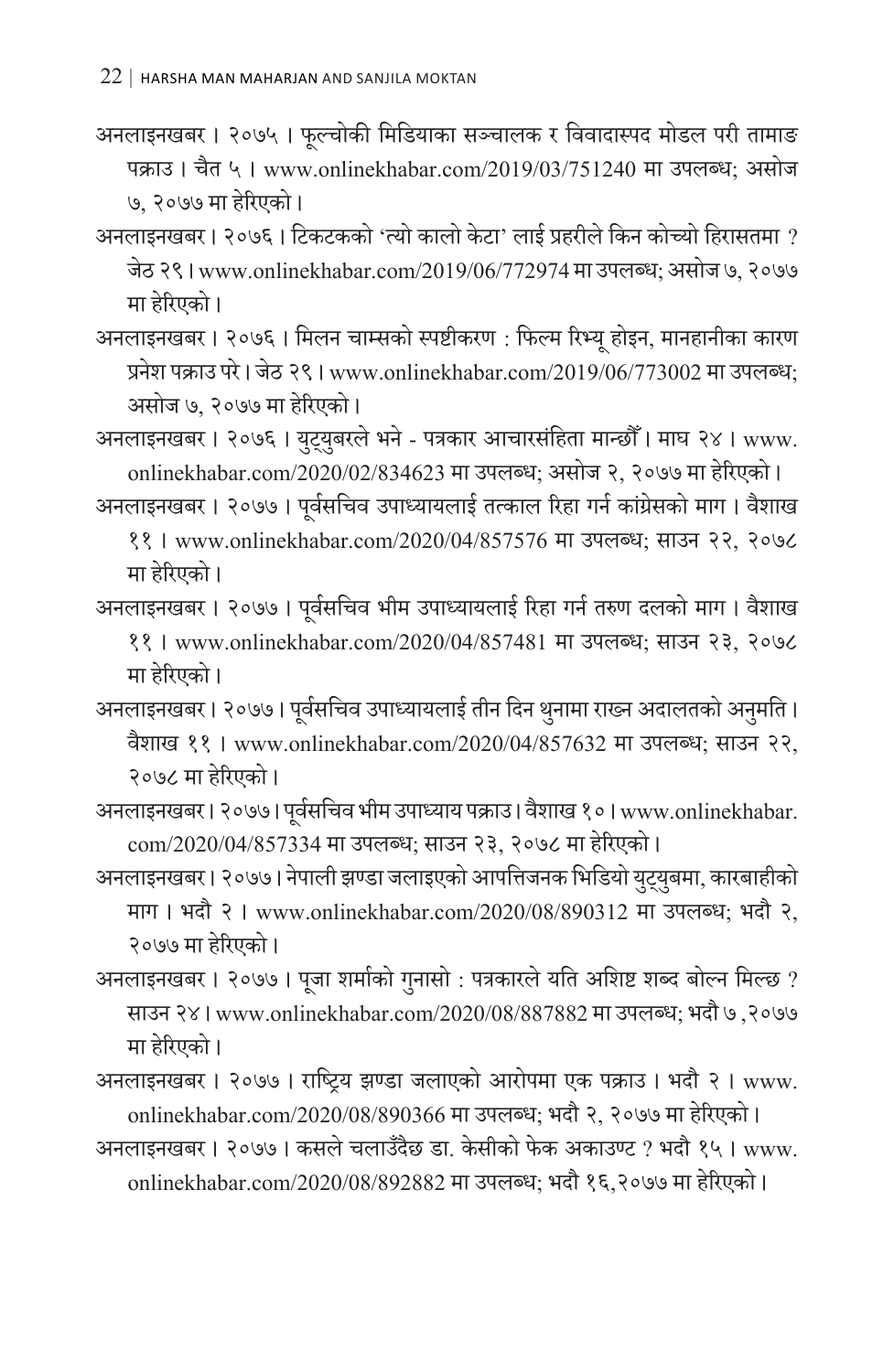अनलाइनखबर । २०७५ । फूल्चोकी मिडियाका सञ्चालक र विवादास्पद मोडल परी तामाङ पक्राउ । चैत ५ । www.onlinekhabar.com/2019/03/751240 मा उपलब्ध; असोज ७, २०७७ मा हेरिएको ।

अनलाइनखबर । २०७६ । टिकटकको 'त्यो कालो केटा' लाई प्रहरीले किन कोच्च्यो हिरासतमा ? जेठ २९ । www.onlinekhabar.com/2019/06/772974 मा उपलब्ध; असोज ७, २०७७ मा हेरिएको ।

अनलाइनखबर । २०७६ । मिलन चाम्सको स्पष्टीकरण : फिल्म रिभ्यू होइन, मानहानीका कारण प्रनेश पक्राउ परे । जेठ २९ । www.onlinekhabar.com/2019/06/773002 मा उपलब्ध; असोज ७, २०७७ मा हेरिएको ।

अनलाइनखबर । २०७६ । युट्युबरले भने - पत्रकार आचारसंहिता मान्छौँ । माघ २४ । www.onlinekhabar.com/2020/02/834623 मा उपलब्ध; असोज २, २०७७ मा हेरिएको ।

अनलाइनखबर । २०७७ । पूर्वसचिव उपाध्यायलाई तत्काल रिहा गर्न कांग्रेसको माग । वैशाख ११ । www.onlinekhabar.com/2020/04/857576 मा उपलब्ध; साउन २२, २०७८ मा हेरिएको ।

अनलाइनखबर । २०७७ । पूर्वसचिव भीम उपाध्यायलाई रिहा गर्न तरुण दलको माग । वैशाख ११ । www.onlinekhabar.com/2020/04/857481 मा उपलब्ध; साउन २३, २०७८ मा हेरिएको ।

अनलाइनखबर । २०७७ । पूर्वसचिव उपाध्यायलाई तीन दिन थुनामा राख्न अदालतको अनुमति । वैशाख ११ । www.onlinekhabar.com/2020/04/857632 मा उपलब्ध; साउन २२, २०७८ मा हेरिएको ।

अनलाइनखबर । २०७७ । पूर्वसचिव भीम उपाध्याय पक्राउ । वैशाख १० । www.onlinekhabar.com/2020/04/857334 मा उपलब्ध; साउन २३, २०७८ मा हेरिएको ।

अनलाइनखबर । २०७७ । नेपाली झण्डा जलाइएको आपत्तिजनक भिडियो युट्युबमा, कारबाहीको माग । भदौ २ । www.onlinekhabar.com/2020/08/890312 मा उपलब्ध; भदौ २, २०७७ मा हेरिएको ।

अनलाइनखबर । २०७७ । पूजा शर्माको गुनासो : पत्रकारले यति अशिष्ट शब्द बोल्न मिल्छ ? साउन २४ । www.onlinekhabar.com/2020/08/887882 मा उपलब्ध; भदौ ७ ,२०७७ मा हेरिएको ।

अनलाइनखबर । २०७७ । राष्ट्रिय झण्डा जलाएको आरोपमा एक पक्राउ । भदौ २ । www.onlinekhabar.com/2020/08/890366 मा उपलब्ध; भदौ २, २०७७ मा हेरिएको ।

अनलाइनखबर । २०७७ । कसले चलाउँदैछ डा. केसीको फेक अकाउण्ट ? भदौ १५ । www.onlinekhabar.com/2020/08/892882 मा उपलब्ध; भदौ १६,२०७७ मा हेरिएको ।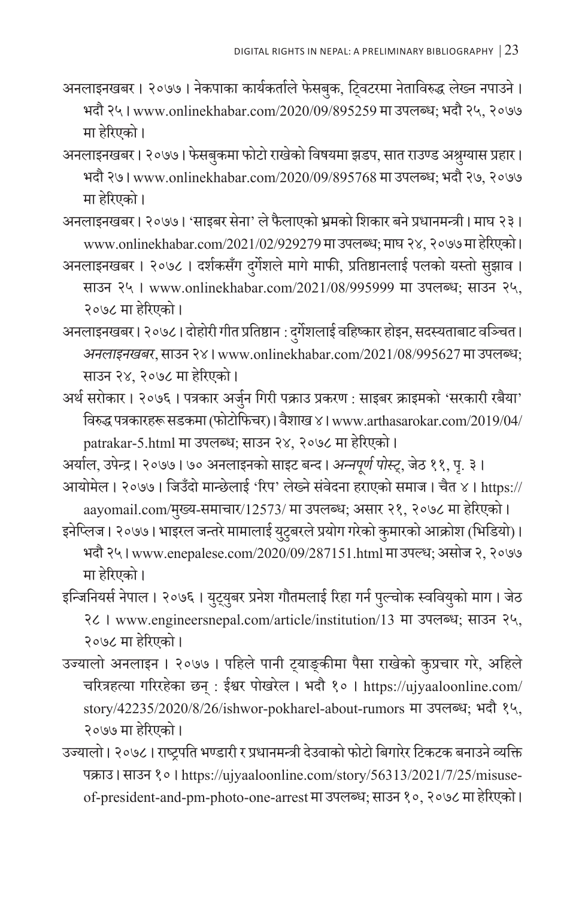अनलाइनखबर । २०७७ । नेकपाका कार्यकर्ताले फेसबुक, ट्विटरमा नेताविरुद्ध लेख्न नपाउने । भदौ २५ । www.onlinekhabar.com/2020/09/895259 मा उपलब्ध; भदौ २५, २०७७ मा हेरिएको ।

अनलाइनखबर । २०७७ । फेसबुकमा फोटो राखेको विषयमा झडप, सात राउण्ड अश्रुग्यास प्रहार । भदौ २७ । www.onlinekhabar.com/2020/09/895768 मा उपलब्ध; भदौ २७, २०७७ मा हेरिएको ।

अनलाइनखबर । २०७७ । 'साइबर सेना' ले फैलाएको भ्रमको शिकार बने प्रधानमन्त्री । माघ २३ । www.onlinekhabar.com/2021/02/929279 मा उपलब्ध; माघ २४, २०७७ मा हेरिएको ।

अनलाइनखबर । २०७८ । दर्शकसँग दुर्गेशले मागे माफी, प्रतिष्ठानलाई पलको यस्तो सुझाव । साउन २५ । www.onlinekhabar.com/2021/08/995999 मा उपलब्ध; साउन २५, २०७८ मा हेरिएको ।

अनलाइनखबर । २०७८ । दोहोरी गीत प्रतिष्ठान : दुर्गेशलाई वहिष्कार होइन, सदस्यताबाट वञ्चित । *अनलाइनखबर*, साउन २४ । www.onlinekhabar.com/2021/08/995627 मा उपलब्ध; साउन २४, २०७८ मा हेरिएको ।

अर्थ सरोकार । २०७६ । पत्रकार अर्जुन गिरी पक्राउ प्रकरण : साइबर क्राइमको 'सरकारी रबैया' विरुद्ध पत्रकारहरू सडकमा (फोटोफिचर) । वैशाख ४ । www.arthasarokar.com/2019/04/patrakar-5.html मा उपलब्ध; साउन २४, २०७८ मा हेरिएको ।

अर्याल, उपेन्द्र । २०७७ । ७० अनलाइनको साइट बन्द । *अन्नपूर्ण पोस्ट्*, जेठ ११, पृ. ३ ।

आयोमेल । २०७७ । जिउँदो मान्छेलाई 'रिप' लेख्ने संवेदना हराएको समाज । चैत ४ । https://aayomail.com/मुख्य-समाचार/12573/ मा उपलब्ध; असार २१, २०७८ मा हेरिएको ।

इनेप्लिज । २०७७ । भाइरल जन्तरे मामालाई युटुबरले प्रयोग गरेको कुमारको आक्रोश (भिडियो) । भदौ २५ । www.enepalese.com/2020/09/287151.html मा उपल्ध; असोज २, २०७७ मा हेरिएको ।

इन्जिनियर्स नेपाल । २०७६ । युट्युबर प्रनेश गौतमलाई रिहा गर्न पुल्चोक स्ववियुको माग । जेठ २८ । www.engineersnepal.com/article/institution/13 मा उपलब्ध; साउन २५, २०७८ मा हेरिएको ।

उज्यालो अनलाइन । २०७७ । पहिले पानी ट्याङ्कीमा पैसा राखेको कुप्रचार गरे, अहिले चरित्रहत्या गरिरहेका छन् : ईश्वर पोखरेल । भदौ १० । https://ujyaaloonline.com/story/42235/2020/8/26/ishwor-pokharel-about-rumors मा उपलब्ध; भदौ १५, २०७७ मा हेरिएको ।

उज्यालो । २०७८ । राष्ट्रपति भण्डारी र प्रधानमन्त्री देउवाको फोटो बिगारेर टिकटक बनाउने व्यक्ति पक्राउ । साउन १० । https://ujyaaloonline.com/story/56313/2021/7/25/misuse-of-president-and-pm-photo-one-arrest मा उपलब्ध; साउन १०, २०७८ मा हेरिएको ।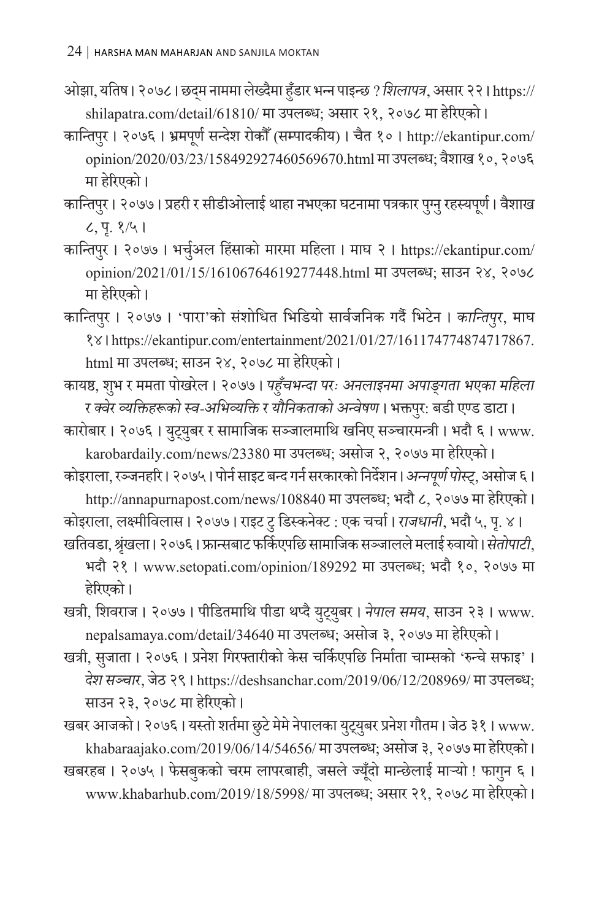ओझा, यतिष। २०७८। छद्म नाममा लेख्दैमा हुँडार भन्न पाइन्छ ? *शिलापत्र*, असार २२। https://shilapatra.com/detail/61810/ मा उपलब्ध; असार २१, २०७८ मा हेरिएको।

कान्तिपुर। २०७६। भ्रमपूर्ण सन्देश रोकौँ (सम्पादकीय)। चैत १०। http://ekantipur.com/opinion/2020/03/23/158492927460569670.html मा उपलब्ध; वैशाख १०, २०७६ मा हेरिएको।

कान्तिपुर। २०७७। प्रहरी र सीडीओलाई थाहा नभएका घटनामा पत्रकार पुग्नु रहस्यपूर्ण। वैशाख ८, पृ. १/५।

कान्तिपुर। २०७७। भर्चुअल हिंसाको मारमा महिला। माघ २। https://ekantipur.com/opinion/2021/01/15/16106764619277448.html मा उपलब्ध; साउन २४, २०७८ मा हेरिएको।

कान्तिपुर। २०७७। 'पारा'को संशोधित भिडियो सार्वजनिक गर्दै भिटेन। *कान्तिपुर*, माघ १४। https://ekantipur.com/entertainment/2021/01/27/161174774874717867.html मा उपलब्ध; साउन २४, २०७८ मा हेरिएको।

कायष्ठ, शुभ र ममता पोखरेल। २०७७। *पहुँचभन्दा परः अनलाइनमा अपाङ्गता भएका महिला र क्वेर व्यक्तिहरूको स्व-अभिव्यक्ति र यौनिकताको अन्वेषण*। भक्तपुर: बडी एण्ड डाटा।

कारोबार। २०७६। युट्युबर र सामाजिक सञ्जालमाथि खनिए सञ्चारमन्त्री। भदौ ६। www.karobardaily.com/news/23380 मा उपलब्ध; असोज २, २०७७ मा हेरिएको।

कोइराला, रञ्जनहरि। २०७५। पोर्न साइट बन्द गर्न सरकारको निर्देशन। *अन्नपूर्ण पोस्ट्*, असोज ६। http://annapurnapost.com/news/108840 मा उपलब्ध; भदौ ८, २०७७ मा हेरिएको।

कोइराला, लक्ष्मीविलास। २०७७। राइट टु डिस्कनेक्ट : एक चर्चा। *राजधानी*, भदौ ५, पृ. ४।

खतिवडा, श्रृंखला। २०७६। फ्रान्सबाट फर्किएपछि सामाजिक सञ्जालले मलाई रुवायो। *सेतोपाटी*, भदौ २१। www.setopati.com/opinion/189292 मा उपलब्ध; भदौ १०, २०७७ मा हेरिएको।

खत्री, शिवराज। २०७७। पीडितमाथि पीडा थप्दै युट्युबर। *नेपाल समय*, साउन २३। www.nepalsamaya.com/detail/34640 मा उपलब्ध; असोज ३, २०७७ मा हेरिएको।

खत्री, सुजाता। २०७६। प्रनेश गिरफ्तारीको केस चर्किएपछि निर्माता चाम्सको 'रुन्चे सफाइ'। *देश सञ्चार*, जेठ २९। https://deshsanchar.com/2019/06/12/208969/ मा उपलब्ध; साउन २३, २०७८ मा हेरिएको।

खबर आजको। २०७६। यस्तो शर्तमा छुटे मेमे नेपालका युट्युबर प्रनेश गौतम। जेठ ३१। www.khabaraajako.com/2019/06/14/54656/ मा उपलब्ध; असोज ३, २०७७ मा हेरिएको।

खबरहब। २०७५। फेसबुकको चरम लापरबाही, जसले ज्यूँदो मान्छेलाई मार्‍यो ! फागुन ६। www.khabarhub.com/2019/18/5998/ मा उपलब्ध; असार २१, २०७८ मा हेरिएको।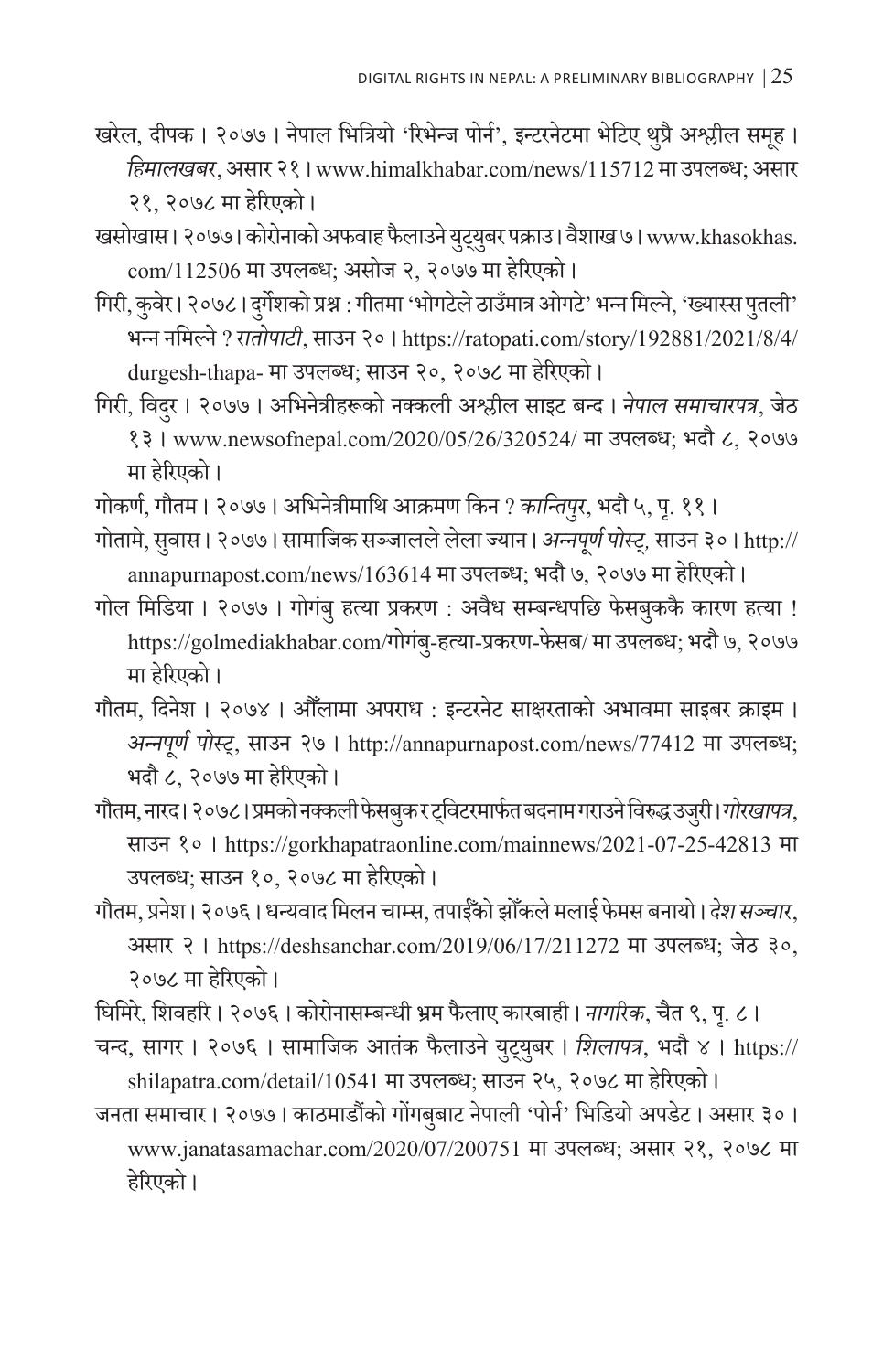खरेल, दीपक । २०७७ । नेपाल भित्रियो 'रिभेन्ज पोर्न', इन्टरनेटमा भेटिए थुप्रै अश्लील समूह । *हिमालखबर*, असार २१ । www.himalkhabar.com/news/115712 मा उपलब्ध; असार २१, २०७८ मा हेरिएको ।

खसोखास । २०७७ । कोरोनाको अफवाह फैलाउने युट्युबर पक्राउ । वैशाख ७ । www.khasokhas.com/112506 मा उपलब्ध; असोज २, २०७७ मा हेरिएको ।

गिरी, कुवेर । २०७८ । दुर्गेशको प्रश्न : गीतमा 'भोगटेले ठाउँमात्र ओगटे' भन्न मिल्ने, 'ख्यास्स पुतली' भन्न नमिल्ने ? *रातोपाटी*, साउन २० । https://ratopati.com/story/192881/2021/8/4/durgesh-thapa- मा उपलब्ध; साउन २०, २०७८ मा हेरिएको ।

गिरी, विदुर । २०७७ । अभिनेत्रीहरूको नक्कली अश्लील साइट बन्द । *नेपाल समाचारपत्र*, जेठ १३ । www.newsofnepal.com/2020/05/26/320524/ मा उपलब्ध; भदौ ८, २०७७ मा हेरिएको ।

गोकर्ण, गौतम । २०७७ । अभिनेत्रीमाथि आक्रमण किन ? *कान्तिपुर*, भदौ ५, पृ. ११ ।

गोतामे, सुवास । २०७७ । सामाजिक सञ्जालले लेला ज्यान । *अन्नपूर्ण पोस्ट्*, साउन ३० । http://annapurnapost.com/news/163614 मा उपलब्ध; भदौ ७, २०७७ मा हेरिएको ।

गोल मिडिया । २०७७ । गोगंबु हत्या प्रकरण : अवैध सम्बन्धपछि फेसबुककै कारण हत्या ! https://golmediakhabar.com/गोगंबु-हत्या-प्रकरण-फेसब/ मा उपलब्ध; भदौ ७, २०७७ मा हेरिएको ।

गौतम, दिनेश । २०७४ । औँलामा अपराध : इन्टरनेट साक्षरताको अभावमा साइबर क्राइम । *अन्नपूर्ण पोस्ट्*, साउन २७ । http://annapurnapost.com/news/77412 मा उपलब्ध; भदौ ८, २०७७ मा हेरिएको ।

गौतम, नारद । २०७८ । प्रमको नक्कली फेसबुक र ट्विटरमार्फत बदनाम गराउने विरुद्ध उजुरी । *गोरखापत्र*, साउन १० । https://gorkhapatraonline.com/mainnews/2021-07-25-42813 मा उपलब्ध; साउन १०, २०७८ मा हेरिएको ।

गौतम, प्रनेश । २०७६ । धन्यवाद मिलन चाम्स, तपाईंको झोँकले मलाई फेमस बनायो । *देश सञ्चार*, असार २ । https://deshsanchar.com/2019/06/17/211272 मा उपलब्ध; जेठ ३०, २०७८ मा हेरिएको ।

घिमिरे, शिवहरि । २०७६ । कोरोनासम्बन्धी भ्रम फैलाए कारबाही । *नागरिक*, चैत ९, पृ. ८ ।

चन्द, सागर । २०७६ । सामाजिक आतंक फैलाउने युट्युबर । *शिलापत्र*, भदौ ४ । https://shilapatra.com/detail/10541 मा उपलब्ध; साउन २५, २०७८ मा हेरिएको ।

जनता समाचार । २०७७ । काठमाडौंको गोंगबुबाट नेपाली 'पोर्न' भिडियो अपडेट । असार ३० । www.janatasamachar.com/2020/07/200751 मा उपलब्ध; असार २१, २०७८ मा हेरिएको ।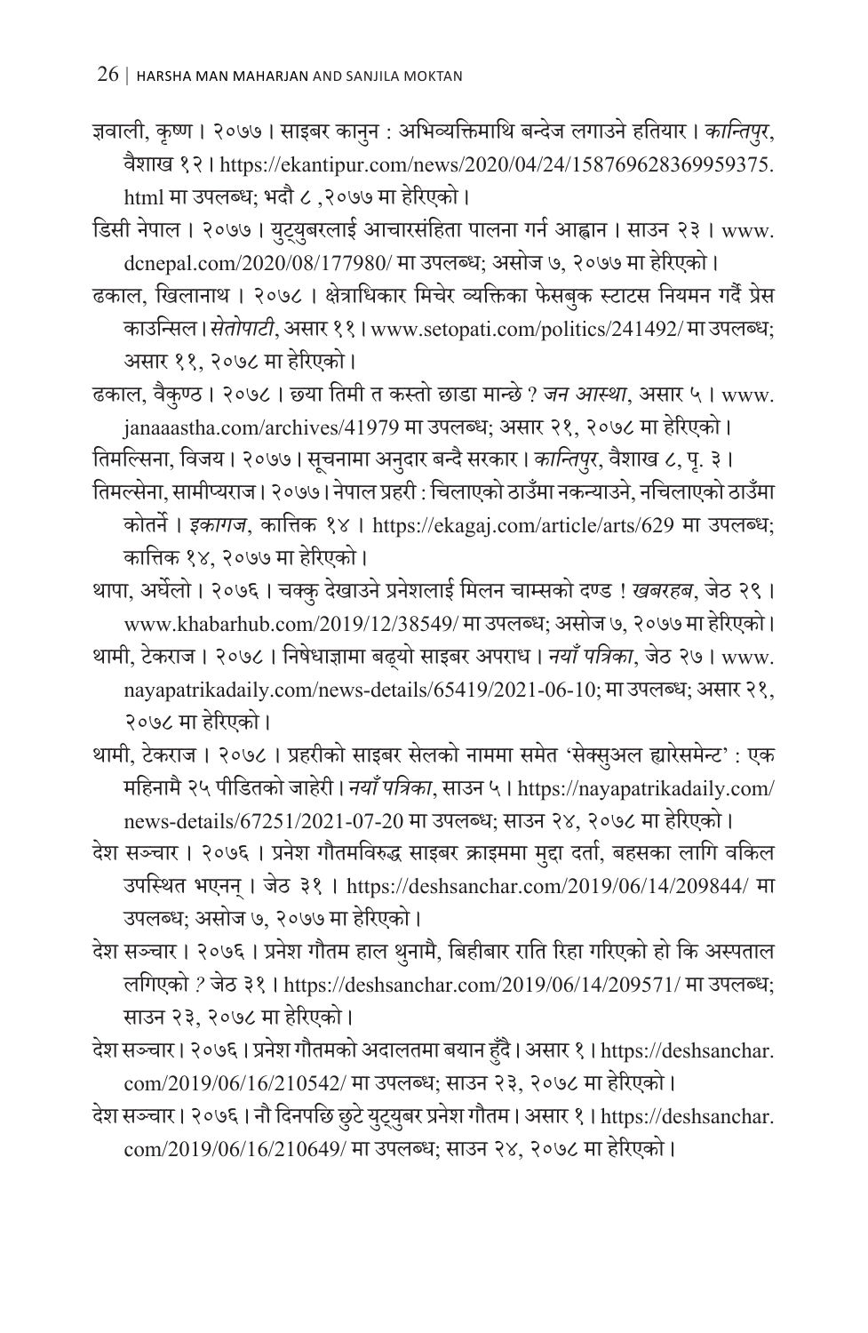ज्ञवाली, कृष्ण । २०७७ । साइबर कानुन : अभिव्यक्तिमाथि बन्देज लगाउने हतियार । *कान्तिपुर*, वैशाख १२ । https://ekantipur.com/news/2020/04/24/158769628369959375.html मा उपलब्ध; भदौ ८ ,२०७७ मा हेरिएको ।

डिसी नेपाल । २०७७ । युट्युबरलाई आचारसंहिता पालना गर्न आह्वान । साउन २३ । www.dcnepal.com/2020/08/177980/ मा उपलब्ध; असोज ७, २०७७ मा हेरिएको ।

ढकाल, खिलानाथ । २०७८ । क्षेत्राधिकार मिचेर व्यक्तिका फेसबुक स्टाटस नियमन गर्दै प्रेस काउन्सिल । *सेतोपाटी*, असार ११ । www.setopati.com/politics/241492/ मा उपलब्ध; असार ११, २०७८ मा हेरिएको ।

ढकाल, वैकुण्ठ । २०७८ । छ्या तिमी त कस्तो छाडा मान्छे ? *जन आस्था*, असार ५ । www.janaaastha.com/archives/41979 मा उपलब्ध; असार २१, २०७८ मा हेरिएको ।

तिमल्सिना, विजय । २०७७ । सूचनामा अनुदार बन्दै सरकार । *कान्तिपुर*, वैशाख ८, पृ. ३ ।

तिमल्सेना, सामीप्यराज । २०७७ । नेपाल प्रहरी : चिलाएको ठाउँमा नकन्याउने, नचिलाएको ठाउँमा कोतर्ने । *इकागज*, कात्तिक १४ । https://ekagaj.com/article/arts/629 मा उपलब्ध; कात्तिक १४, २०७७ मा हेरिएको ।

थापा, अर्घेलो । २०७६ । चक्कु देखाउने प्रनेशलाई मिलन चाम्सको दण्ड ! *खबरहब*, जेठ २९ । www.khabarhub.com/2019/12/38549/ मा उपलब्ध; असोज ७, २०७७ मा हेरिएको ।

थामी, टेकराज । २०७८ । निषेधाज्ञामा बढ्यो साइबर अपराध । *नयाँ पत्रिका*, जेठ २७ । www.nayapatrikadaily.com/news-details/65419/2021-06-10; मा उपलब्ध; असार २१, २०७८ मा हेरिएको ।

थामी, टेकराज । २०७८ । प्रहरीको साइबर सेलको नाममा समेत 'सेक्सुअल ह्यारेसमेन्ट' : एक महिनामै २५ पीडितको जाहेरी । *नयाँ पत्रिका*, साउन ५ । https://nayapatrikadaily.com/news-details/67251/2021-07-20 मा उपलब्ध; साउन २४, २०७८ मा हेरिएको ।

देश सञ्चार । २०७६ । प्रनेश गौतमविरुद्ध साइबर क्राइममा मुद्दा दर्ता, बहसका लागि वकिल उपस्थित भएनन् । जेठ ३१ । https://deshsanchar.com/2019/06/14/209844/ मा उपलब्ध; असोज ७, २०७७ मा हेरिएको ।

देश सञ्चार । २०७६ । प्रनेश गौतम हाल थुनामै, बिहीबार राति रिहा गरिएको हो कि अस्पताल लगिएको ? जेठ ३१ । https://deshsanchar.com/2019/06/14/209571/ मा उपलब्ध; साउन २३, २०७८ मा हेरिएको ।

देश सञ्चार । २०७६ । प्रनेश गौतमको अदालतमा बयान हुँदै । असार १ । https://deshsanchar.com/2019/06/16/210542/ मा उपलब्ध; साउन २३, २०७८ मा हेरिएको ।

देश सञ्चार । २०७६ । नौ दिनपछि छुटे युट्युबर प्रनेश गौतम । असार १ । https://deshsanchar.com/2019/06/16/210649/ मा उपलब्ध; साउन २४, २०७८ मा हेरिएको ।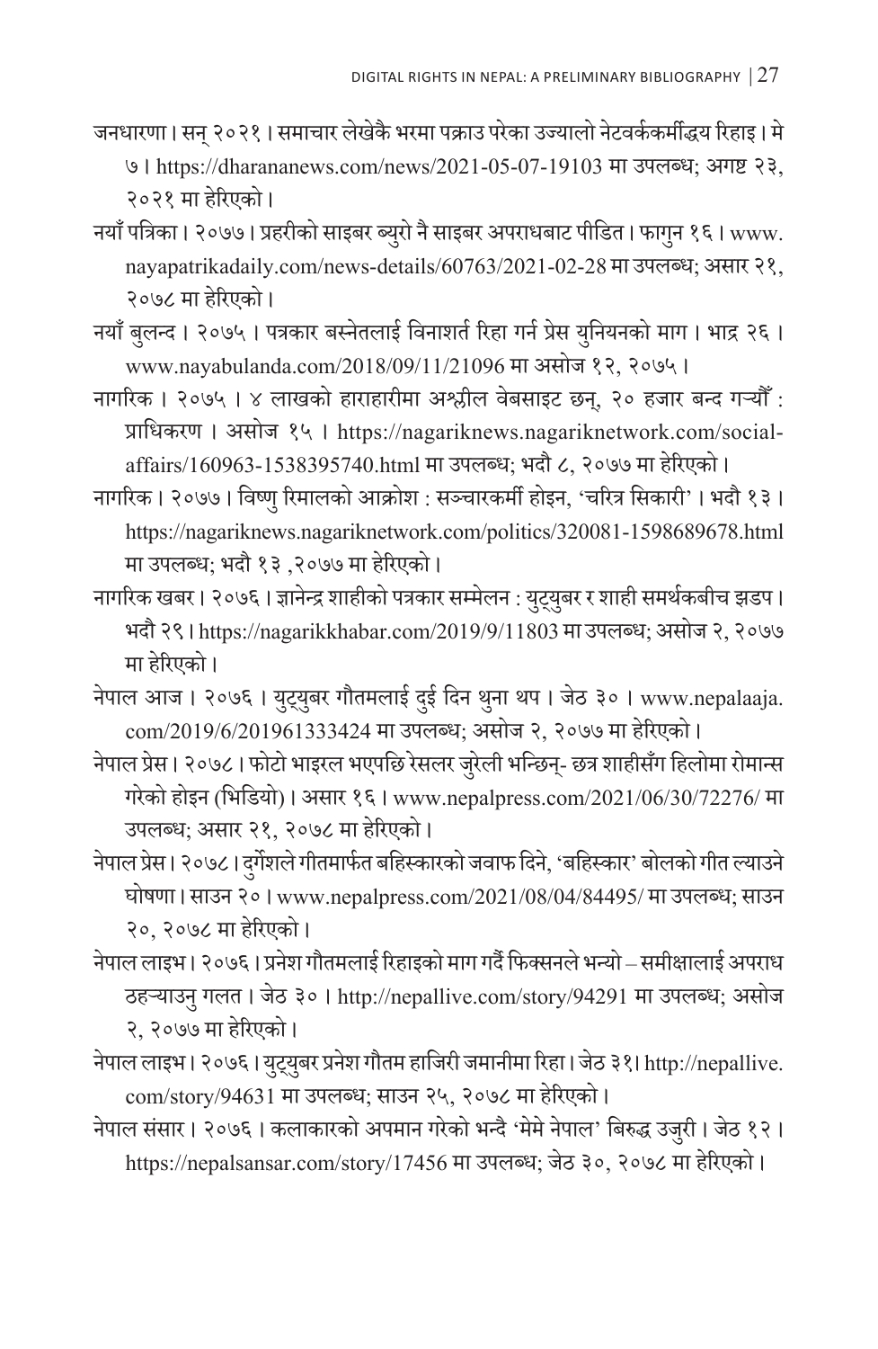जनधारणा। सन् २०२१। समाचार लेखेकै भरमा पक्राउ परेका उज्यालो नेटवर्ककर्मीद्धय रिहाइ। मे ७। https://dharananews.com/news/2021-05-07-19103 मा उपलब्ध; अगष्ट २३, २०२१ मा हेरिएको।

नयाँ पत्रिका। २०७७। प्रहरीको साइबर ब्युरो नै साइबर अपराधबाट पीडित। फागुन १६। www.nayapatrikadaily.com/news-details/60763/2021-02-28 मा उपलब्ध; असार २१, २०७८ मा हेरिएको।

नयाँ बुलन्द। २०७५। पत्रकार बस्नेतलाई विनाशर्त रिहा गर्न प्रेस युनियनको माग। भाद्र २६। www.nayabulanda.com/2018/09/11/21096 मा असोज १२, २०७५।

नागरिक। २०७५। ४ लाखको हाराहारीमा अश्लील वेबसाइट छन्, २० हजार बन्द गर्‍यौँ : प्राधिकरण। असोज १५। https://nagariknews.nagariknetwork.com/social-affairs/160963-1538395740.html मा उपलब्ध; भदौ ८, २०७७ मा हेरिएको।

नागरिक। २०७७। विष्णु रिमालको आक्रोश : सञ्चारकर्मी होइन, 'चरित्र सिकारी'। भदौ १३। https://nagariknews.nagariknetwork.com/politics/320081-1598689678.html मा उपलब्ध; भदौ १३ ,२०७७ मा हेरिएको।

नागरिक खबर। २०७६। ज्ञानेन्द्र शाहीको पत्रकार सम्मेलन : युट्युबर र शाही समर्थकबीच झडप। भदौ २९। https://nagarikkhabar.com/2019/9/11803 मा उपलब्ध; असोज २, २०७७ मा हेरिएको।

नेपाल आज। २०७६। युट्युबर गौतमलाई दुई दिन थुना थप। जेठ ३०। www.nepalaaja.com/2019/6/201961333424 मा उपलब्ध; असोज २, २०७७ मा हेरिएको।

नेपाल प्रेस। २०७८। फोटो भाइरल भएपछि रेसलर जुरेली भन्छिन्- छत्र शाहीसँग हिलोमा रोमान्स गरेको होइन (भिडियो)। असार १६। www.nepalpress.com/2021/06/30/72276/ मा उपलब्ध; असार २१, २०७८ मा हेरिएको।

नेपाल प्रेस। २०७८। दुर्गेशले गीतमार्फत बहिस्कारको जवाफ दिने, 'बहिस्कार' बोलको गीत ल्याउने घोषणा। साउन २०। www.nepalpress.com/2021/08/04/84495/ मा उपलब्ध; साउन २०, २०७८ मा हेरिएको।

नेपाल लाइभ। २०७६। प्रनेश गौतमलाई रिहाइको माग गर्दै फिक्सनले भन्यो – समीक्षालाई अपराध ठहर्‍याउनु गलत। जेठ ३०। http://nepallive.com/story/94291 मा उपलब्ध; असोज २, २०७७ मा हेरिएको।

नेपाल लाइभ। २०७६। युट्युबर प्रनेश गौतम हाजिरी जमानीमा रिहा। जेठ ३१। http://nepallive.com/story/94631 मा उपलब्ध; साउन २५, २०७८ मा हेरिएको।

नेपाल संसार। २०७६। कलाकारको अपमान गरेको भन्दै 'मेमे नेपाल' बिरुद्ध उजुरी। जेठ १२। https://nepalsansar.com/story/17456 मा उपलब्ध; जेठ ३०, २०७८ मा हेरिएको।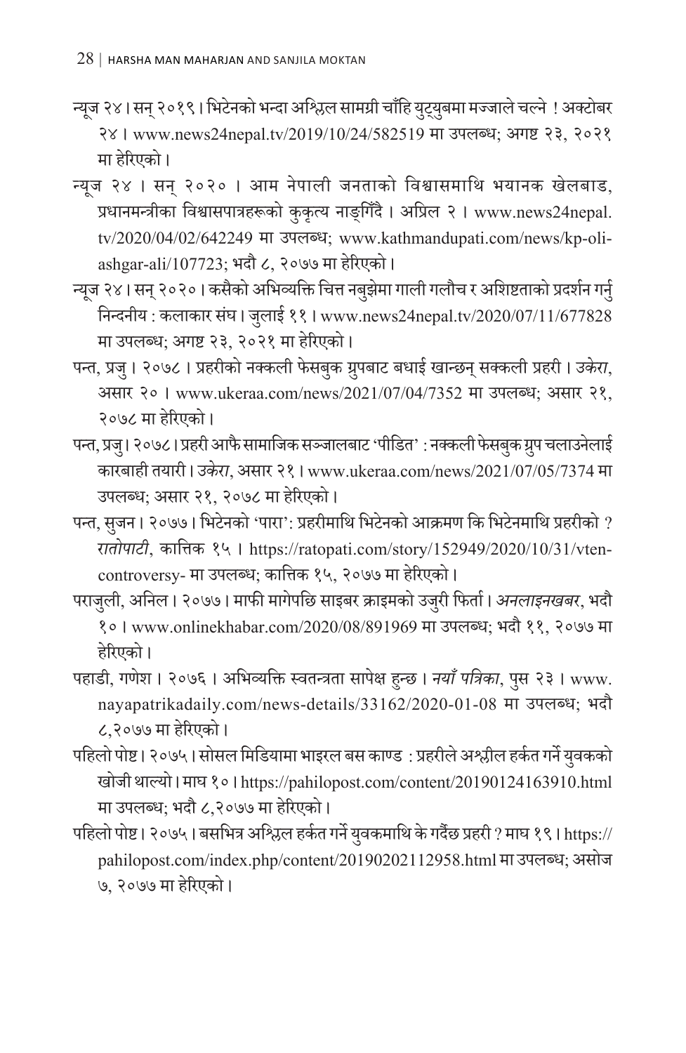न्यूज २४ । सन् २०१९ । भिटेनको भन्दा अश्लिल सामग्री चाँहि युट्युबमा मज्जाले चल्ने ! अक्टोबर २४ । www.news24nepal.tv/2019/10/24/582519 मा उपलब्ध; अगष्ट २३, २०२१ मा हेरिएको ।

न्यूज २४ । सन् २०२० । आम नेपाली जनताको विश्वासमाथि भयानक खेलबाड, प्रधानमन्त्रीका विश्वासपात्रहरूको कुकृत्य नाङ्गिँदै । अप्रिल २ । www.news24nepal.tv/2020/04/02/642249 मा उपलब्ध; www.kathmandupati.com/news/kp-oli-ashgar-ali/107723; भदौ ८, २०७७ मा हेरिएको ।

न्यूज २४ । सन् २०२० । कसैको अभिव्यक्ति चित्त नबुझेमा गाली गलौच र अशिष्टताको प्रदर्शन गर्नु निन्दनीय : कलाकार संघ । जुलाई ११ । www.news24nepal.tv/2020/07/11/677828 मा उपलब्ध; अगष्ट २३, २०२१ मा हेरिएको ।

पन्त, प्रजु । २०७८ । प्रहरीको नक्कली फेसबुक ग्रुपबाट बधाई खान्छन् सक्कली प्रहरी । *उकेरा*, असार २० । www.ukeraa.com/news/2021/07/04/7352 मा उपलब्ध; असार २१, २०७८ मा हेरिएको ।

पन्त, प्रजु । २०७८ । प्रहरी आफै सामाजिक सञ्जालबाट 'पीडित' : नक्कली फेसबुक ग्रुप चलाउनेलाई कारबाही तयारी । *उकेरा*, असार २१ । www.ukeraa.com/news/2021/07/05/7374 मा उपलब्ध; असार २१, २०७८ मा हेरिएको ।

पन्त, सुजन । २०७७ । भिटेनको 'पारा': प्रहरीमाथि भिटेनको आक्रमण कि भिटेनमाथि प्रहरीको ? *रातोपाटी*, कात्तिक १५ । https://ratopati.com/story/152949/2020/10/31/vten-controversy- मा उपलब्ध; कात्तिक १५, २०७७ मा हेरिएको ।

पराजुली, अनिल । २०७७ । माफी मागेपछि साइबर क्राइमको उजुरी फिर्ता । *अनलाइनखबर*, भदौ १० । www.onlinekhabar.com/2020/08/891969 मा उपलब्ध; भदौ ११, २०७७ मा हेरिएको ।

पहाडी, गणेश । २०७६ । अभिव्यक्ति स्वतन्त्रता सापेक्ष हुन्छ । *नयाँ पत्रिका*, पुस २३ । www.nayapatrikadaily.com/news-details/33162/2020-01-08 मा उपलब्ध; भदौ ८,२०७७ मा हेरिएको ।

पहिलो पोष्ट । २०७५ । सोसल मिडियामा भाइरल बस काण्ड : प्रहरीले अश्लील हर्कत गर्ने युवकको खोजी थाल्यो । माघ १० । https://pahilopost.com/content/20190124163910.html मा उपलब्ध; भदौ ८,२०७७ मा हेरिएको ।

पहिलो पोष्ट । २०७५ । बसभित्र अश्लिल हर्कत गर्ने युवकमाथि के गर्दैछ प्रहरी ? माघ १९ । https://pahilopost.com/index.php/content/20190202112958.html मा उपलब्ध; असोज ७, २०७७ मा हेरिएको ।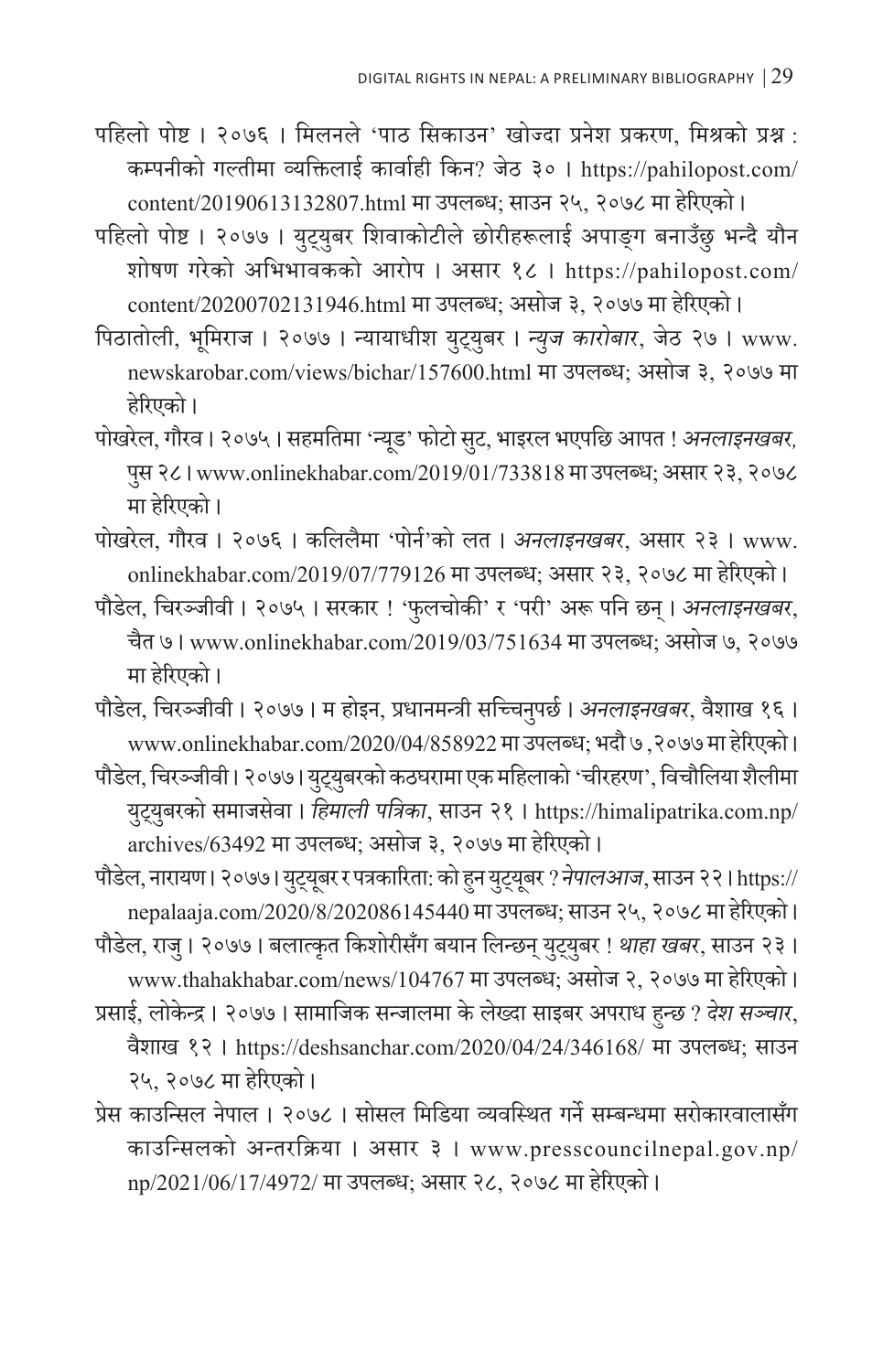पहिलो पोष्ट । २०७६ । मिलनले 'पाठ सिकाउन' खोज्दा प्रनेश प्रकरण, मिश्रको प्रश्न : कम्पनीको गल्तीमा व्यक्तिलाई कार्वाही किन? जेठ ३० । https://pahilopost.com/content/20190613132807.html मा उपलब्ध; साउन २५, २०७८ मा हेरिएको।

पहिलो पोष्ट । २०७७ । युट्युबर शिवाकोटीले छोरीहरूलाई अपाङ्ग बनाउँछु भन्दै यौन शोषण गरेको अभिभावकको आरोप । असार १८ । https://pahilopost.com/content/20200702131946.html मा उपलब्ध; असोज ३, २०७७ मा हेरिएको।

पिठातोली, भूमिराज । २०७७ । न्यायाधीश युट्युबर । *न्युज कारोबार*, जेठ २७ । www.newskarobar.com/views/bichar/157600.html मा उपलब्ध; असोज ३, २०७७ मा हेरिएको।

पोखरेल, गौरव । २०७५ । सहमतिमा 'न्यूड' फोटो सुट, भाइरल भएपछि आपत ! *अनलाइनखबर*, पुस २८ । www.onlinekhabar.com/2019/01/733818 मा उपलब्ध; असार २३, २०७८ मा हेरिएको।

पोखरेल, गौरव । २०७६ । कलिलैमा 'पोर्न'को लत । *अनलाइनखबर*, असार २३ । www.onlinekhabar.com/2019/07/779126 मा उपलब्ध; असार २३, २०७८ मा हेरिएको।

पौडेल, चिरञ्जीवी । २०७५ । सरकार ! 'फुलचोकी' र 'परी' अरू पनि छन् । *अनलाइनखबर*, चैत ७ । www.onlinekhabar.com/2019/03/751634 मा उपलब्ध; असोज ७, २०७७ मा हेरिएको।

पौडेल, चिरञ्जीवी । २०७७ । म होइन, प्रधानमन्त्री सच्चिनुपर्छ । *अनलाइनखबर*, वैशाख १६ । www.onlinekhabar.com/2020/04/858922 मा उपलब्ध; भदौ ७ ,२०७७ मा हेरिएको।

पौडेल, चिरञ्जीवी । २०७७ । युट्युबरको कठघरामा एक महिलाको 'चीरहरण', विचौलिया शैलीमा युट्युबरको समाजसेवा । *हिमाली पत्रिका*, साउन २१ । https://himalipatrika.com.np/archives/63492 मा उपलब्ध; असोज ३, २०७७ मा हेरिएको।

पौडेल, नारायण । २०७७ । युट्यूबर र पत्रकारिता: को हुन युट्यूबर ? *नेपालआज*, साउन २२ । https://nepalaaja.com/2020/8/202086145440 मा उपलब्ध; साउन २५, २०७८ मा हेरिएको।

पौडेल, राजु । २०७७ । बलात्कृत किशोरीसँग बयान लिन्छन् युट्युबर ! *थाहा खबर*, साउन २३ । www.thahakhabar.com/news/104767 मा उपलब्ध; असोज २, २०७७ मा हेरिएको।

प्रसाई, लोकेन्द्र । २०७७ । सामाजिक सन्जालमा के लेख्दा साइबर अपराध हुन्छ ? *देश सञ्चार*, वैशाख १२ । https://deshsanchar.com/2020/04/24/346168/ मा उपलब्ध; साउन २५, २०७८ मा हेरिएको।

प्रेस काउन्सिल नेपाल । २०७८ । सोसल मिडिया व्यवस्थित गर्ने सम्बन्धमा सरोकारवालासँग काउन्सिलको अन्तरक्रिया । असार ३ । www.presscouncilnepal.gov.np/np/2021/06/17/4972/ मा उपलब्ध; असार २८, २०७८ मा हेरिएको।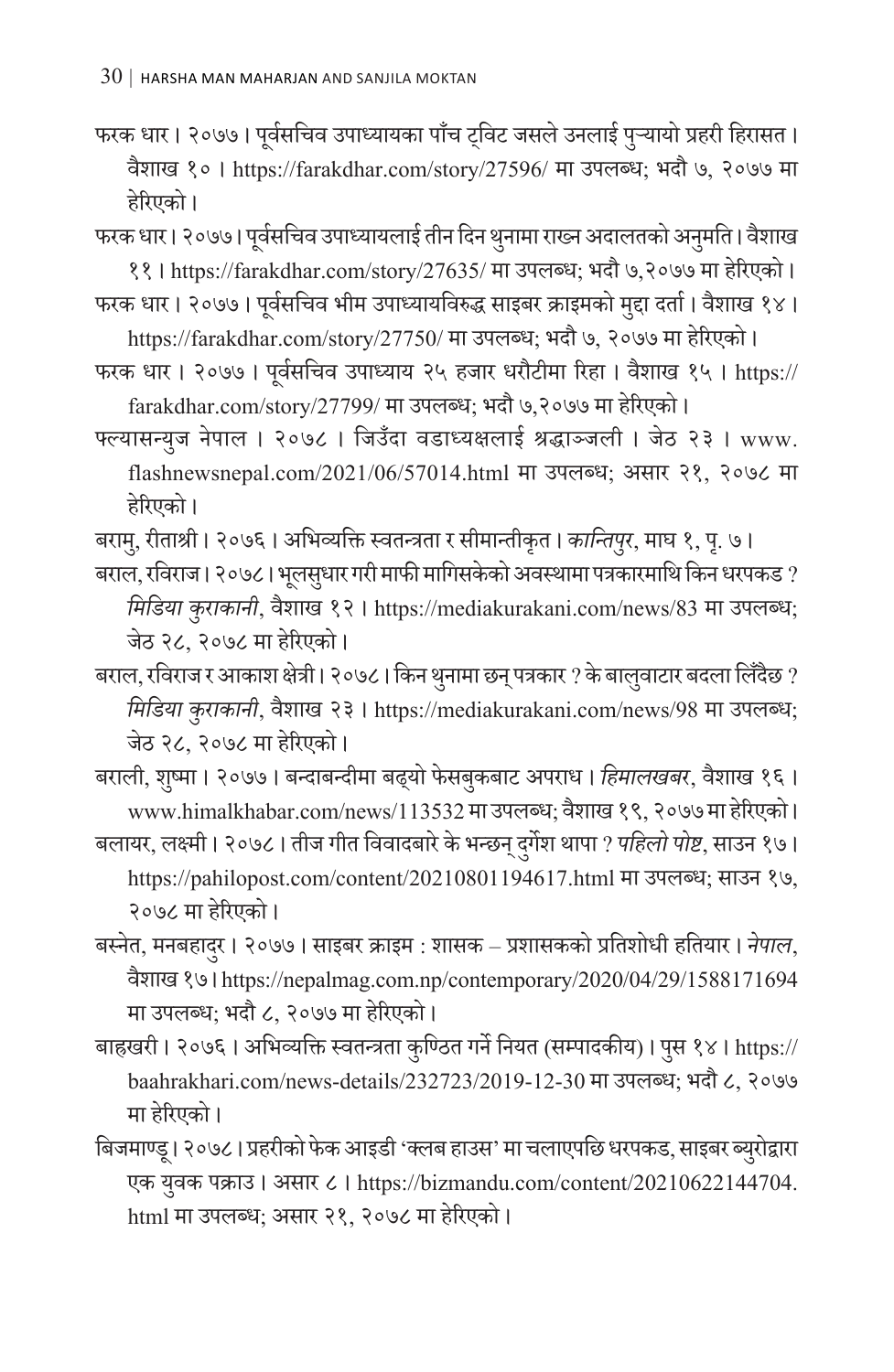फरक धार। २०७७। पूर्वसचिव उपाध्यायका पाँच ट्विट जसले उनलाई पुऱ्यायो प्रहरी हिरासत। वैशाख १०। https://farakdhar.com/story/27596/ मा उपलब्ध; भदौ ७, २०७७ मा हेरिएको।

फरक धार। २०७७। पूर्वसचिव उपाध्यायलाई तीन दिन थुनामा राख्न अदालतको अनुमति। वैशाख ११। https://farakdhar.com/story/27635/ मा उपलब्ध; भदौ ७,२०७७ मा हेरिएको।

फरक धार। २०७७। पूर्वसचिव भीम उपाध्यायविरुद्ध साइबर क्राइमको मुद्दा दर्ता। वैशाख १४। https://farakdhar.com/story/27750/ मा उपलब्ध; भदौ ७, २०७७ मा हेरिएको।

फरक धार। २०७७। पूर्वसचिव उपाध्याय २५ हजार धरौटीमा रिहा। वैशाख १५। https://farakdhar.com/story/27799/ मा उपलब्ध; भदौ ७,२०७७ मा हेरिएको।

फ्ल्यासन्युज नेपाल। २०७८। जिउँदा वडाध्यक्षलाई श्रद्धाञ्जली। जेठ २३। www.flashnewsnepal.com/2021/06/57014.html मा उपलब्ध; असार २१, २०७८ मा हेरिएको।

बरामु, रीताश्री। २०७६। अभिव्यक्ति स्वतन्त्रता र सीमान्तीकृत। *कान्तिपुर*, माघ १, पृ. ७।

बराल, रविराज। २०७८। भूलसुधार गरी माफी मागिसकेको अवस्थामा पत्रकारमाथि किन धरपकड? *मिडिया कुराकानी*, वैशाख १२। https://mediakurakani.com/news/83 मा उपलब्ध; जेठ २८, २०७८ मा हेरिएको।

बराल, रविराज र आकाश क्षेत्री। २०७८। किन थुनामा छन् पत्रकार? के बालुवाटार बदला लिँदैछ? *मिडिया कुराकानी*, वैशाख २३। https://mediakurakani.com/news/98 मा उपलब्ध; जेठ २८, २०७८ मा हेरिएको।

बराली, शुष्मा। २०७७। बन्दाबन्दीमा बढ्यो फेसबुकबाट अपराध। *हिमालखबर*, वैशाख १६। www.himalkhabar.com/news/113532 मा उपलब्ध; वैशाख १९, २०७७ मा हेरिएको।

बलायर, लक्ष्मी। २०७८। तीज गीत विवादबारे के भन्छन् दुर्गेश थापा? *पहिलो पोष्ट*, साउन १७। https://pahilopost.com/content/20210801194617.html मा उपलब्ध; साउन १७, २०७८ मा हेरिएको।

बस्नेत, मनबहादुर। २०७७। साइबर क्राइम : शासक – प्रशासकको प्रतिशोधी हतियार। *नेपाल*, वैशाख १७। https://nepalmag.com.np/contemporary/2020/04/29/1588171694 मा उपलब्ध; भदौ ८, २०७७ मा हेरिएको।

बाह्रखरी। २०७६। अभिव्यक्ति स्वतन्त्रता कुण्ठित गर्ने नियत (सम्पादकीय)। पुस १४। https://baahrakhari.com/news-details/232723/2019-12-30 मा उपलब्ध; भदौ ८, २०७७ मा हेरिएको।

बिजमाण्डू। २०७८। प्रहरीको फेक आइडी 'क्लब हाउस' मा चलाएपछि धरपकड, साइबर ब्युरोद्वारा एक युवक पक्राउ। असार ८। https://bizmandu.com/content/20210622144704.html मा उपलब्ध; असार २१, २०७८ मा हेरिएको।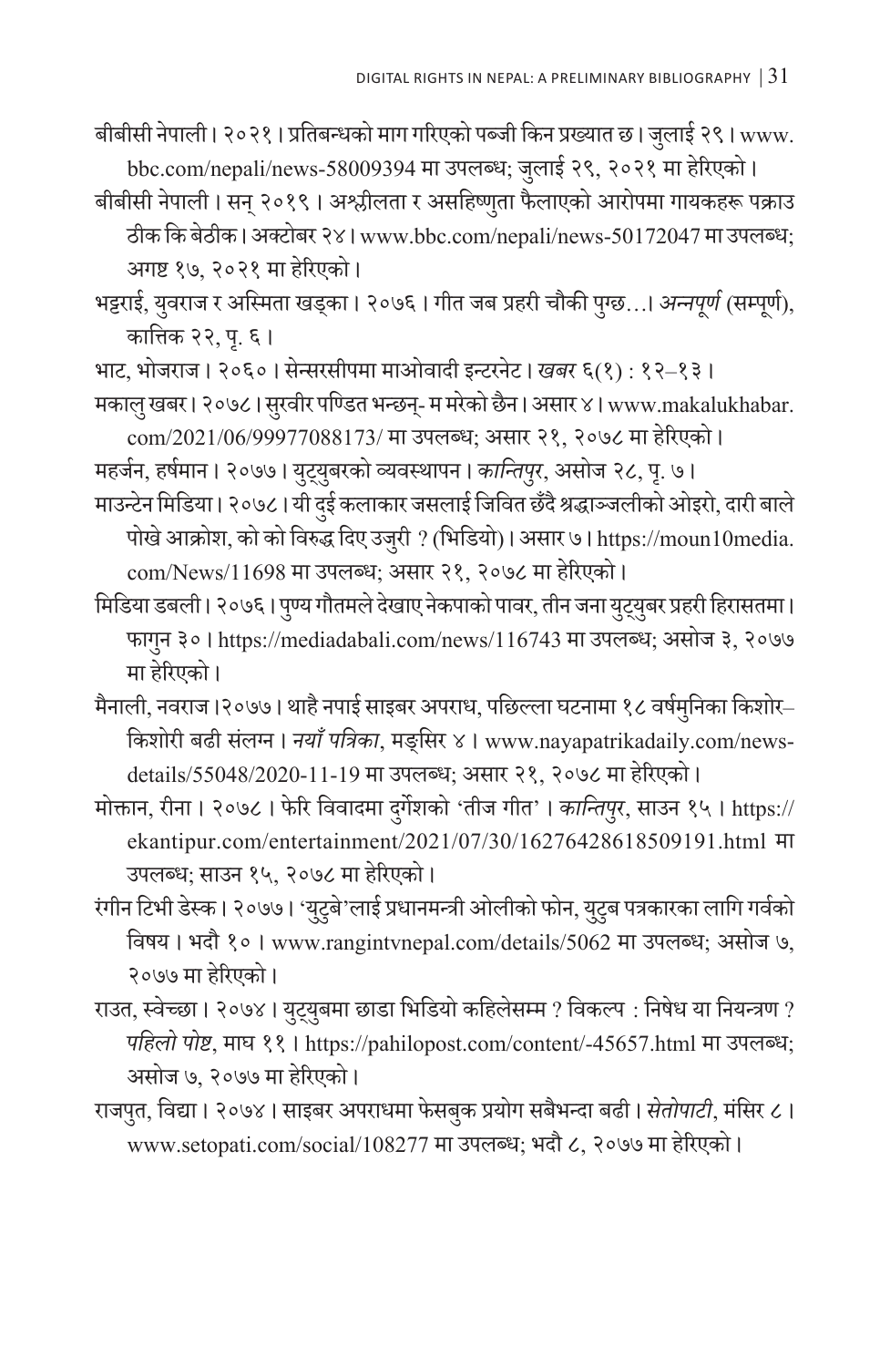बीबीसी नेपाली। २०२१। प्रतिबन्धको माग गरिएको पब्जी किन प्रख्यात छ। जुलाई २९। www.bbc.com/nepali/news-58009394 मा उपलब्ध; जुलाई २९, २०२१ मा हेरिएको।

बीबीसी नेपाली। सन् २०१९। अश्लीलता र असहिष्णुता फैलाएको आरोपमा गायकहरू पक्राउ ठीक कि बेठीक। अक्टोबर २४। www.bbc.com/nepali/news-50172047 मा उपलब्ध; अगष्ट १७, २०२१ मा हेरिएको।

भट्टराई, युवराज र अस्मिता खड्का। २०७६। गीत जब प्रहरी चौकी पुग्छ...। *अन्नपूर्ण* (सम्पूर्ण), कात्तिक २२, पृ. ६।

भाट, भोजराज। २०६०। सेन्सरसीपमा माओवादी इन्टरनेट। *खबर* ६(१) : १२–१३।

मकालु खबर। २०७८। सुरवीर पण्डित भन्छन्- म मरेको छैन। असार ४। www.makalukhabar.com/2021/06/99977088173/ मा उपलब्ध; असार २१, २०७८ मा हेरिएको।

महर्जन, हर्षमान। २०७७। युट्युबरको व्यवस्थापन। *कान्तिपुर*, असोज २८, पृ. ७।

माउन्टेन मिडिया। २०७८। यी दुई कलाकार जसलाई जिवित छँदै श्रद्धाञ्जलीको ओइरो, दारी बाले पोखे आक्रोश, को को विरुद्ध दिए उजुरी ? (भिडियो)। असार ७। https://moun10media.com/News/11698 मा उपलब्ध; असार २१, २०७८ मा हेरिएको।

मिडिया डबली। २०७६। पुण्य गौतमले देखाए नेकपाको पावर, तीन जना युट्युबर प्रहरी हिरासतमा। फागुन ३०। https://mediadabali.com/news/116743 मा उपलब्ध; असोज ३, २०७७ मा हेरिएको।

मैनाली, नवराज।२०७७। थाहै नपाई साइबर अपराध, पछिल्ला घटनामा १८ वर्षमुनिका किशोर–किशोरी बढी संलग्न। *नयाँ पत्रिका*, मङ्सिर ४। www.nayapatrikadaily.com/news-details/55048/2020-11-19 मा उपलब्ध; असार २१, २०७८ मा हेरिएको।

मोक्तान, रीना। २०७८। फेरि विवादमा दुर्गेशको 'तीज गीत'। *कान्तिपुर*, साउन १५। https://ekantipur.com/entertainment/2021/07/30/16276428618509191.html मा उपलब्ध; साउन १५, २०७८ मा हेरिएको।

रंगीन टिभी डेस्क। २०७७। 'युटुबे'लाई प्रधानमन्त्री ओलीको फोन, युटुब पत्रकारका लागि गर्वको विषय। भदौ १०। www.rangintvnepal.com/details/5062 मा उपलब्ध; असोज ७, २०७७ मा हेरिएको।

राउत, स्वेच्छा। २०७४। युट्युबमा छाडा भिडियो कहिलेसम्म ? विकल्प : निषेध या नियन्त्रण ? *पहिलो पोष्ट*, माघ ११। https://pahilopost.com/content/-45657.html मा उपलब्ध; असोज ७, २०७७ मा हेरिएको।

राजपुत, विद्या। २०७४। साइबर अपराधमा फेसबुक प्रयोग सबैभन्दा बढी। *सेतोपाटी*, मंसिर ८। www.setopati.com/social/108277 मा उपलब्ध; भदौ ८, २०७७ मा हेरिएको।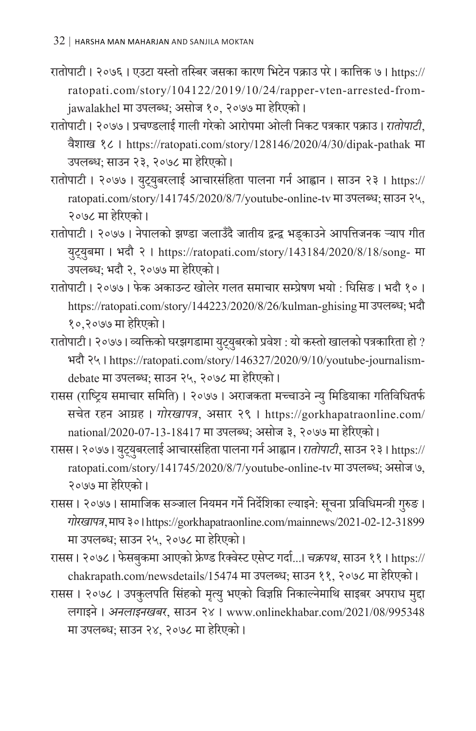रातोपाटी । २०७६ । एउटा यस्तो तस्बिर जसका कारण भिटेन पक्राउ परे । कात्तिक ७ । https://ratopati.com/story/104122/2019/10/24/rapper-vten-arrested-from-jawalakhel मा उपलब्ध; असोज १०, २०७७ मा हेरिएको ।

रातोपाटी । २०७७ । प्रचण्डलाई गाली गरेको आरोपमा ओली निकट पत्रकार पक्राउ । *रातोपाटी*, वैशाख १८ । https://ratopati.com/story/128146/2020/4/30/dipak-pathak मा उपलब्ध; साउन २३, २०७८ मा हेरिएको ।

रातोपाटी । २०७७ । युट्युबरलाई आचारसंहिता पालना गर्न आह्वान । साउन २३ । https://ratopati.com/story/141745/2020/8/7/youtube-online-tv मा उपलब्ध; साउन २५, २०७८ मा हेरिएको ।

रातोपाटी । २०७७ । नेपालको झण्डा जलाउँदै जातीय द्वन्द्व भड्काउने आपत्तिजनक र्‍याप गीत युट्युबमा । भदौ २ । https://ratopati.com/story/143184/2020/8/18/song- मा उपलब्ध; भदौ २, २०७७ मा हेरिएको ।

रातोपाटी । २०७७ । फेक अकाउन्ट खोलेर गलत समाचार सम्प्रेषण भयो : घिसिङ । भदौ १० । https://ratopati.com/story/144223/2020/8/26/kulman-ghising मा उपलब्ध; भदौ १०,२०७७ मा हेरिएको ।

रातोपाटी । २०७७ । व्यक्तिको घरझगडामा युट्युबरको प्रवेश : यो कस्तो खालको पत्रकारिता हो ? भदौ २५ । https://ratopati.com/story/146327/2020/9/10/youtube-journalism-debate मा उपलब्ध; साउन २५, २०७८ मा हेरिएको ।

रासस (राष्ट्रिय समाचार समिति) । २०७७ । अराजकता मच्चाउने न्यु मिडियाका गतिविधितर्फ सचेत रहन आग्रह । *गोरखापत्र*, असार २९ । https://gorkhapatraonline.com/national/2020-07-13-18417 मा उपलब्ध; असोज ३, २०७७ मा हेरिएको ।

रासस । २०७७ । युट्युबरलाई आचारसंहिता पालना गर्न आह्वान । *रातोपाटी*, साउन २३ । https://ratopati.com/story/141745/2020/8/7/youtube-online-tv मा उपलब्ध; असोज ७, २०७७ मा हेरिएको ।

रासस । २०७७ । सामाजिक सञ्जाल नियमन गर्ने निर्देशिका ल्याइने: सूचना प्रविधिमन्त्री गुरुङ । *गोरखापत्र*, माघ ३० । https://gorkhapatraonline.com/mainnews/2021-02-12-31899 मा उपलब्ध; साउन २५, २०७८ मा हेरिएको ।

रासस । २०७८ । फेसबुकमा आएको फ्रेण्ड रिक्वेस्ट एसेप्ट गर्दा...। *चक्रपथ*, साउन ११ । https://chakrapath.com/newsdetails/15474 मा उपलब्ध; साउन ११, २०७८ मा हेरिएको ।

रासस । २०७८ । उपकुलपति सिंहको मृत्यु भएको विज्ञप्ति निकाल्नेमाथि साइबर अपराध मुद्दा लगाइने । *अनलाइनखबर*, साउन २४ । www.onlinekhabar.com/2021/08/995348 मा उपलब्ध; साउन २४, २०७८ मा हेरिएको ।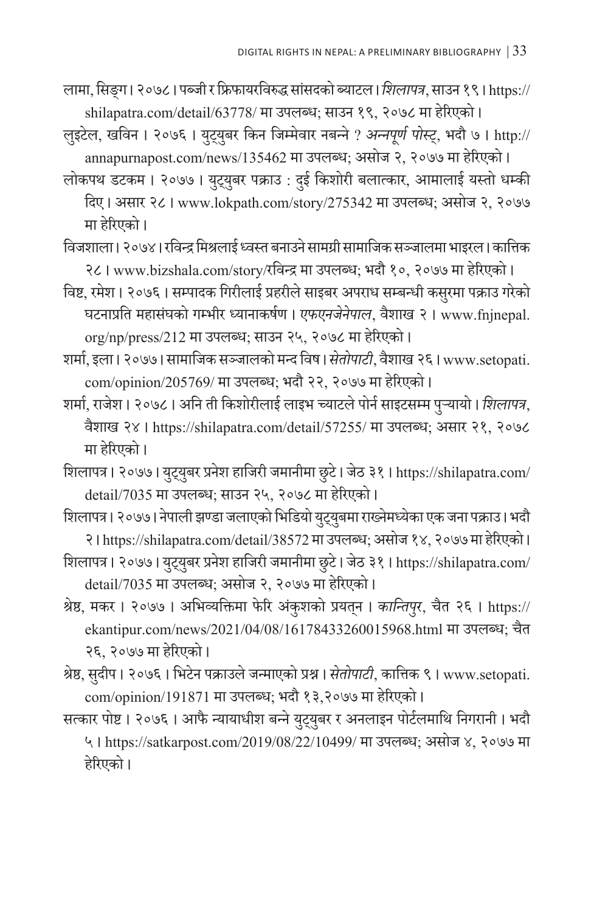लामा, सिङ्ग । २०७८ । पब्जी र फ्रिफायरविरुद्ध सांसदको ब्याटल । *शिलापत्र*, साउन १९ । https://shilapatra.com/detail/63778/ मा उपलब्ध; साउन १९, २०७८ मा हेरिएको ।

लुइटेल, खविन । २०७६ । युट्युबर किन जिम्मेवार नबन्ने ? *अन्नपूर्ण पोस्ट्*, भदौ ७ । http://annapurnapost.com/news/135462 मा उपलब्ध; असोज २, २०७७ मा हेरिएको ।

लोकपथ डटकम । २०७७ । युट्युबर पक्राउ : दुई किशोरी बलात्कार, आमालाई यस्तो धम्की दिए । असार २८ । www.lokpath.com/story/275342 मा उपलब्ध; असोज २, २०७७ मा हेरिएको ।

विजशाला । २०७४ । रविन्द्र मिश्रलाई ध्वस्त बनाउने सामग्री सामाजिक सञ्जालमा भाइरल । कात्तिक २८ । www.bizshala.com/story/रविन्द्र मा उपलब्ध; भदौ १०, २०७७ मा हेरिएको ।

विष्ट, रमेश । २०७६ । सम्पादक गिरीलाई प्रहरीले साइबर अपराध सम्बन्धी कसुरमा पक्राउ गरेको घटनाप्रति महासंघको गम्भीर ध्यानाकर्षण । *एफएनजेनेपाल*, वैशाख २ । www.fnjnepal.org/np/press/212 मा उपलब्ध; साउन २५, २०७८ मा हेरिएको ।

शर्मा, इला । २०७७ । सामाजिक सञ्जालको मन्द विष । *सेतोपाटी*, वैशाख २६ । www.setopati.com/opinion/205769/ मा उपलब्ध; भदौ २२, २०७७ मा हेरिएको ।

शर्मा, राजेश । २०७८ । अनि ती किशोरीलाई लाइभ च्याटले पोर्न साइटसम्म पुऱ्यायो । *शिलापत्र*, वैशाख २४ । https://shilapatra.com/detail/57255/ मा उपलब्ध; असार २१, २०७८ मा हेरिएको ।

शिलापत्र । २०७७ । युट्युबर प्रनेश हाजिरी जमानीमा छुटे । जेठ ३१ । https://shilapatra.com/detail/7035 मा उपलब्ध; साउन २५, २०७८ मा हेरिएको ।

शिलापत्र । २०७७ । नेपाली झण्डा जलाएको भिडियो युट्युबमा राख्नेमध्येका एक जना पक्राउ । भदौ २ । https://shilapatra.com/detail/38572 मा उपलब्ध; असोज १४, २०७७ मा हेरिएको ।

शिलापत्र । २०७७ । युट्युबर प्रनेश हाजिरी जमानीमा छुटे । जेठ ३१ । https://shilapatra.com/detail/7035 मा उपलब्ध; असोज २, २०७७ मा हेरिएको ।

श्रेष्ठ, मकर । २०७७ । अभिव्यक्तिमा फेरि अंकुशको प्रयत्न । *कान्तिपुर*, चैत २६ । https://ekantipur.com/news/2021/04/08/161784332600l5968.html मा उपलब्ध; चैत २६, २०७७ मा हेरिएको ।

श्रेष्ठ, सुदीप । २०७६ । भिटेन पक्राउले जन्माएको प्रश्न । *सेतोपाटी*, कात्तिक ९ । www.setopati.com/opinion/191871 मा उपलब्ध; भदौ १३,२०७७ मा हेरिएको ।

सत्कार पोष्ट । २०७६ । आफै न्यायाधीश बन्ने युट्युबर र अनलाइन पोर्टलमाथि निगरानी । भदौ ५ । https://satkarpost.com/2019/08/22/10499/ मा उपलब्ध; असोज ४, २०७७ मा हेरिएको ।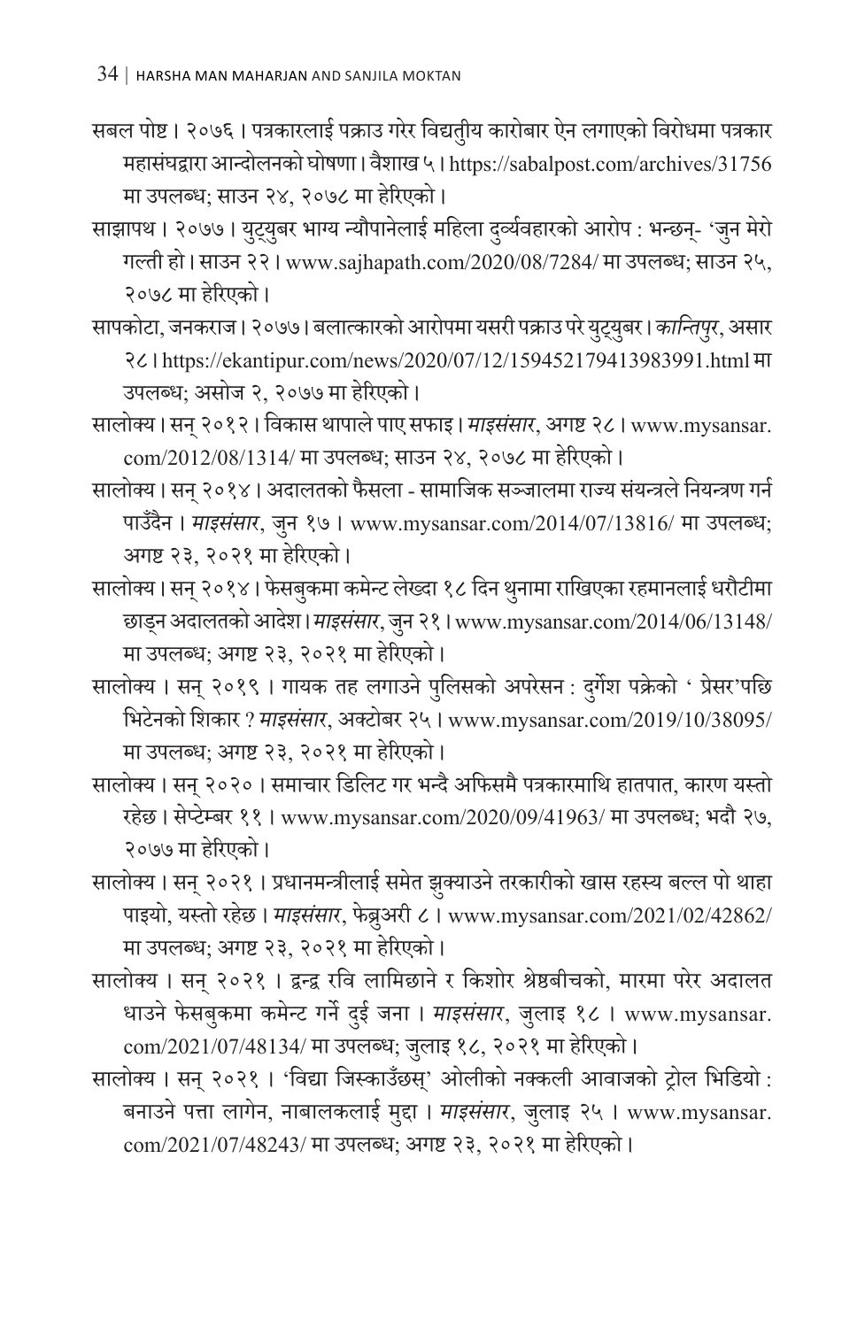सबल पोष्ट । २०७६ । पत्रकारलाई पक्राउ गरेर विद्युतीय कारोबार ऐन लगाएको विरोधमा पत्रकार महासंघद्वारा आन्दोलनको घोषणा । वैशाख ५ । https://sabalpost.com/archives/31756 मा उपलब्ध; साउन २४, २०७८ मा हेरिएको ।

साझापथ । २०७७ । युट्युबर भाग्य न्यौपानेलाई महिला दुर्व्यवहारको आरोप : भन्छन्- 'जुन मेरो गल्ती हो । साउन २२ । www.sajhapath.com/2020/08/7284/ मा उपलब्ध; साउन २५, २०७८ मा हेरिएको ।

सापकोटा, जनकराज । २०७७ । बलात्कारको आरोपमा यसरी पक्राउ परे युट्युबर । *कान्तिपुर*, असार २८ । https://ekantipur.com/news/2020/07/12/159452179413983991.html मा उपलब्ध; असोज २, २०७७ मा हेरिएको ।

सालोक्य । सन् २०१२ । विकास थापाले पाए सफाइ । *माइसंसार*, अगष्ट २८ । www.mysansar.com/2012/08/1314/ मा उपलब्ध; साउन २४, २०७८ मा हेरिएको ।

सालोक्य । सन् २०१४ । अदालतको फैसला - सामाजिक सञ्जालमा राज्य संयन्त्रले नियन्त्रण गर्न पाउँदैन । *माइसंसार*, जुन १७ । www.mysansar.com/2014/07/13816/ मा उपलब्ध; अगष्ट २३, २०२१ मा हेरिएको ।

सालोक्य । सन् २०१४ । फेसबुकमा कमेन्ट लेख्दा १८ दिन थुनामा राखिएका रहमानलाई धरौटीमा छाड्न अदालतको आदेश । *माइसंसार*, जुन २१ । www.mysansar.com/2014/06/13148/ मा उपलब्ध; अगष्ट २३, २०२१ मा हेरिएको ।

सालोक्य । सन् २०१९ । गायक तह लगाउने पुलिसको अपरेसन : दुर्गेश पक्रेको ' प्रेसर'पछि भिटेनको शिकार ? *माइसंसार*, अक्टोबर २५ । www.mysansar.com/2019/10/38095/ मा उपलब्ध; अगष्ट २३, २०२१ मा हेरिएको ।

सालोक्य । सन् २०२० । समाचार डिलिट गर भन्दै अफिसमै पत्रकारमाथि हातपात, कारण यस्तो रहेछ । सेप्टेम्बर ११ । www.mysansar.com/2020/09/41963/ मा उपलब्ध; भदौ २७, २०७७ मा हेरिएको ।

सालोक्य । सन् २०२१ । प्रधानमन्त्रीलाई समेत झुक्याउने तरकारीको खास रहस्य बल्ल पो थाहा पाइयो, यस्तो रहेछ । *माइसंसार*, फेब्रुअरी ८ । www.mysansar.com/2021/02/42862/ मा उपलब्ध; अगष्ट २३, २०२१ मा हेरिएको ।

सालोक्य । सन् २०२१ । द्वन्द्व रवि लामिछाने र किशोर श्रेष्ठबीचको, मारमा परेर अदालत धाउने फेसबुकमा कमेन्ट गर्ने दुई जना । *माइसंसार*, जुलाइ १८ । www.mysansar.com/2021/07/48134/ मा उपलब्ध; जुलाइ १८, २०२१ मा हेरिएको ।

सालोक्य । सन् २०२१ । 'विद्या जिस्काउँछस्' ओलीको नक्कली आवाजको ट्रोल भिडियो : बनाउने पत्ता लागेन, नाबालकलाई मुद्दा । *माइसंसार*, जुलाइ २५ । www.mysansar.com/2021/07/48243/ मा उपलब्ध; अगष्ट २३, २०२१ मा हेरिएको ।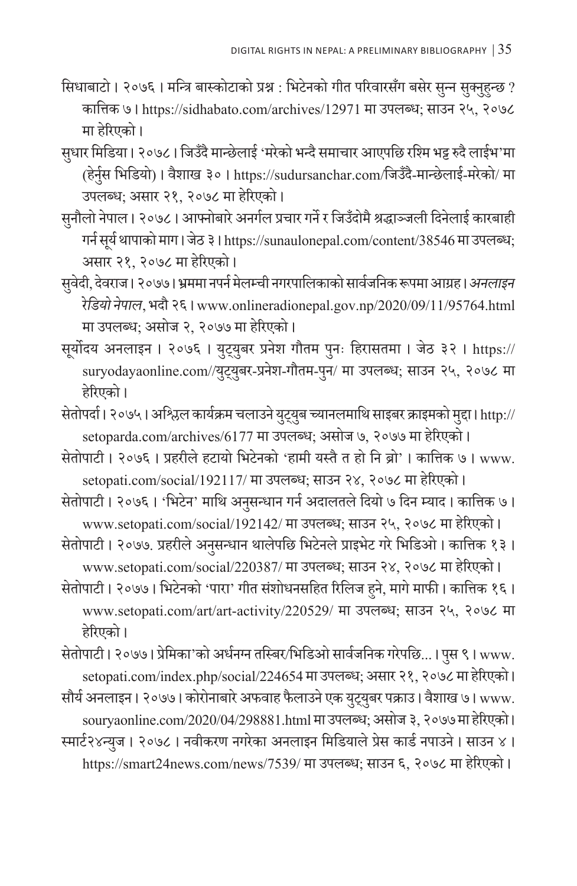सिधाबाटो । २०७६ । मन्त्रि बास्कोटाको प्रश्न : भिटेनको गीत परिवारसँग बसेर सुन्न सुक्नुहुन्छ ? कात्तिक ७ । https://sidhabato.com/archives/12971 मा उपलब्ध; साउन २५, २०७८ मा हेरिएको ।

सुधार मिडिया । २०७८ । जिउँदै मान्छेलाई 'मरेको भन्दै समाचार आएपछि रश्मि भट्ट रुदै लाईभ'मा (हेर्नुस भिडियो) । वैशाख ३० । https://sudursanchar.com/जिउँदै-मान्छेलाई-मरेको/ मा उपलब्ध; असार २१, २०७८ मा हेरिएको ।

सुनौलो नेपाल । २०७८ । आफ्नोबारे अनर्गल प्रचार गर्ने र जिउँदोमै श्रद्धाञ्जली दिनेलाई कारबाही गर्न सूर्य थापाको माग । जेठ ३ । https://sunaulonepal.com/content/38546 मा उपलब्ध; असार २१, २०७८ मा हेरिएको ।

सुवेदी, देवराज । २०७७ । भ्रममा नपर्न मेलम्ची नगरपालिकाको सार्वजनिक रूपमा आग्रह । *अनलाइन रेडियो नेपाल*, भदौ २६ । www.onlineradionepal.gov.np/2020/09/11/95764.html मा उपलब्ध; असोज २, २०७७ मा हेरिएको ।

सूर्योदय अनलाइन । २०७६ । युट्युबर प्रनेश गौतम पुनः हिरासतमा । जेठ ३२ । https://suryodayaonline.com//युट्युबर-प्रनेश-गौतम-पुन/ मा उपलब्ध; साउन २५, २०७८ मा हेरिएको ।

सेतोपर्दा । २०७५ । अश्लिल कार्यक्रम चलाउने युट्युब च्यानलमाथि साइबर क्राइमको मुद्दा । http://setoparda.com/archives/6177 मा उपलब्ध; असोज ७, २०७७ मा हेरिएको ।

सेतोपाटी । २०७६ । प्रहरीले हटायो भिटेनको 'हामी यस्तै त हो नि ब्रो' । कात्तिक ७ । www.setopati.com/social/192117/ मा उपलब्ध; साउन २४, २०७८ मा हेरिएको ।

सेतोपाटी । २०७६ । 'भिटेन' माथि अनुसन्धान गर्न अदालतले दियो ७ दिन म्याद । कात्तिक ७ । www.setopati.com/social/192142/ मा उपलब्ध; साउन २५, २०७८ मा हेरिएको ।

सेतोपाटी । २०७७. प्रहरीले अनुसन्धान थालेपछि भिटेनले प्राइभेट गरे भिडिओ । कात्तिक १३ । www.setopati.com/social/220387/ मा उपलब्ध; साउन २४, २०७८ मा हेरिएको ।

सेतोपाटी । २०७७ । भिटेनको 'पारा' गीत संशोधनसहित रिलिज हुने, मागे माफी । कात्तिक १६ । www.setopati.com/art/art-activity/220529/ मा उपलब्ध; साउन २५, २०७८ मा हेरिएको ।

सेतोपाटी । २०७७ । प्रेमिका'को अर्धनग्न तस्बिर/भिडिओ सार्वजनिक गरेपछि... । पुस ९ । www.setopati.com/index.php/social/224654 मा उपलब्ध; असार २१, २०७८ मा हेरिएको ।

सौर्य अनलाइन । २०७७ । कोरोनाबारे अफवाह फैलाउने एक युट्युबर पक्राउ । वैशाख ७ । www.souryaonline.com/2020/04/298881.html मा उपलब्ध; असोज ३, २०७७ मा हेरिएको ।

स्मार्ट२४न्युज । २०७८ । नवीकरण नगरेका अनलाइन मिडियाले प्रेस कार्ड नपाउने । साउन ४ । https://smart24news.com/news/7539/ मा उपलब्ध; साउन ६, २०७८ मा हेरिएको ।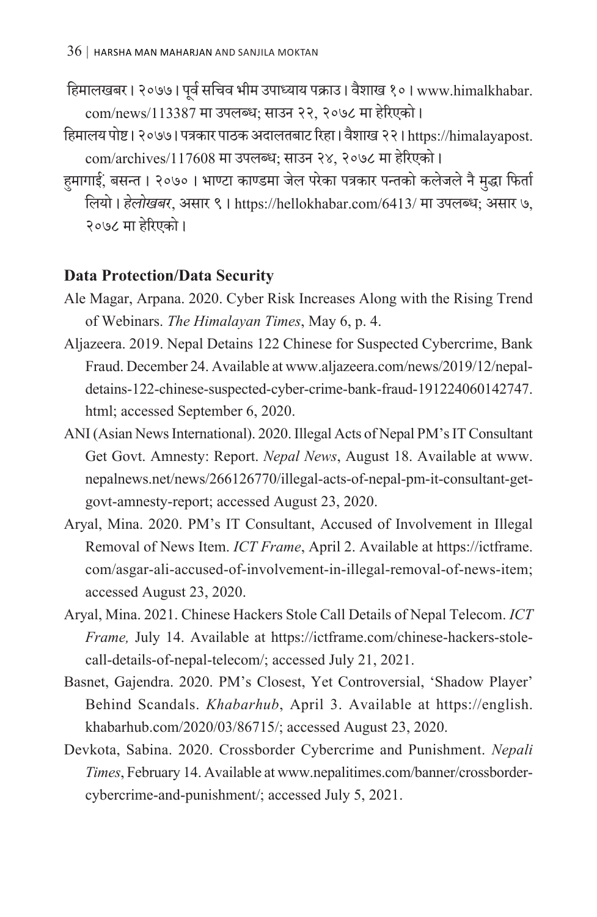हिमालखबर। २०७७। पूर्व सचिव भीम उपाध्याय पक्राउ। वैशाख १०। www.himalkhabar.com/news/113387 मा उपलब्ध; साउन २२, २०७८ मा हेरिएको।

हिमालय पोष्ट। २०७७। पत्रकार पाठक अदालतबाट रिहा। वैशाख २२। https://himalayapost.com/archives/117608 मा उपलब्ध; साउन २४, २०७८ मा हेरिएको।

हुमागाईं, बसन्त । २०७० । भाण्टा काण्डमा जेल परेका पत्रकार पन्तको कलेजले नै मुद्धा फिर्ता लियो। *हेलोखबर*, असार ९ । https://hellokhabar.com/6413/ मा उपलब्ध; असार ७, २०७८ मा हेरिएको।

### Data Protection/Data Security

Ale Magar, Arpana. 2020. Cyber Risk Increases Along with the Rising Trend of Webinars. *The Himalayan Times*, May 6, p. 4.

Aljazeera. 2019. Nepal Detains 122 Chinese for Suspected Cybercrime, Bank Fraud. December 24. Available at www.aljazeera.com/news/2019/12/nepal-detains-122-chinese-suspected-cyber-crime-bank-fraud-191224060142747.html; accessed September 6, 2020.

ANI (Asian News International). 2020. Illegal Acts of Nepal PM's IT Consultant Get Govt. Amnesty: Report. *Nepal News*, August 18. Available at www.nepalnews.net/news/266126770/illegal-acts-of-nepal-pm-it-consultant-get-govt-amnesty-report; accessed August 23, 2020.

Aryal, Mina. 2020. PM's IT Consultant, Accused of Involvement in Illegal Removal of News Item. *ICT Frame*, April 2. Available at https://ictframe.com/asgar-ali-accused-of-involvement-in-illegal-removal-of-news-item; accessed August 23, 2020.

Aryal, Mina. 2021. Chinese Hackers Stole Call Details of Nepal Telecom. *ICT Frame,* July 14. Available at https://ictframe.com/chinese-hackers-stole-call-details-of-nepal-telecom/; accessed July 21, 2021.

Basnet, Gajendra. 2020. PM's Closest, Yet Controversial, 'Shadow Player' Behind Scandals. *Khabarhub*, April 3. Available at https://english.khabarhub.com/2020/03/86715/; accessed August 23, 2020.

Devkota, Sabina. 2020. Crossborder Cybercrime and Punishment. *Nepali Times*, February 14. Available at www.nepalitimes.com/banner/crossborder-cybercrime-and-punishment/; accessed July 5, 2021.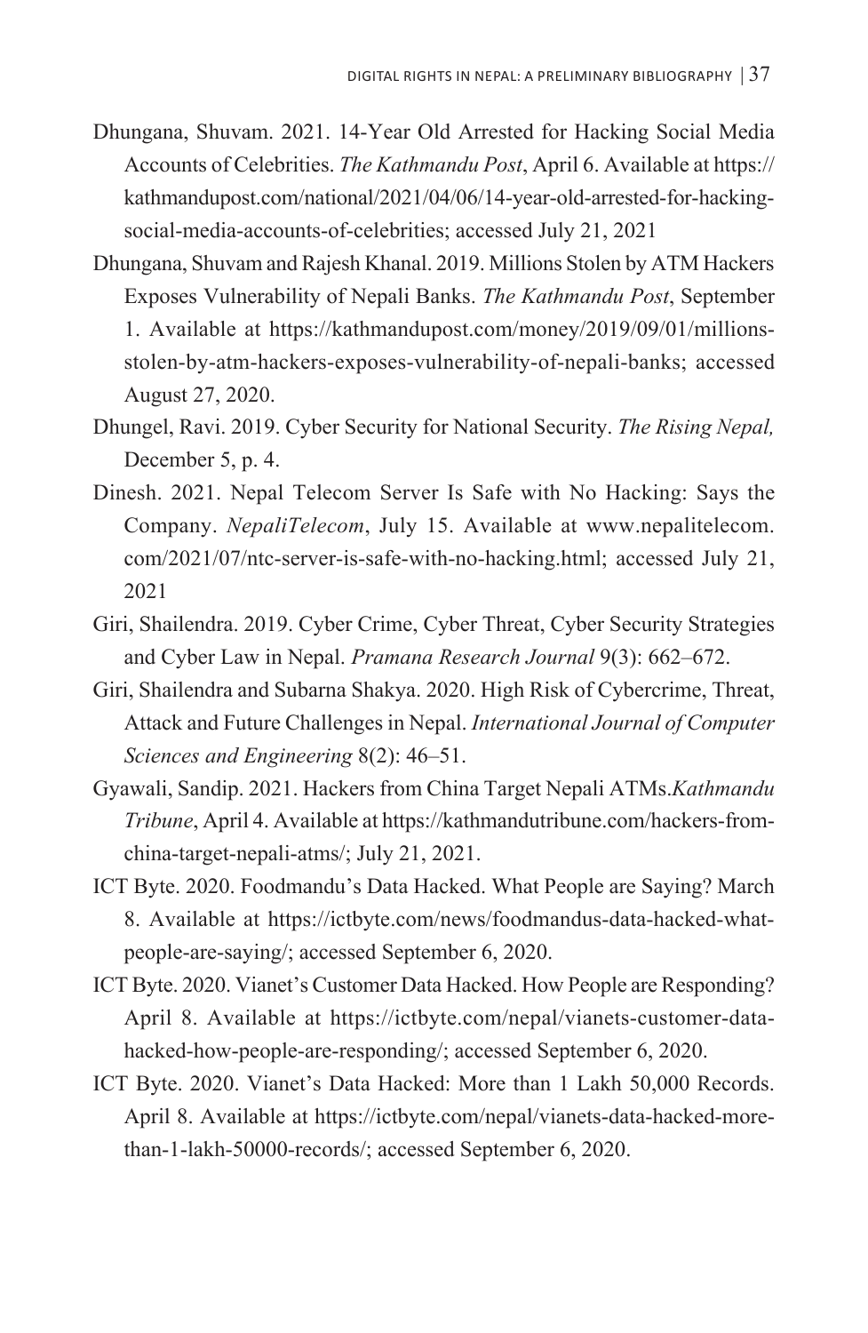Dhungana, Shuvam. 2021. 14-Year Old Arrested for Hacking Social Media Accounts of Celebrities. *The Kathmandu Post*, April 6. Available at https://kathmandupost.com/national/2021/04/06/14-year-old-arrested-for-hacking-social-media-accounts-of-celebrities; accessed July 21, 2021

Dhungana, Shuvam and Rajesh Khanal. 2019. Millions Stolen by ATM Hackers Exposes Vulnerability of Nepali Banks. *The Kathmandu Post*, September 1. Available at https://kathmandupost.com/money/2019/09/01/millions-stolen-by-atm-hackers-exposes-vulnerability-of-nepali-banks; accessed August 27, 2020.

Dhungel, Ravi. 2019. Cyber Security for National Security. *The Rising Nepal,* December 5, p. 4.

Dinesh. 2021. Nepal Telecom Server Is Safe with No Hacking: Says the Company. *NepaliTelecom*, July 15. Available at www.nepalitelecom.com/2021/07/ntc-server-is-safe-with-no-hacking.html; accessed July 21, 2021

Giri, Shailendra. 2019. Cyber Crime, Cyber Threat, Cyber Security Strategies and Cyber Law in Nepal. *Pramana Research Journal* 9(3): 662–672.

Giri, Shailendra and Subarna Shakya. 2020. High Risk of Cybercrime, Threat, Attack and Future Challenges in Nepal. *International Journal of Computer Sciences and Engineering* 8(2): 46–51.

Gyawali, Sandip. 2021. Hackers from China Target Nepali ATMs.*Kathmandu Tribune*, April 4. Available at https://kathmandutribune.com/hackers-from-china-target-nepali-atms/; July 21, 2021.

ICT Byte. 2020. Foodmandu's Data Hacked. What People are Saying? March 8. Available at https://ictbyte.com/news/foodmandus-data-hacked-what-people-are-saying/; accessed September 6, 2020.

ICT Byte. 2020. Vianet's Customer Data Hacked. How People are Responding? April 8. Available at https://ictbyte.com/nepal/vianets-customer-data-hacked-how-people-are-responding/; accessed September 6, 2020.

ICT Byte. 2020. Vianet's Data Hacked: More than 1 Lakh 50,000 Records. April 8. Available at https://ictbyte.com/nepal/vianets-data-hacked-more-than-1-lakh-50000-records/; accessed September 6, 2020.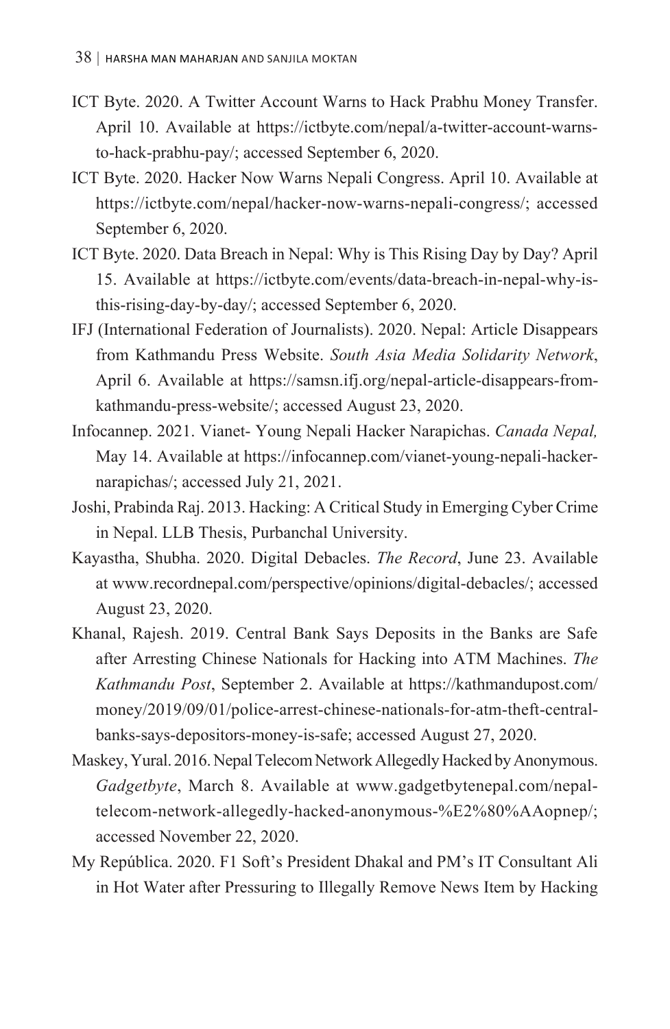ICT Byte. 2020. A Twitter Account Warns to Hack Prabhu Money Transfer. April 10. Available at https://ictbyte.com/nepal/a-twitter-account-warns-to-hack-prabhu-pay/; accessed September 6, 2020.

ICT Byte. 2020. Hacker Now Warns Nepali Congress. April 10. Available at https://ictbyte.com/nepal/hacker-now-warns-nepali-congress/; accessed September 6, 2020.

ICT Byte. 2020. Data Breach in Nepal: Why is This Rising Day by Day? April 15. Available at https://ictbyte.com/events/data-breach-in-nepal-why-is-this-rising-day-by-day/; accessed September 6, 2020.

IFJ (International Federation of Journalists). 2020. Nepal: Article Disappears from Kathmandu Press Website. *South Asia Media Solidarity Network*, April 6. Available at https://samsn.ifj.org/nepal-article-disappears-from-kathmandu-press-website/; accessed August 23, 2020.

Infocannep. 2021. Vianet- Young Nepali Hacker Narapichas. *Canada Nepal,* May 14. Available at https://infocannep.com/vianet-young-nepali-hacker-narapichas/; accessed July 21, 2021.

Joshi, Prabinda Raj. 2013. Hacking: A Critical Study in Emerging Cyber Crime in Nepal. LLB Thesis, Purbanchal University.

Kayastha, Shubha. 2020. Digital Debacles. *The Record*, June 23. Available at www.recordnepal.com/perspective/opinions/digital-debacles/; accessed August 23, 2020.

Khanal, Rajesh. 2019. Central Bank Says Deposits in the Banks are Safe after Arresting Chinese Nationals for Hacking into ATM Machines. *The Kathmandu Post*, September 2. Available at https://kathmandupost.com/money/2019/09/01/police-arrest-chinese-nationals-for-atm-theft-central-banks-says-depositors-money-is-safe; accessed August 27, 2020.

Maskey, Yural. 2016. Nepal Telecom Network Allegedly Hacked by Anonymous. *Gadgetbyte*, March 8. Available at www.gadgetbytenepal.com/nepal-telecom-network-allegedly-hacked-anonymous-%E2%80%AAopnep/; accessed November 22, 2020.

My República. 2020. F1 Soft's President Dhakal and PM's IT Consultant Ali in Hot Water after Pressuring to Illegally Remove News Item by Hacking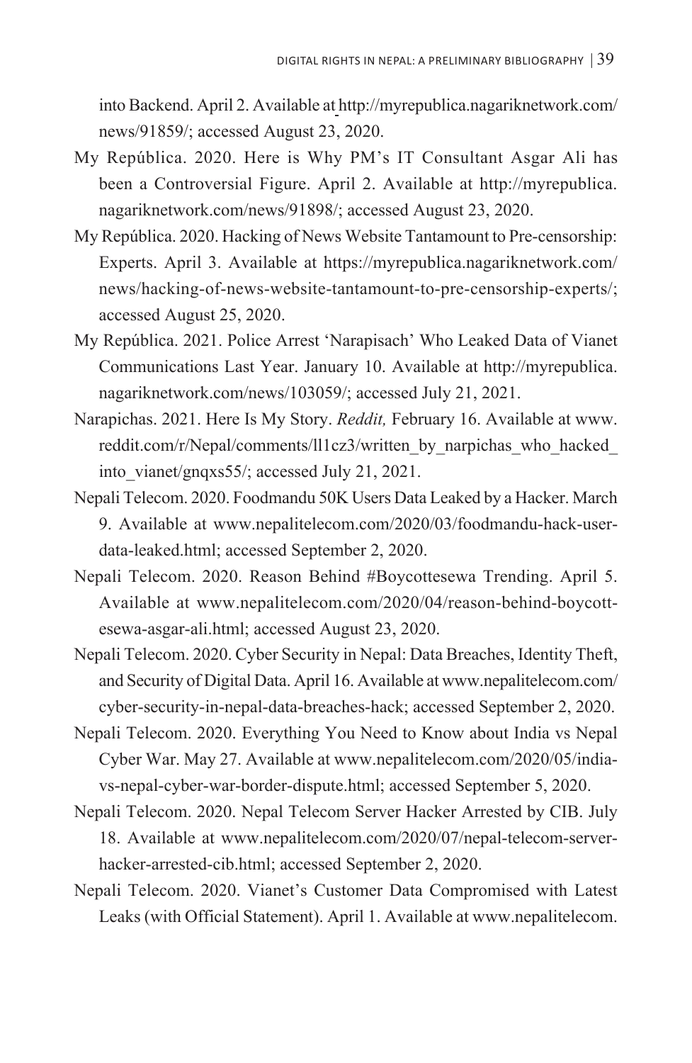into Backend. April 2. Available at http://myrepublica.nagariknetwork.com/news/91859/; accessed August 23, 2020.

My República. 2020. Here is Why PM's IT Consultant Asgar Ali has been a Controversial Figure. April 2. Available at http://myrepublica.nagariknetwork.com/news/91898/; accessed August 23, 2020.

My República. 2020. Hacking of News Website Tantamount to Pre-censorship: Experts. April 3. Available at https://myrepublica.nagariknetwork.com/news/hacking-of-news-website-tantamount-to-pre-censorship-experts/; accessed August 25, 2020.

My República. 2021. Police Arrest 'Narapisach' Who Leaked Data of Vianet Communications Last Year. January 10. Available at http://myrepublica.nagariknetwork.com/news/103059/; accessed July 21, 2021.

Narapichas. 2021. Here Is My Story. *Reddit,* February 16. Available at www.reddit.com/r/Nepal/comments/ll1cz3/written_by_narpichas_who_hacked_into_vianet/gnqxs55/; accessed July 21, 2021.

Nepali Telecom. 2020. Foodmandu 50K Users Data Leaked by a Hacker. March 9. Available at www.nepalitelecom.com/2020/03/foodmandu-hack-user-data-leaked.html; accessed September 2, 2020.

Nepali Telecom. 2020. Reason Behind #Boycottesewa Trending. April 5. Available at www.nepalitelecom.com/2020/04/reason-behind-boycott-esewa-asgar-ali.html; accessed August 23, 2020.

Nepali Telecom. 2020. Cyber Security in Nepal: Data Breaches, Identity Theft, and Security of Digital Data. April 16. Available at www.nepalitelecom.com/cyber-security-in-nepal-data-breaches-hack; accessed September 2, 2020.

Nepali Telecom. 2020. Everything You Need to Know about India vs Nepal Cyber War. May 27. Available at www.nepalitelecom.com/2020/05/india-vs-nepal-cyber-war-border-dispute.html; accessed September 5, 2020.

Nepali Telecom. 2020. Nepal Telecom Server Hacker Arrested by CIB. July 18. Available at www.nepalitelecom.com/2020/07/nepal-telecom-server-hacker-arrested-cib.html; accessed September 2, 2020.

Nepali Telecom. 2020. Vianet's Customer Data Compromised with Latest Leaks (with Official Statement). April 1. Available at www.nepalitelecom.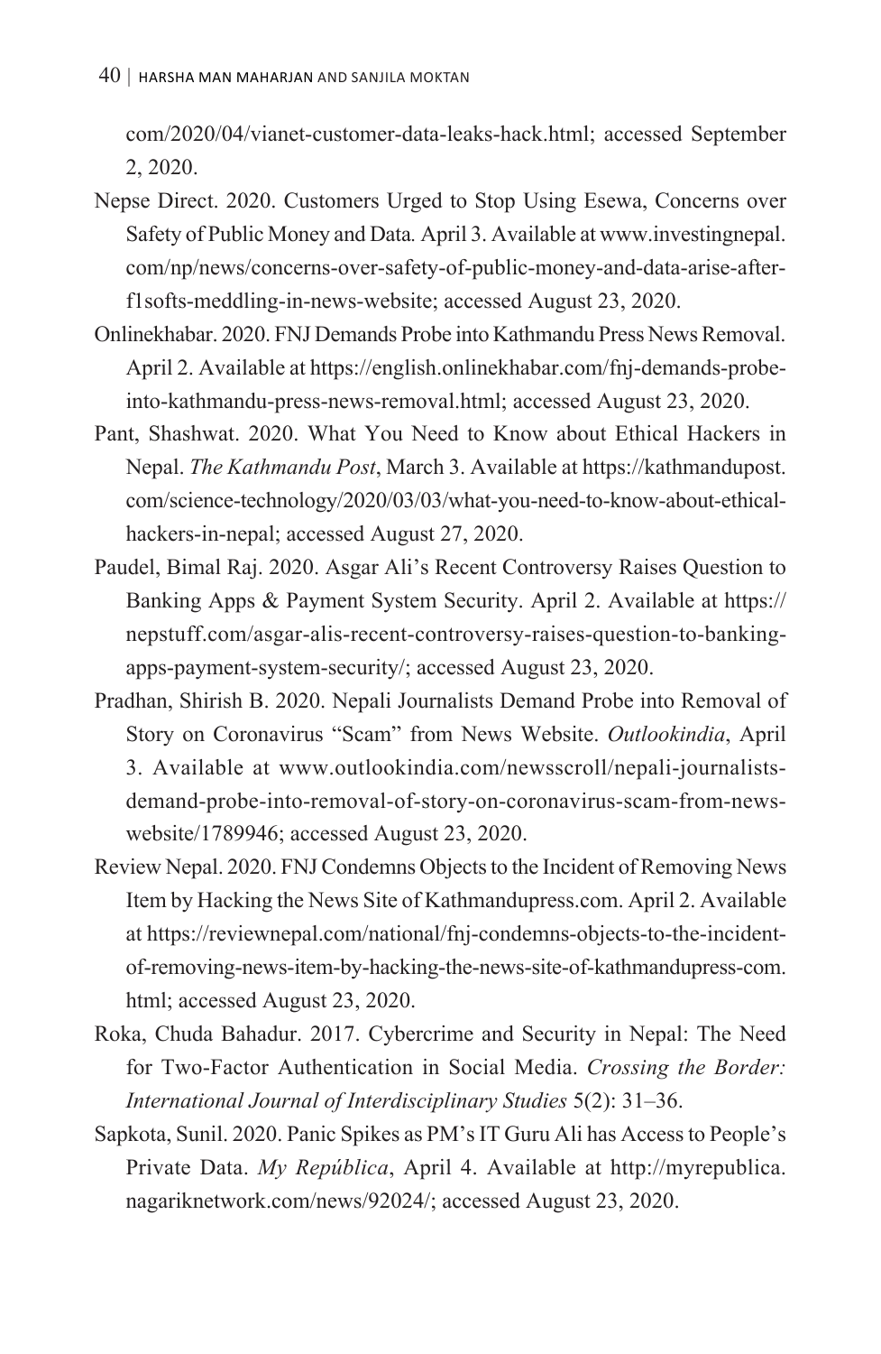com/2020/04/vianet-customer-data-leaks-hack.html; accessed September 2, 2020.

Nepse Direct. 2020. Customers Urged to Stop Using Esewa, Concerns over Safety of Public Money and Data*.* April 3. Available at www.investingnepal.com/np/news/concerns-over-safety-of-public-money-and-data-arise-after-f1softs-meddling-in-news-website; accessed August 23, 2020.

Onlinekhabar. 2020. FNJ Demands Probe into Kathmandu Press News Removal. April 2. Available at https://english.onlinekhabar.com/fnj-demands-probe-into-kathmandu-press-news-removal.html; accessed August 23, 2020.

Pant, Shashwat. 2020. What You Need to Know about Ethical Hackers in Nepal. *The Kathmandu Post*, March 3. Available at https://kathmandupost.com/science-technology/2020/03/03/what-you-need-to-know-about-ethical-hackers-in-nepal; accessed August 27, 2020.

Paudel, Bimal Raj. 2020. Asgar Ali's Recent Controversy Raises Question to Banking Apps & Payment System Security. April 2. Available at https://nepstuff.com/asgar-alis-recent-controversy-raises-question-to-banking-apps-payment-system-security/; accessed August 23, 2020.

Pradhan, Shirish B. 2020. Nepali Journalists Demand Probe into Removal of Story on Coronavirus "Scam" from News Website. *Outlookindia*, April 3. Available at www.outlookindia.com/newsscroll/nepali-journalists-demand-probe-into-removal-of-story-on-coronavirus-scam-from-news-website/1789946; accessed August 23, 2020.

Review Nepal. 2020. FNJ Condemns Objects to the Incident of Removing News Item by Hacking the News Site of Kathmandupress.com. April 2. Available at https://reviewnepal.com/national/fnj-condemns-objects-to-the-incident-of-removing-news-item-by-hacking-the-news-site-of-kathmandupress-com.html; accessed August 23, 2020.

Roka, Chuda Bahadur. 2017. Cybercrime and Security in Nepal: The Need for Two-Factor Authentication in Social Media. *Crossing the Border: International Journal of Interdisciplinary Studies* 5(2): 31–36.

Sapkota, Sunil. 2020. Panic Spikes as PM's IT Guru Ali has Access to People's Private Data. *My República*, April 4. Available at http://myrepublica.nagariknetwork.com/news/92024/; accessed August 23, 2020.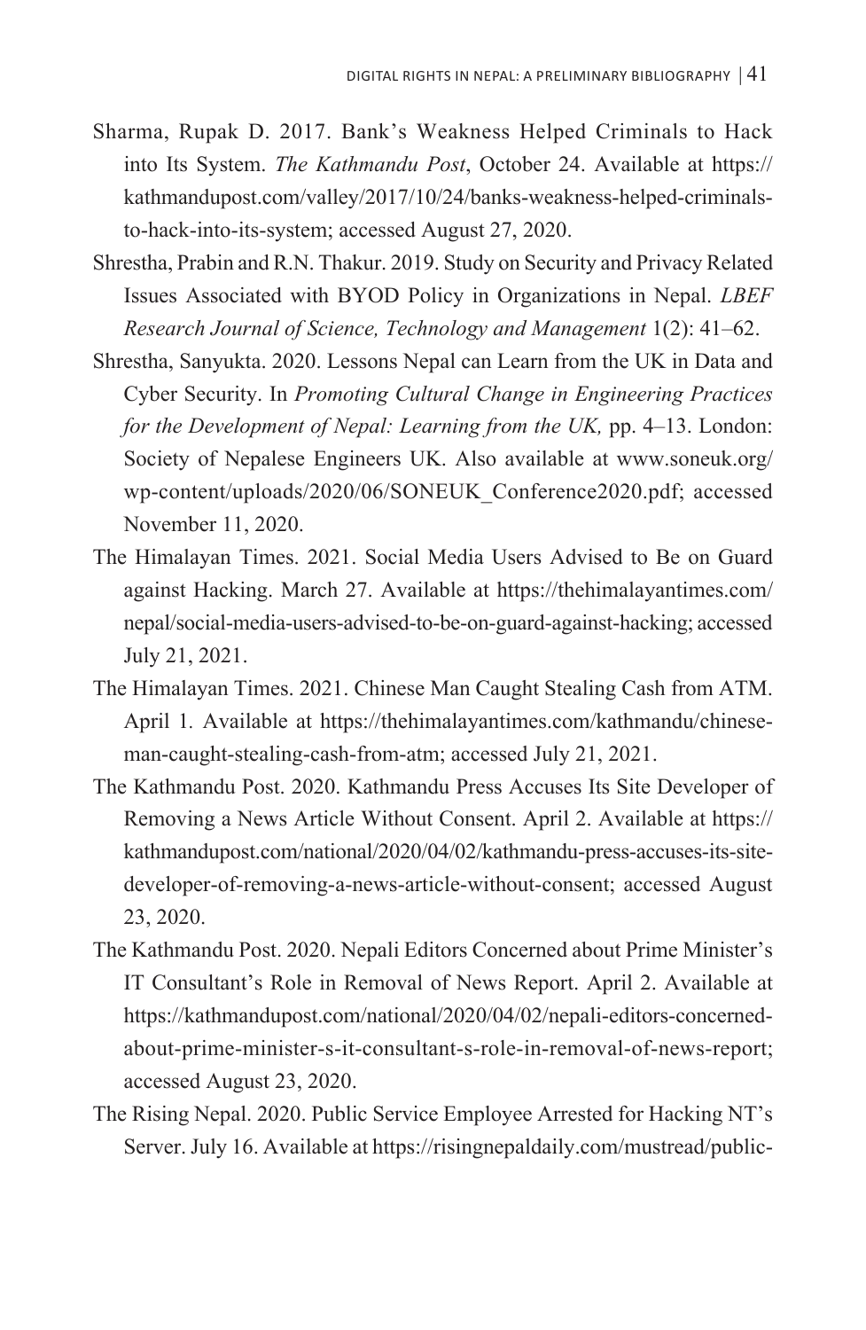Sharma, Rupak D. 2017. Bank's Weakness Helped Criminals to Hack into Its System. *The Kathmandu Post*, October 24. Available at https://kathmandupost.com/valley/2017/10/24/banks-weakness-helped-criminals-to-hack-into-its-system; accessed August 27, 2020.

Shrestha, Prabin and R.N. Thakur. 2019. Study on Security and Privacy Related Issues Associated with BYOD Policy in Organizations in Nepal. *LBEF Research Journal of Science, Technology and Management* 1(2): 41–62.

Shrestha, Sanyukta. 2020. Lessons Nepal can Learn from the UK in Data and Cyber Security. In *Promoting Cultural Change in Engineering Practices for the Development of Nepal: Learning from the UK,* pp. 4–13. London: Society of Nepalese Engineers UK. Also available at www.soneuk.org/wp-content/uploads/2020/06/SONEUK_Conference2020.pdf; accessed November 11, 2020.

The Himalayan Times. 2021. Social Media Users Advised to Be on Guard against Hacking. March 27. Available at https://thehimalayantimes.com/nepal/social-media-users-advised-to-be-on-guard-against-hacking; accessed July 21, 2021.

The Himalayan Times. 2021. Chinese Man Caught Stealing Cash from ATM. April 1. Available at https://thehimalayantimes.com/kathmandu/chinese-man-caught-stealing-cash-from-atm; accessed July 21, 2021.

The Kathmandu Post. 2020. Kathmandu Press Accuses Its Site Developer of Removing a News Article Without Consent. April 2. Available at https://kathmandupost.com/national/2020/04/02/kathmandu-press-accuses-its-site-developer-of-removing-a-news-article-without-consent; accessed August 23, 2020.

The Kathmandu Post. 2020. Nepali Editors Concerned about Prime Minister's IT Consultant's Role in Removal of News Report. April 2. Available at https://kathmandupost.com/national/2020/04/02/nepali-editors-concerned-about-prime-minister-s-it-consultant-s-role-in-removal-of-news-report; accessed August 23, 2020.

The Rising Nepal. 2020. Public Service Employee Arrested for Hacking NT's Server. July 16. Available at https://risingnepaldaily.com/mustread/public-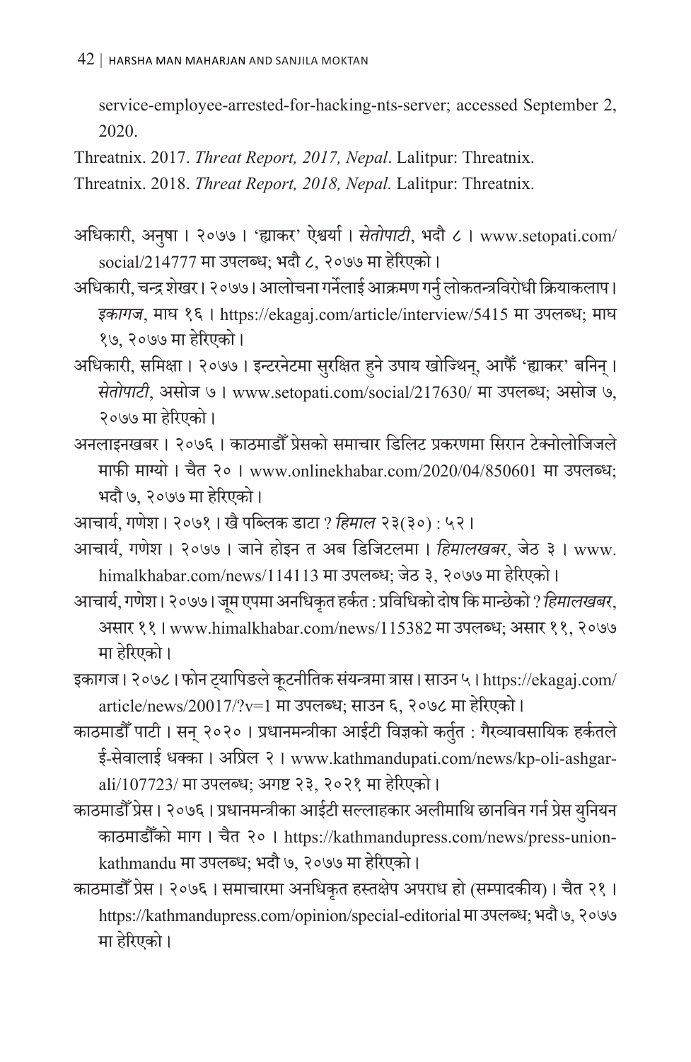service-employee-arrested-for-hacking-nts-server; accessed September 2, 2020.

Threatnix. 2017. *Threat Report, 2017, Nepal*. Lalitpur: Threatnix.

Threatnix. 2018. *Threat Report, 2018, Nepal.* Lalitpur: Threatnix.

अधिकारी, अनुषा । २०७७ । 'ह्याकर' ऐश्वर्या । *सेतोपाटी*, भदौ ८ । www.setopati.com/social/214777 मा उपलब्ध; भदौ ८, २०७७ मा हेरिएको ।

अधिकारी, चन्द्र शेखर । २०७७ । आलोचना गर्नेलाई आक्रमण गर्नु लोकतन्त्रविरोधी क्रियाकलाप । *इकागज*, माघ १६ । https://ekagaj.com/article/interview/5415 मा उपलब्ध; माघ १७, २०७७ मा हेरिएको ।

अधिकारी, समिक्षा । २०७७ । इन्टरनेटमा सुरक्षित हुने उपाय खोज्थिन्, आफैँ 'ह्याकर' बनिन् । *सेतोपाटी*, असोज ७ । www.setopati.com/social/217630/ मा उपलब्ध; असोज ७, २०७७ मा हेरिएको ।

अनलाइनखबर । २०७६ । काठमाडौँ प्रेसको समाचार डिलिट प्रकरणमा सिरान टेक्नोलोजिजले माफी माग्यो । चैत २० । www.onlinekhabar.com/2020/04/850601 मा उपलब्ध; भदौ ७, २०७७ मा हेरिएको ।

आचार्य, गणेश । २०७१ । खै पब्लिक डाटा ? *हिमाल* २३(३०) : ५२ ।

आचार्य, गणेश । २०७७ । जाने होइन त अब डिजिटलमा । *हिमालखबर*, जेठ ३ । www.himalkhabar.com/news/114113 मा उपलब्ध; जेठ ३, २०७७ मा हेरिएको ।

आचार्य, गणेश । २०७७ । जूम एपमा अनधिकृत हर्कत : प्रविधिको दोष कि मान्छेको ? *हिमालखबर*, असार ११ । www.himalkhabar.com/news/115382 मा उपलब्ध; असार ११, २०७७ मा हेरिएको ।

इकागज । २०७८ । फोन ट्यापिङले कूटनीतिक संयन्त्रमा त्रास । साउन ५ । https://ekagaj.com/article/news/20017/?v=1 मा उपलब्ध; साउन ६, २०७८ मा हेरिएको ।

काठमाडौँ पाटी । सन् २०२० । प्रधानमन्त्रीका आईटी विज्ञको कर्तुत : गैरव्यावसायिक हर्कतले ई-सेवालाई धक्का । अप्रिल २ । www.kathmandupati.com/news/kp-oli-ashgar-ali/107723/ मा उपलब्ध; अगष्ट २३, २०२१ मा हेरिएको ।

काठमाडौँ प्रेस । २०७६ । प्रधानमन्त्रीका आईटी सल्लाहकार अलीमाथि छानविन गर्न प्रेस युनियन काठमाडौँको माग । चैत २० । https://kathmandupress.com/news/press-union-kathmandu मा उपलब्ध; भदौ ७, २०७७ मा हेरिएको ।

काठमाडौँ प्रेस । २०७६ । समाचारमा अनधिकृत हस्तक्षेप अपराध हो (सम्पादकीय) । चैत २१ । https://kathmandupress.com/opinion/special-editorial मा उपलब्ध; भदौ ७, २०७७ मा हेरिएको ।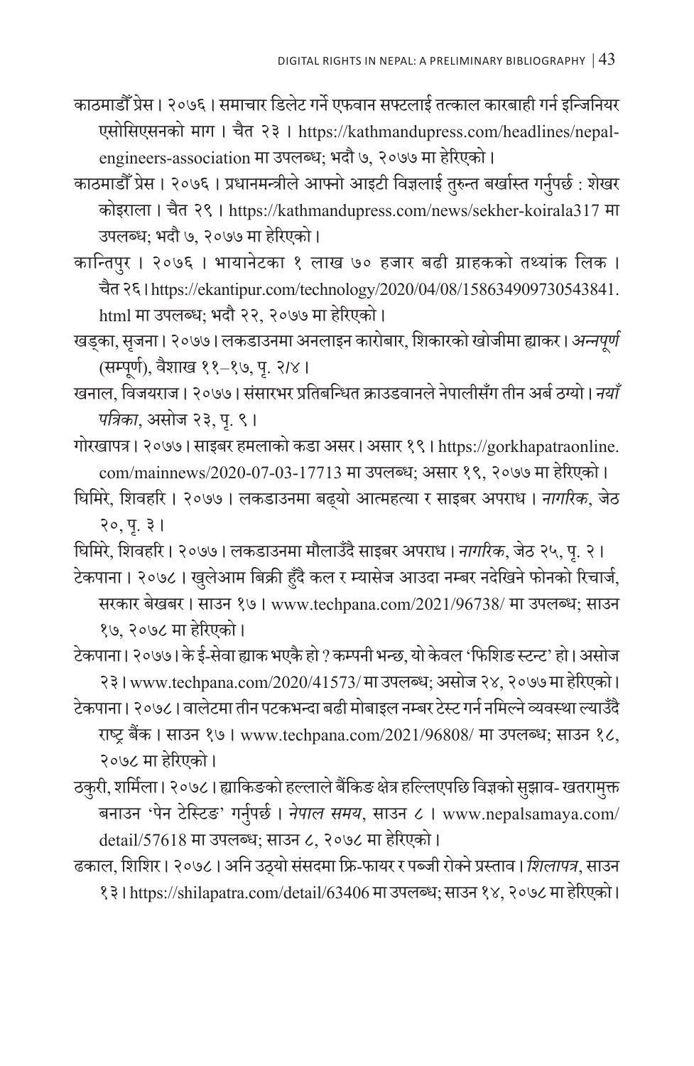काठमाडौँ प्रेस । २०७६ । समाचार डिलेट गर्ने एफवान सफ्टलाई तत्काल कारबाही गर्न इन्जिनियर एसोसिएसनको माग । चैत २३ । https://kathmandupress.com/headlines/nepal-engineers-association मा उपलब्ध; भदौ ७, २०७७ मा हेरिएको ।

काठमाडौँ प्रेस । २०७६ । प्रधानमन्त्रीले आफ्नो आइटी विज्ञलाई तुरुन्त बर्खास्त गर्नुपर्छ : शेखर कोइराला । चैत २९ । https://kathmandupress.com/news/sekher-koirala317 मा उपलब्ध; भदौ ७, २०७७ मा हेरिएको ।

कान्तिपुर । २०७६ । भायानेटका १ लाख ७० हजार बढी ग्राहकको तथ्यांक लिक । चैत २६ । https://ekantipur.com/technology/2020/04/08/158634909730543841.html मा उपलब्ध; भदौ २२, २०७७ मा हेरिएको ।

खड्का, सृजना । २०७७ । लकडाउनमा अनलाइन कारोबार, शिकारको खोजीमा ह्याकर । *अन्नपूर्ण* (सम्पूर्ण), वैशाख ११–१७, पृ. २/४ ।

खनाल, विजयराज । २०७७ । संसारभर प्रतिबन्धित क्राउडवानले नेपालीसँग तीन अर्ब ठग्यो । *नयाँ पत्रिका*, असोज २३, पृ. ९ ।

गोरखापत्र । २०७७ । साइबर हमलाको कडा असर । असार १९ । https://gorkhapatraonline.com/mainnews/2020-07-03-17713 मा उपलब्ध; असार १९, २०७७ मा हेरिएको ।

घिमिरे, शिवहरि । २०७७ । लकडाउनमा बढ्यो आत्महत्या र साइबर अपराध । *नागरिक*, जेठ २०, पृ. ३ ।

घिमिरे, शिवहरि । २०७७ । लकडाउनमा मौलाउँदै साइबर अपराध । *नागरिक*, जेठ २५, पृ. २ ।

टेकपाना । २०७८ । खुलेआम बिक्री हुँदै कल र म्यासेज आउदा नम्बर नदेखिने फोनको रिचार्ज, सरकार बेखबर । साउन १७ । www.techpana.com/2021/96738/ मा उपलब्ध; साउन १७, २०७८ मा हेरिएको ।

टेकपाना । २०७७ । के ई-सेवा ह्याक भएकै हो ? कम्पनी भन्छ, यो केवल 'फिशिङ स्टन्ट' हो । असोज २३ । www.techpana.com/2020/41573/ मा उपलब्ध; असोज २४, २०७७ मा हेरिएको ।

टेकपाना । २०७८ । वालेटमा तीन पटकभन्दा बढी मोबाइल नम्बर टेस्ट गर्न नमिल्ने व्यवस्था ल्याउँदै राष्ट्र बैंक । साउन १७ । www.techpana.com/2021/96808/ मा उपलब्ध; साउन १८, २०७८ मा हेरिएको ।

ठकुरी, शर्मिला । २०७८ । ह्याकिङको हल्लाले बैंकिङ क्षेत्र हल्लिएपछि विज्ञको सुझाव- खतरामुक्त बनाउन 'पेन टेस्टिङ' गर्नुपर्छ । *नेपाल समय*, साउन ८ । www.nepalsamaya.com/detail/57618 मा उपलब्ध; साउन ८, २०७८ मा हेरिएको ।

ढकाल, शिशिर । २०७८ । अनि उठ्यो संसदमा फ्रि-फायर र पब्जी रोक्ने प्रस्ताव । *शिलापत्र*, साउन १३ । https://shilapatra.com/detail/63406 मा उपलब्ध; साउन १४, २०७८ मा हेरिएको ।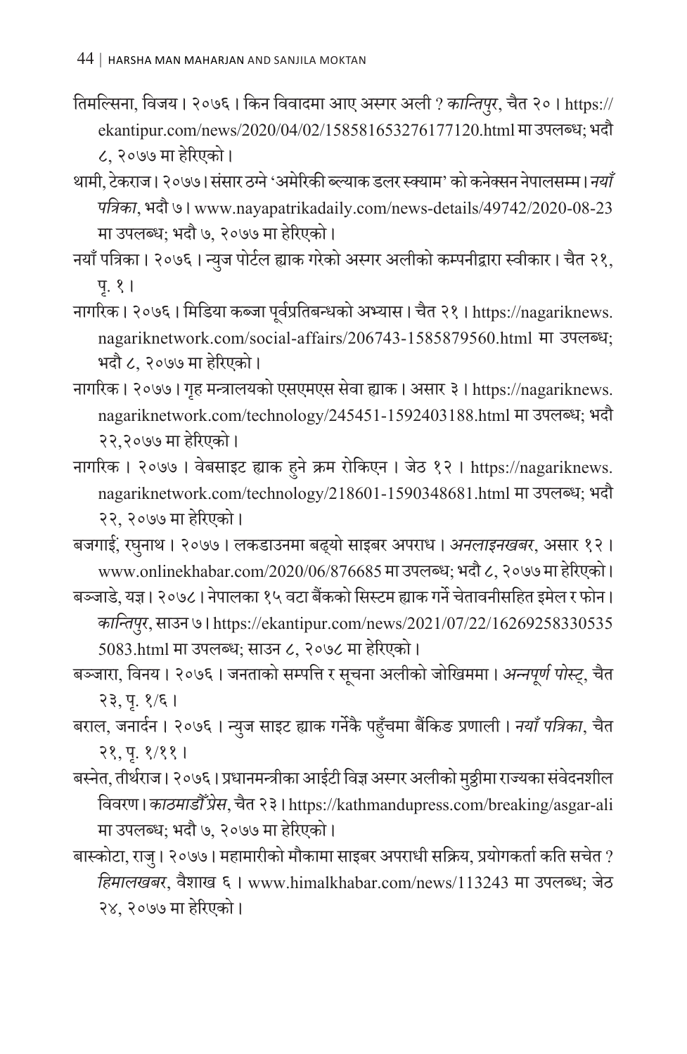तिमल्सिना, विजय। २०७६। किन विवादमा आए अस्गर अली ? *कान्तिपुर*, चैत २०। https://ekantipur.com/news/2020/04/02/158581653276177120.html मा उपलब्ध; भदौ ८, २०७७ मा हेरिएको।

थामी, टेकराज। २०७७। संसार ठग्ने 'अमेरिकी ब्ल्याक डलर स्क्याम' को कनेक्सन नेपालसम्म। *नयाँ पत्रिका*, भदौ ७। www.nayapatrikadaily.com/news-details/49742/2020-08-23 मा उपलब्ध; भदौ ७, २०७७ मा हेरिएको।

नयाँ पत्रिका। २०७६। न्युज पोर्टल ह्याक गरेको अस्गर अलीको कम्पनीद्वारा स्वीकार। चैत २१, पृ. १।

नागरिक। २०७६। मिडिया कब्जा पूर्वप्रतिबन्धको अभ्यास। चैत २१। https://nagariknews.nagariknetwork.com/social-affairs/206743-1585879560.html मा उपलब्ध; भदौ ८, २०७७ मा हेरिएको।

नागरिक। २०७७। गृह मन्त्रालयको एसएमएस सेवा ह्याक। असार ३। https://nagariknews.nagariknetwork.com/technology/245451-1592403188.html मा उपलब्ध; भदौ २२,२०७७ मा हेरिएको।

नागरिक। २०७७। वेबसाइट ह्याक हुने क्रम रोकिएन। जेठ १२। https://nagariknews.nagariknetwork.com/technology/218601-1590348681.html मा उपलब्ध; भदौ २२, २०७७ मा हेरिएको।

बजगाईं, रघुनाथ। २०७७। लकडाउनमा बढ्यो साइबर अपराध। *अनलाइनखबर*, असार १२। www.onlinekhabar.com/2020/06/876685 मा उपलब्ध; भदौ ८, २०७७ मा हेरिएको।

बञ्जाडे, यज्ञ। २०७८। नेपालका १५ वटा बैंकको सिस्टम ह्याक गर्ने चेतावनीसहित इमेल र फोन। *कान्तिपुर*, साउन ७। https://ekantipur.com/news/2021/07/22/162692583305355083.html मा उपलब्ध; साउन ८, २०७८ मा हेरिएको।

बञ्जारा, विनय। २०७६। जनताको सम्पत्ति र सूचना अलीको जोखिममा। *अन्नपूर्ण पोस्ट्*, चैत २३, पृ. १/६।

बराल, जनार्दन। २०७६। न्युज साइट ह्याक गर्नेकै पहुँचमा बैंकिङ प्रणाली। *नयाँ पत्रिका*, चैत २१, पृ. १/११।

बस्नेत, तीर्थराज। २०७६। प्रधानमन्त्रीका आईटी विज्ञ अस्गर अलीको मुठ्ठीमा राज्यका संवेदनशील विवरण। *काठमाडौँ प्रेस*, चैत २३। https://kathmandupress.com/breaking/asgar-ali मा उपलब्ध; भदौ ७, २०७७ मा हेरिएको।

बास्कोटा, राजु। २०७७। महामारीको मौकामा साइबर अपराधी सक्रिय, प्रयोगकर्ता कति सचेत ? *हिमालखबर*, वैशाख ६। www.himalkhabar.com/news/113243 मा उपलब्ध; जेठ २४, २०७७ मा हेरिएको।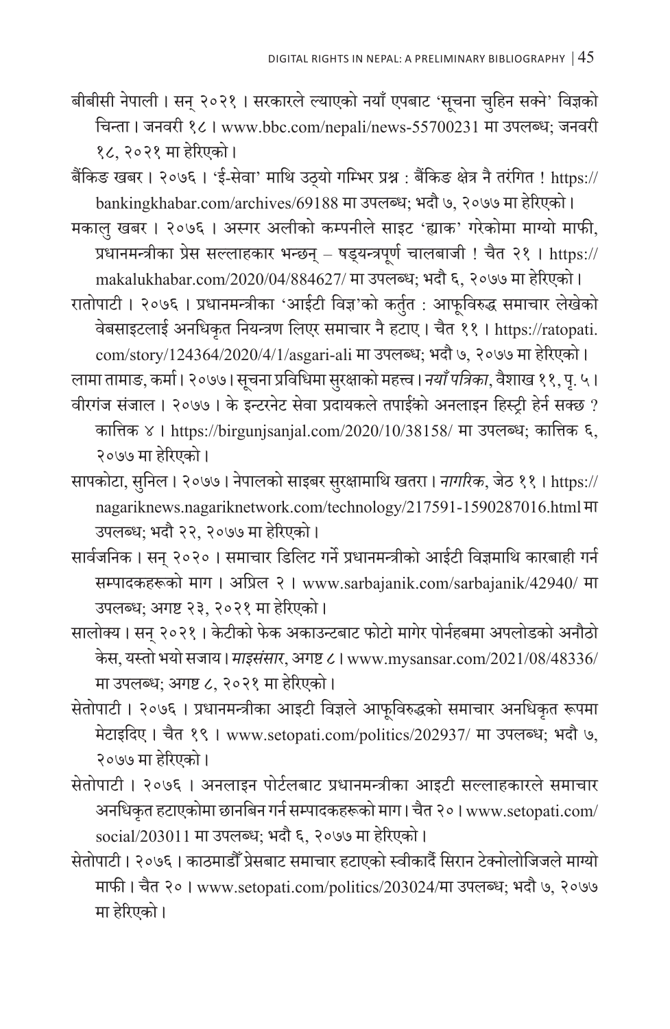बीबीसी नेपाली । सन् २०२१ । सरकारले ल्याएको नयाँ एपबाट 'सूचना चुहिन सक्ने' विज्ञको चिन्ता । जनवरी १८ । www.bbc.com/nepali/news-55700231 मा उपलब्ध; जनवरी १८, २०२१ मा हेरिएको ।

बैंकिङ खबर । २०७६ । 'ई-सेवा' माथि उठ्यो गम्भिर प्रश्न : बैंकिङ क्षेत्र नै तरंगित ! https://bankingkhabar.com/archives/69188 मा उपलब्ध; भदौ ७, २०७७ मा हेरिएको ।

मकालु खबर । २०७६ । अस्गर अलीको कम्पनीले साइट 'ह्याक' गरेकोमा माग्यो माफी, प्रधानमन्त्रीका प्रेस सल्लाहकार भन्छन् – षड्यन्त्रपूर्ण चालबाजी ! चैत २१ । https://makalukhabar.com/2020/04/884627/ मा उपलब्ध; भदौ ६, २०७७ मा हेरिएको ।

रातोपाटी । २०७६ । प्रधानमन्त्रीका 'आईटी विज्ञ'को कर्तुत : आफूविरुद्ध समाचार लेखेको वेबसाइटलाई अनधिकृत नियन्त्रण लिएर समाचार नै हटाए । चैत ११ । https://ratopati.com/story/124364/2020/4/1/asgari-ali मा उपलब्ध; भदौ ७, २०७७ मा हेरिएको ।

लामा तामाङ, कर्मा । २०७७ । सूचना प्रविधिमा सुरक्षाको महत्त्व । *नयाँ पत्रिका*, वैशाख ११, पृ. ५ ।

वीरगंज संजाल । २०७७ । के इन्टरनेट सेवा प्रदायकले तपाईंको अनलाइन हिस्ट्री हेर्न सक्छ ? कात्तिक ४ । https://birgunjsanjal.com/2020/10/38158/ मा उपलब्ध; कात्तिक ६, २०७७ मा हेरिएको ।

सापकोटा, सुनिल । २०७७ । नेपालको साइबर सुरक्षामाथि खतरा । *नागरिक*, जेठ ११ । https://nagariknews.nagariknetwork.com/technology/217591-1590287016.html मा उपलब्ध; भदौ २२, २०७७ मा हेरिएको ।

सार्वजनिक । सन् २०२० । समाचार डिलिट गर्ने प्रधानमन्त्रीको आईटी विज्ञमाथि कारबाही गर्न सम्पादकहरूको माग । अप्रिल २ । www.sarbajanik.com/sarbajanik/42940/ मा उपलब्ध; अगष्ट २३, २०२१ मा हेरिएको ।

सालोक्य । सन् २०२१ । केटीको फेक अकाउन्टबाट फोटो मागेर पोर्नहबमा अपलोडको अनौठो केस, यस्तो भयो सजाय । *माइसंसार*, अगष्ट ८ । www.mysansar.com/2021/08/48336/ मा उपलब्ध; अगष्ट ८, २०२१ मा हेरिएको ।

सेतोपाटी । २०७६ । प्रधानमन्त्रीका आइटी विज्ञले आफूविरुद्धको समाचार अनधिकृत रूपमा मेटाइदिए । चैत १९ । www.setopati.com/politics/202937/ मा उपलब्ध; भदौ ७, २०७७ मा हेरिएको ।

सेतोपाटी । २०७६ । अनलाइन पोर्टलबाट प्रधानमन्त्रीका आइटी सल्लाहकारले समाचार अनधिकृत हटाएकोमा छानबिन गर्न सम्पादकहरूको माग । चैत २० । www.setopati.com/social/203011 मा उपलब्ध; भदौ ६, २०७७ मा हेरिएको ।

सेतोपाटी । २०७६ । काठमाडौँ प्रेसबाट समाचार हटाएको स्वीकार्दै सिरान टेक्नोलोजिजले माग्यो माफी । चैत २० । www.setopati.com/politics/203024/मा उपलब्ध; भदौ ७, २०७७ मा हेरिएको ।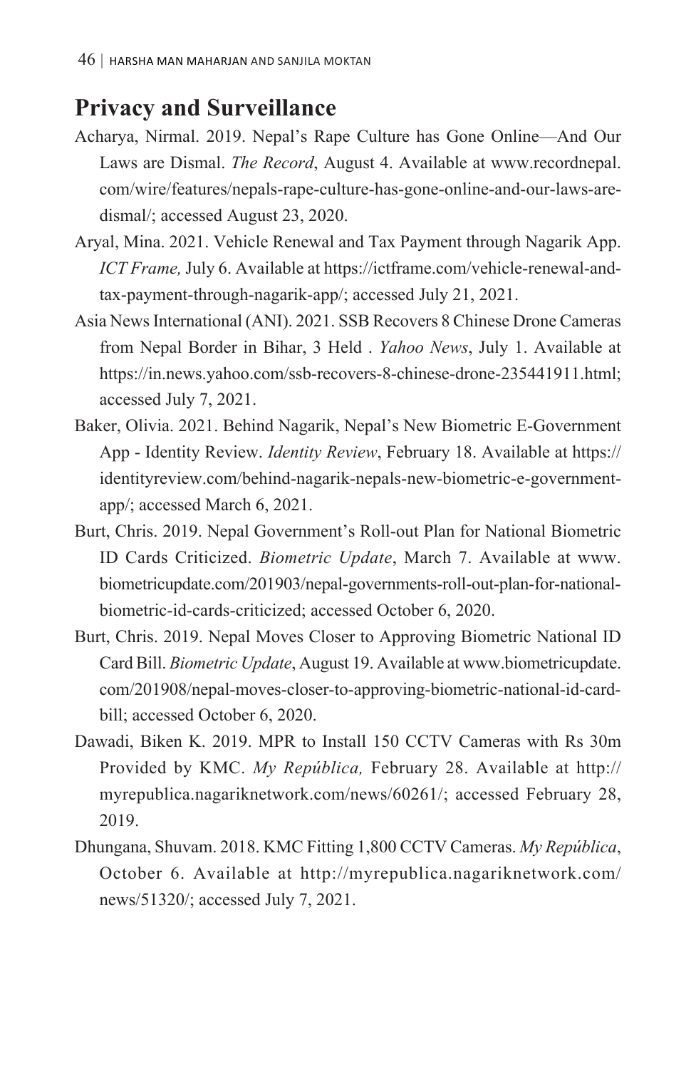## Privacy and Surveillance

Acharya, Nirmal. 2019. Nepal's Rape Culture has Gone Online—And Our Laws are Dismal. *The Record*, August 4. Available at www.recordnepal.com/wire/features/nepals-rape-culture-has-gone-online-and-our-laws-are-dismal/; accessed August 23, 2020.

Aryal, Mina. 2021. Vehicle Renewal and Tax Payment through Nagarik App. *ICT Frame,* July 6. Available at https://ictframe.com/vehicle-renewal-and-tax-payment-through-nagarik-app/; accessed July 21, 2021.

Asia News International (ANI). 2021. SSB Recovers 8 Chinese Drone Cameras from Nepal Border in Bihar, 3 Held . *Yahoo News*, July 1. Available at https://in.news.yahoo.com/ssb-recovers-8-chinese-drone-235441911.html; accessed July 7, 2021.

Baker, Olivia. 2021. Behind Nagarik, Nepal's New Biometric E-Government App - Identity Review. *Identity Review*, February 18. Available at https://identityreview.com/behind-nagarik-nepals-new-biometric-e-government-app/; accessed March 6, 2021.

Burt, Chris. 2019. Nepal Government's Roll-out Plan for National Biometric ID Cards Criticized. *Biometric Update*, March 7. Available at www.biometricupdate.com/201903/nepal-governments-roll-out-plan-for-national-biometric-id-cards-criticized; accessed October 6, 2020.

Burt, Chris. 2019. Nepal Moves Closer to Approving Biometric National ID Card Bill. *Biometric Update*, August 19. Available at www.biometricupdate.com/201908/nepal-moves-closer-to-approving-biometric-national-id-card-bill; accessed October 6, 2020.

Dawadi, Biken K. 2019. MPR to Install 150 CCTV Cameras with Rs 30m Provided by KMC. *My República,* February 28. Available at http://myrepublica.nagariknetwork.com/news/60261/; accessed February 28, 2019.

Dhungana, Shuvam. 2018. KMC Fitting 1,800 CCTV Cameras. *My República*, October 6. Available at http://myrepublica.nagariknetwork.com/news/51320/; accessed July 7, 2021.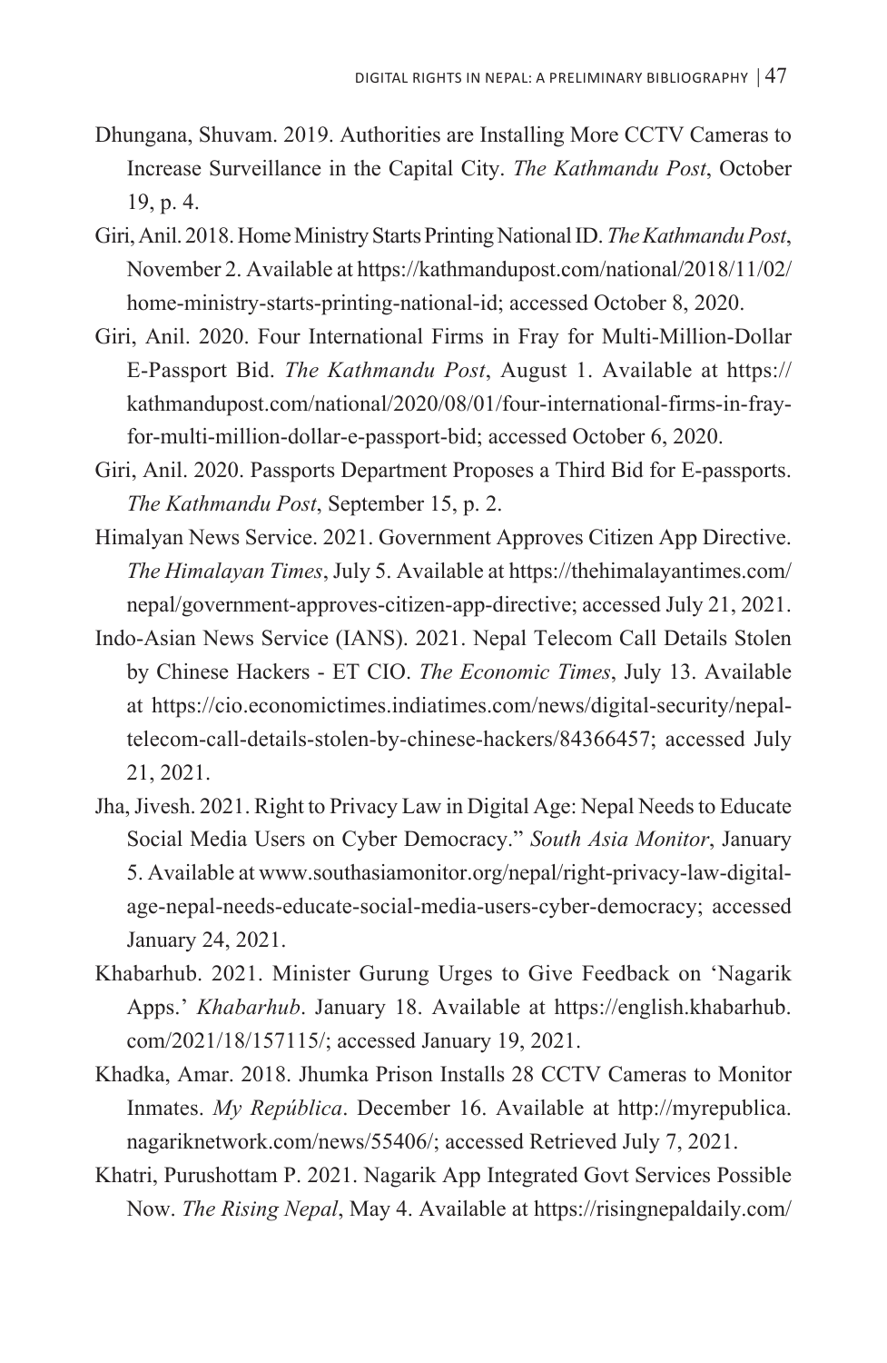Dhungana, Shuvam. 2019. Authorities are Installing More CCTV Cameras to Increase Surveillance in the Capital City. *The Kathmandu Post*, October 19, p. 4.

Giri, Anil. 2018. Home Ministry Starts Printing National ID. *The Kathmandu Post*, November 2. Available at https://kathmandupost.com/national/2018/11/02/home-ministry-starts-printing-national-id; accessed October 8, 2020.

Giri, Anil. 2020. Four International Firms in Fray for Multi-Million-Dollar E-Passport Bid. *The Kathmandu Post*, August 1. Available at https://kathmandupost.com/national/2020/08/01/four-international-firms-in-fray-for-multi-million-dollar-e-passport-bid; accessed October 6, 2020.

Giri, Anil. 2020. Passports Department Proposes a Third Bid for E-passports. *The Kathmandu Post*, September 15, p. 2.

Himalyan News Service. 2021. Government Approves Citizen App Directive. *The Himalayan Times*, July 5. Available at https://thehimalayantimes.com/nepal/government-approves-citizen-app-directive; accessed July 21, 2021.

Indo-Asian News Service (IANS). 2021. Nepal Telecom Call Details Stolen by Chinese Hackers - ET CIO. *The Economic Times*, July 13. Available at https://cio.economictimes.indiatimes.com/news/digital-security/nepal-telecom-call-details-stolen-by-chinese-hackers/84366457; accessed July 21, 2021.

Jha, Jivesh. 2021. Right to Privacy Law in Digital Age: Nepal Needs to Educate Social Media Users on Cyber Democracy." *South Asia Monitor*, January 5. Available at www.southasiamonitor.org/nepal/right-privacy-law-digital-age-nepal-needs-educate-social-media-users-cyber-democracy; accessed January 24, 2021.

Khabarhub. 2021. Minister Gurung Urges to Give Feedback on 'Nagarik Apps.' *Khabarhub*. January 18. Available at https://english.khabarhub.com/2021/18/157115/; accessed January 19, 2021.

Khadka, Amar. 2018. Jhumka Prison Installs 28 CCTV Cameras to Monitor Inmates. *My República*. December 16. Available at http://myrepublica.nagariknetwork.com/news/55406/; accessed Retrieved July 7, 2021.

Khatri, Purushottam P. 2021. Nagarik App Integrated Govt Services Possible Now. *The Rising Nepal*, May 4. Available at https://risingnepaldaily.com/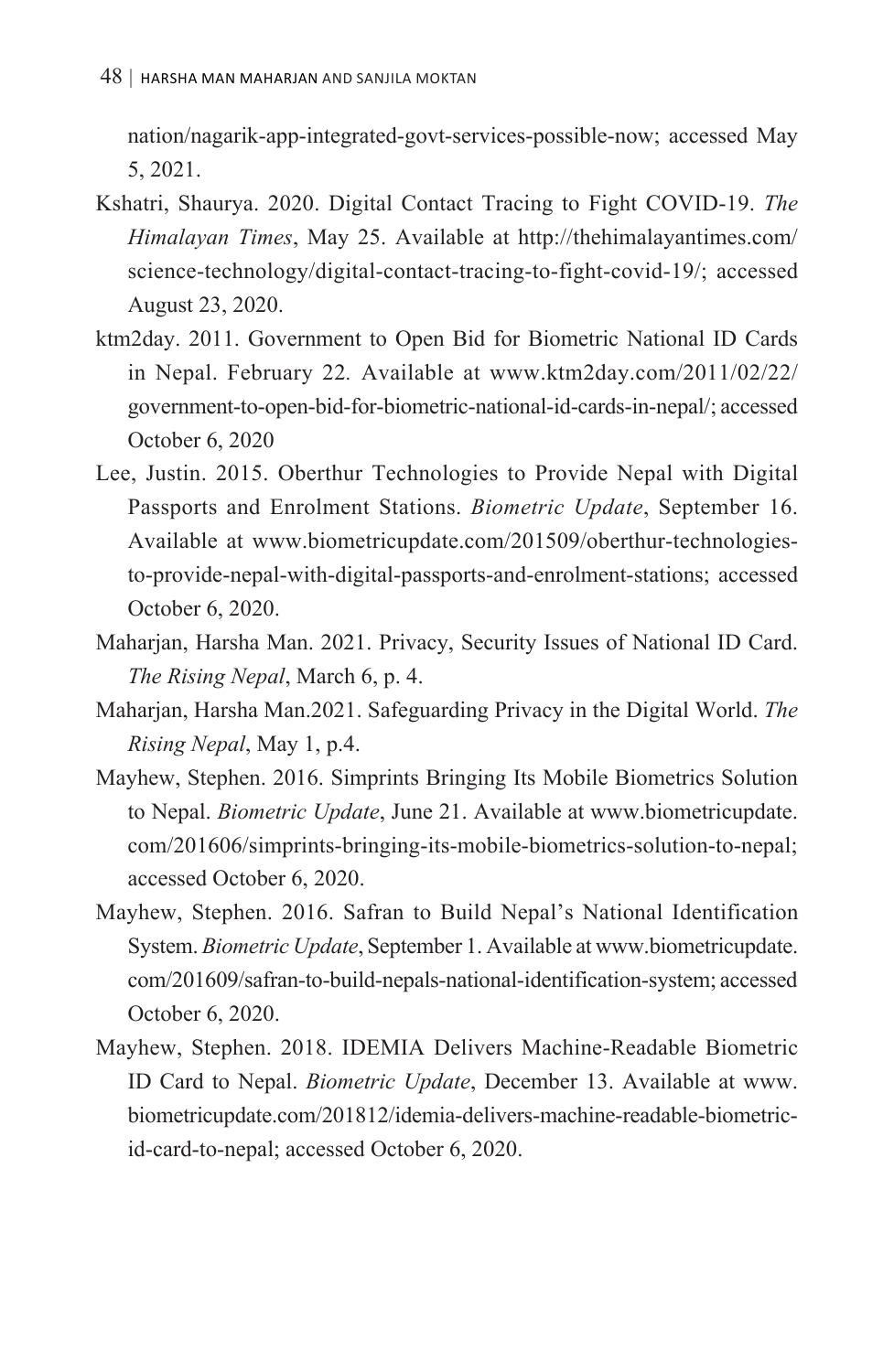nation/nagarik-app-integrated-govt-services-possible-now; accessed May 5, 2021.

Kshatri, Shaurya. 2020. Digital Contact Tracing to Fight COVID-19. *The Himalayan Times*, May 25. Available at http://thehimalayantimes.com/science-technology/digital-contact-tracing-to-fight-covid-19/; accessed August 23, 2020.

ktm2day. 2011. Government to Open Bid for Biometric National ID Cards in Nepal. February 22. Available at www.ktm2day.com/2011/02/22/government-to-open-bid-for-biometric-national-id-cards-in-nepal/; accessed October 6, 2020

Lee, Justin. 2015. Oberthur Technologies to Provide Nepal with Digital Passports and Enrolment Stations. *Biometric Update*, September 16. Available at www.biometricupdate.com/201509/oberthur-technologies-to-provide-nepal-with-digital-passports-and-enrolment-stations; accessed October 6, 2020.

Maharjan, Harsha Man. 2021. Privacy, Security Issues of National ID Card. *The Rising Nepal*, March 6, p. 4.

Maharjan, Harsha Man.2021. Safeguarding Privacy in the Digital World. *The Rising Nepal*, May 1, p.4.

Mayhew, Stephen. 2016. Simprints Bringing Its Mobile Biometrics Solution to Nepal. *Biometric Update*, June 21. Available at www.biometricupdate.com/201606/simprints-bringing-its-mobile-biometrics-solution-to-nepal; accessed October 6, 2020.

Mayhew, Stephen. 2016. Safran to Build Nepal's National Identification System. *Biometric Update*, September 1. Available at www.biometricupdate.com/201609/safran-to-build-nepals-national-identification-system; accessed October 6, 2020.

Mayhew, Stephen. 2018. IDEMIA Delivers Machine-Readable Biometric ID Card to Nepal. *Biometric Update*, December 13. Available at www.biometricupdate.com/201812/idemia-delivers-machine-readable-biometric-id-card-to-nepal; accessed October 6, 2020.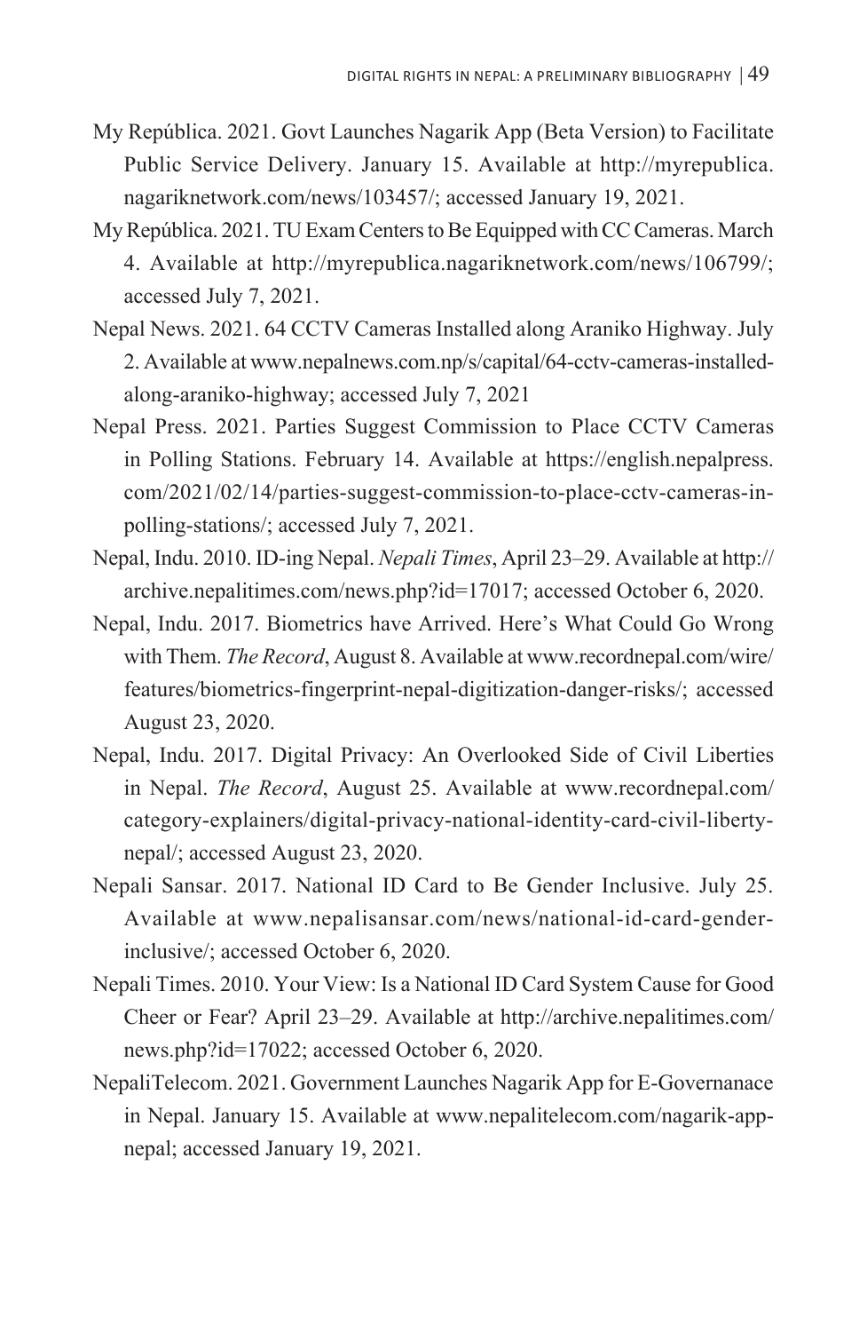My República. 2021. Govt Launches Nagarik App (Beta Version) to Facilitate Public Service Delivery. January 15. Available at http://myrepublica.nagariknetwork.com/news/103457/; accessed January 19, 2021.

My República. 2021. TU Exam Centers to Be Equipped with CC Cameras. March 4. Available at http://myrepublica.nagariknetwork.com/news/106799/; accessed July 7, 2021.

Nepal News. 2021. 64 CCTV Cameras Installed along Araniko Highway. July 2. Available at www.nepalnews.com.np/s/capital/64-cctv-cameras-installed-along-araniko-highway; accessed July 7, 2021

Nepal Press. 2021. Parties Suggest Commission to Place CCTV Cameras in Polling Stations. February 14. Available at https://english.nepalpress.com/2021/02/14/parties-suggest-commission-to-place-cctv-cameras-in-polling-stations/; accessed July 7, 2021.

Nepal, Indu. 2010. ID-ing Nepal. *Nepali Times*, April 23–29. Available at http://archive.nepalitimes.com/news.php?id=17017; accessed October 6, 2020.

Nepal, Indu. 2017. Biometrics have Arrived. Here's What Could Go Wrong with Them. *The Record*, August 8. Available at www.recordnepal.com/wire/features/biometrics-fingerprint-nepal-digitization-danger-risks/; accessed August 23, 2020.

Nepal, Indu. 2017. Digital Privacy: An Overlooked Side of Civil Liberties in Nepal. *The Record*, August 25. Available at www.recordnepal.com/category-explainers/digital-privacy-national-identity-card-civil-liberty-nepal/; accessed August 23, 2020.

Nepali Sansar. 2017. National ID Card to Be Gender Inclusive. July 25. Available at www.nepalisansar.com/news/national-id-card-gender-inclusive/; accessed October 6, 2020.

Nepali Times. 2010. Your View: Is a National ID Card System Cause for Good Cheer or Fear? April 23–29. Available at http://archive.nepalitimes.com/news.php?id=17022; accessed October 6, 2020.

NepaliTelecom. 2021. Government Launches Nagarik App for E-Governanace in Nepal. January 15. Available at www.nepalitelecom.com/nagarik-app-nepal; accessed January 19, 2021.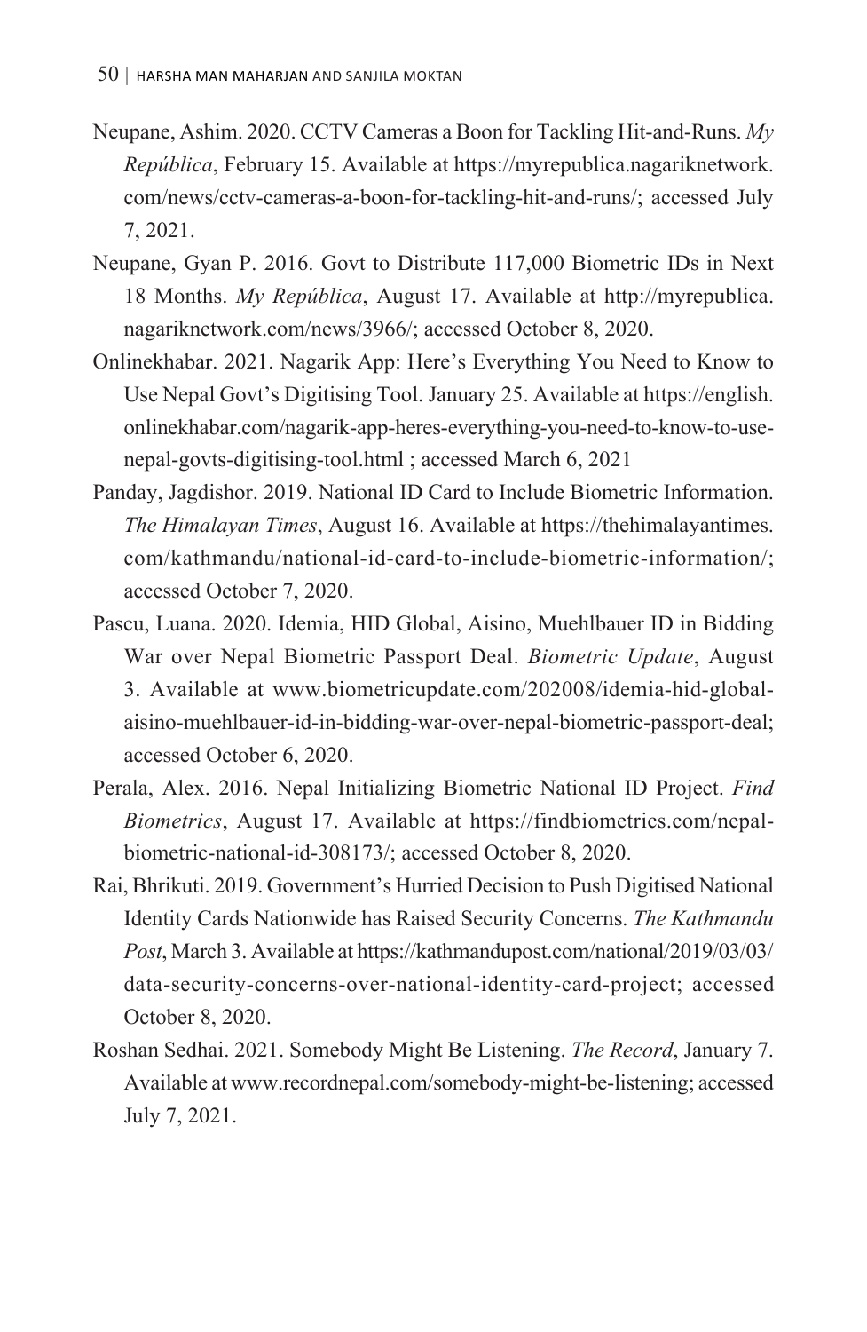Neupane, Ashim. 2020. CCTV Cameras a Boon for Tackling Hit-and-Runs. *My República*, February 15. Available at https://myrepublica.nagariknetwork.com/news/cctv-cameras-a-boon-for-tackling-hit-and-runs/; accessed July 7, 2021.

Neupane, Gyan P. 2016. Govt to Distribute 117,000 Biometric IDs in Next 18 Months. *My República*, August 17. Available at http://myrepublica.nagariknetwork.com/news/3966/; accessed October 8, 2020.

Onlinekhabar. 2021. Nagarik App: Here's Everything You Need to Know to Use Nepal Govt's Digitising Tool. January 25. Available at https://english.onlinekhabar.com/nagarik-app-heres-everything-you-need-to-know-to-use-nepal-govts-digitising-tool.html ; accessed March 6, 2021

Panday, Jagdishor. 2019. National ID Card to Include Biometric Information. *The Himalayan Times*, August 16. Available at https://thehimalayantimes.com/kathmandu/national-id-card-to-include-biometric-information/; accessed October 7, 2020.

Pascu, Luana. 2020. Idemia, HID Global, Aisino, Muehlbauer ID in Bidding War over Nepal Biometric Passport Deal. *Biometric Update*, August 3. Available at www.biometricupdate.com/202008/idemia-hid-global-aisino-muehlbauer-id-in-bidding-war-over-nepal-biometric-passport-deal; accessed October 6, 2020.

Perala, Alex. 2016. Nepal Initializing Biometric National ID Project. *Find Biometrics*, August 17. Available at https://findbiometrics.com/nepal-biometric-national-id-308173/; accessed October 8, 2020.

Rai, Bhrikuti. 2019. Government's Hurried Decision to Push Digitised National Identity Cards Nationwide has Raised Security Concerns. *The Kathmandu Post*, March 3. Available at https://kathmandupost.com/national/2019/03/03/data-security-concerns-over-national-identity-card-project; accessed October 8, 2020.

Roshan Sedhai. 2021. Somebody Might Be Listening. *The Record*, January 7. Available at www.recordnepal.com/somebody-might-be-listening; accessed July 7, 2021.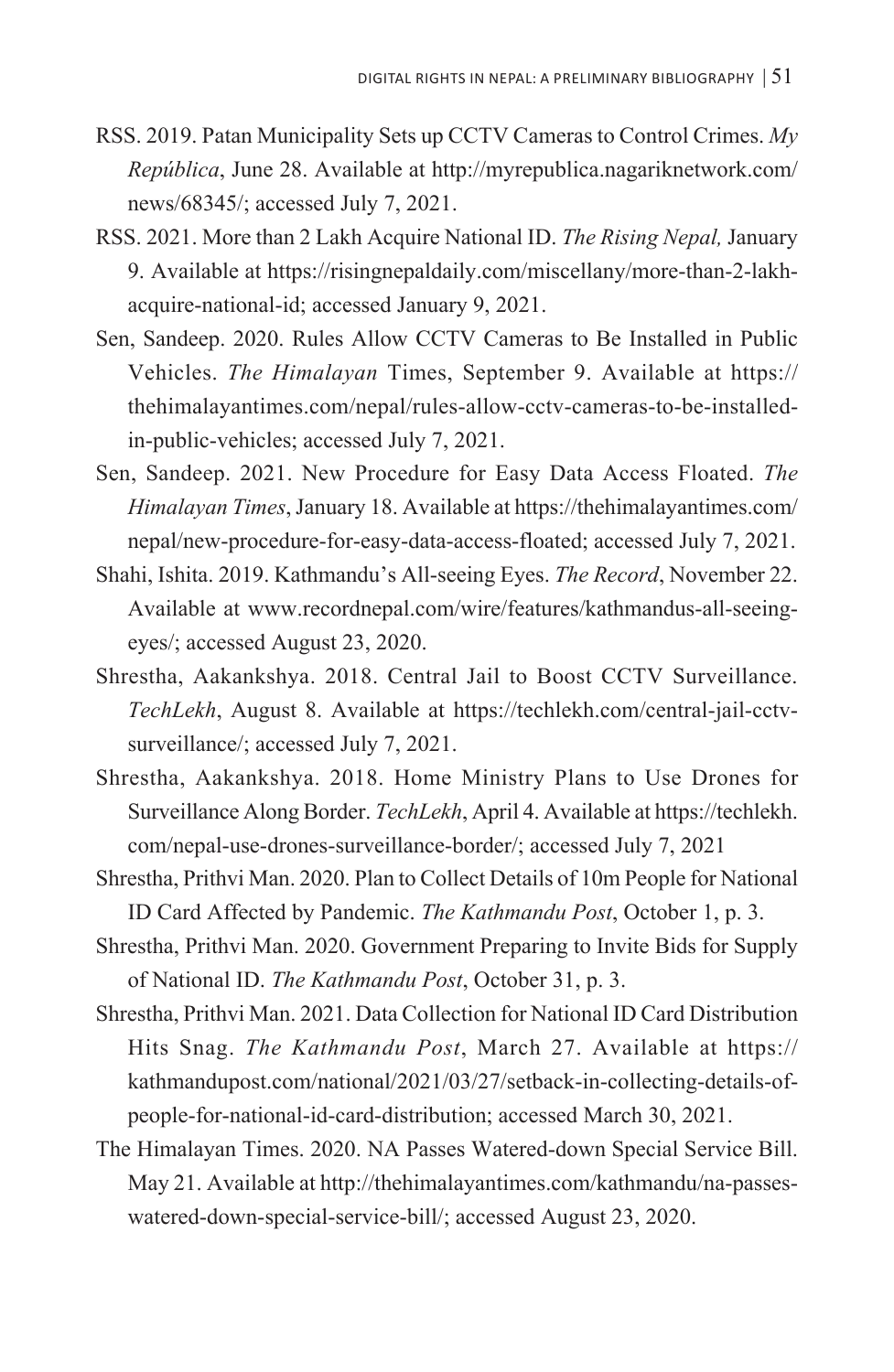RSS. 2019. Patan Municipality Sets up CCTV Cameras to Control Crimes. *My República*, June 28. Available at http://myrepublica.nagariknetwork.com/news/68345/; accessed July 7, 2021.

RSS. 2021. More than 2 Lakh Acquire National ID. *The Rising Nepal,* January 9. Available at https://risingnepaldaily.com/miscellany/more-than-2-lakh-acquire-national-id; accessed January 9, 2021.

Sen, Sandeep. 2020. Rules Allow CCTV Cameras to Be Installed in Public Vehicles. *The Himalayan* Times, September 9. Available at https://thehimalayantimes.com/nepal/rules-allow-cctv-cameras-to-be-installed-in-public-vehicles; accessed July 7, 2021.

Sen, Sandeep. 2021. New Procedure for Easy Data Access Floated. *The Himalayan Times*, January 18. Available at https://thehimalayantimes.com/nepal/new-procedure-for-easy-data-access-floated; accessed July 7, 2021.

Shahi, Ishita. 2019. Kathmandu's All-seeing Eyes. *The Record*, November 22. Available at www.recordnepal.com/wire/features/kathmandus-all-seeing-eyes/; accessed August 23, 2020.

Shrestha, Aakankshya. 2018. Central Jail to Boost CCTV Surveillance. *TechLekh*, August 8. Available at https://techlekh.com/central-jail-cctv-surveillance/; accessed July 7, 2021.

Shrestha, Aakankshya. 2018. Home Ministry Plans to Use Drones for Surveillance Along Border. *TechLekh*, April 4. Available at https://techlekh.com/nepal-use-drones-surveillance-border/; accessed July 7, 2021

Shrestha, Prithvi Man. 2020. Plan to Collect Details of 10m People for National ID Card Affected by Pandemic. *The Kathmandu Post*, October 1, p. 3.

Shrestha, Prithvi Man. 2020. Government Preparing to Invite Bids for Supply of National ID. *The Kathmandu Post*, October 31, p. 3.

Shrestha, Prithvi Man. 2021. Data Collection for National ID Card Distribution Hits Snag. *The Kathmandu Post*, March 27. Available at https://kathmandupost.com/national/2021/03/27/setback-in-collecting-details-of-people-for-national-id-card-distribution; accessed March 30, 2021.

The Himalayan Times. 2020. NA Passes Watered-down Special Service Bill. May 21. Available at http://thehimalayantimes.com/kathmandu/na-passes-watered-down-special-service-bill/; accessed August 23, 2020.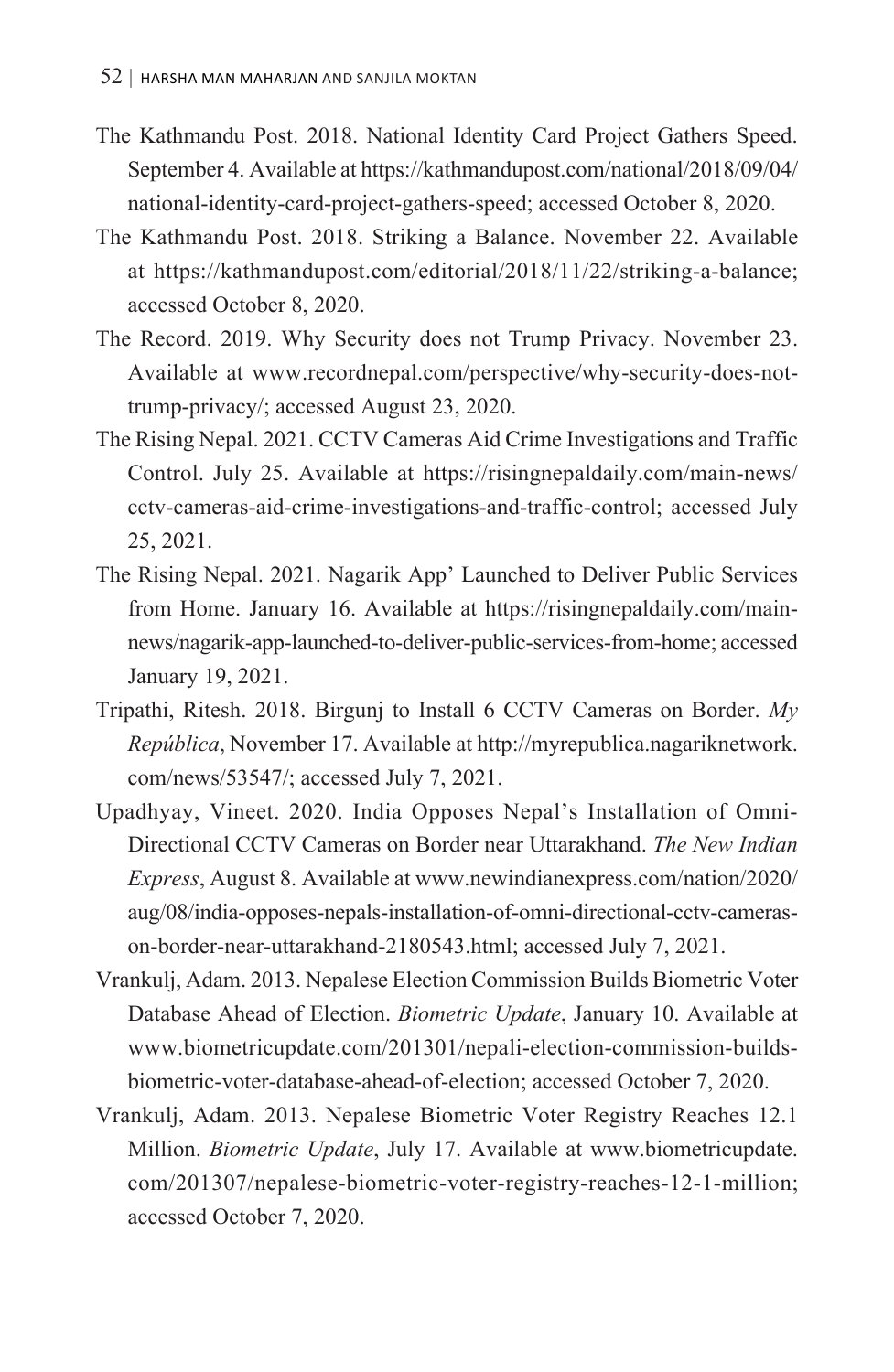The Kathmandu Post. 2018. National Identity Card Project Gathers Speed. September 4. Available at https://kathmandupost.com/national/2018/09/04/national-identity-card-project-gathers-speed; accessed October 8, 2020.

The Kathmandu Post. 2018. Striking a Balance. November 22. Available at https://kathmandupost.com/editorial/2018/11/22/striking-a-balance; accessed October 8, 2020.

The Record. 2019. Why Security does not Trump Privacy. November 23. Available at www.recordnepal.com/perspective/why-security-does-not-trump-privacy/; accessed August 23, 2020.

The Rising Nepal. 2021. CCTV Cameras Aid Crime Investigations and Traffic Control. July 25. Available at https://risingnepaldaily.com/main-news/cctv-cameras-aid-crime-investigations-and-traffic-control; accessed July 25, 2021.

The Rising Nepal. 2021. Nagarik App' Launched to Deliver Public Services from Home. January 16. Available at https://risingnepaldaily.com/main-news/nagarik-app-launched-to-deliver-public-services-from-home; accessed January 19, 2021.

Tripathi, Ritesh. 2018. Birgunj to Install 6 CCTV Cameras on Border. *My República*, November 17. Available at http://myrepublica.nagariknetwork.com/news/53547/; accessed July 7, 2021.

Upadhyay, Vineet. 2020. India Opposes Nepal's Installation of Omni-Directional CCTV Cameras on Border near Uttarakhand. *The New Indian Express*, August 8. Available at www.newindianexpress.com/nation/2020/aug/08/india-opposes-nepals-installation-of-omni-directional-cctv-cameras-on-border-near-uttarakhand-2180543.html; accessed July 7, 2021.

Vrankulj, Adam. 2013. Nepalese Election Commission Builds Biometric Voter Database Ahead of Election. *Biometric Update*, January 10. Available at www.biometricupdate.com/201301/nepali-election-commission-builds-biometric-voter-database-ahead-of-election; accessed October 7, 2020.

Vrankulj, Adam. 2013. Nepalese Biometric Voter Registry Reaches 12.1 Million. *Biometric Update*, July 17. Available at www.biometricupdate.com/201307/nepalese-biometric-voter-registry-reaches-12-1-million; accessed October 7, 2020.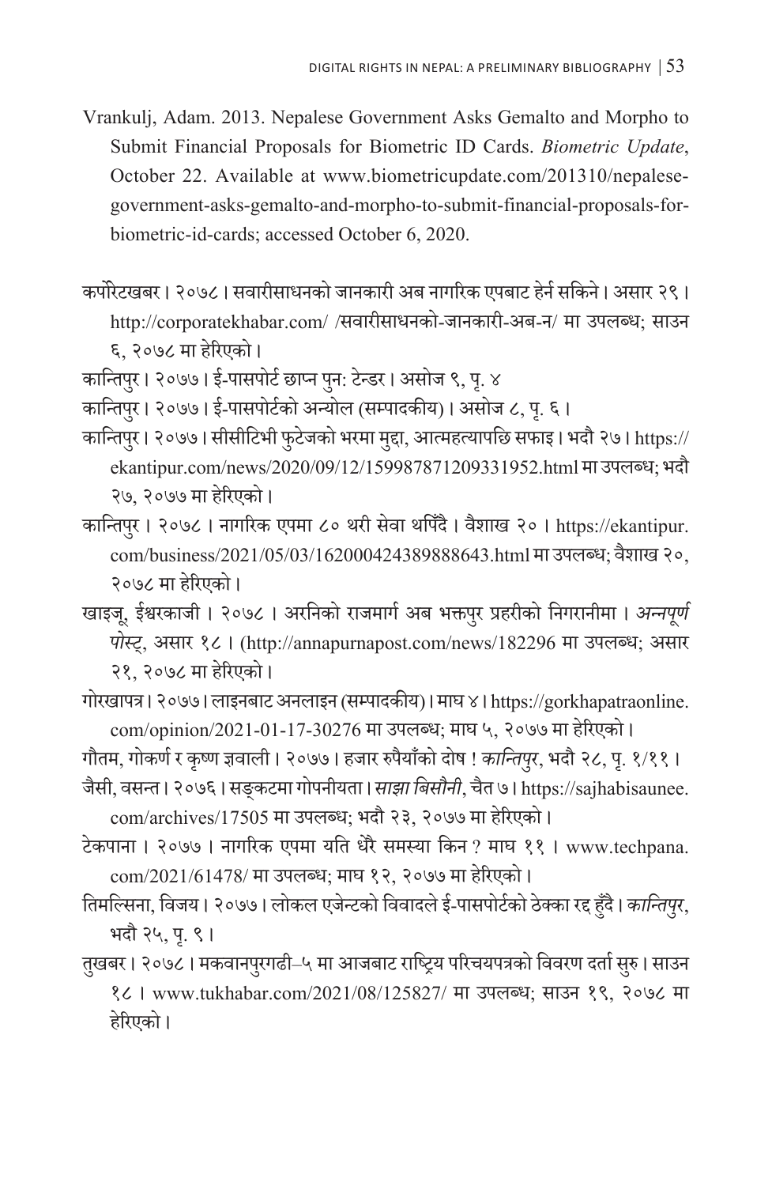Vrankulj, Adam. 2013. Nepalese Government Asks Gemalto and Morpho to Submit Financial Proposals for Biometric ID Cards. *Biometric Update*, October 22. Available at www.biometricupdate.com/201310/nepalese-government-asks-gemalto-and-morpho-to-submit-financial-proposals-for-biometric-id-cards; accessed October 6, 2020.

कर्पोरेटखबर। २०७८। सवारीसाधनको जानकारी अब नागरिक एपबाट हेर्न सकिने। असार २९। http://corporatekhabar.com/ /सवारीसाधनको-जानकारी-अब-न/ मा उपलब्ध; साउन ६, २०७८ मा हेरिएको।

कान्तिपुर। २०७७। ई-पासपोर्ट छाप्न पुन: टेन्डर। असोज ९, पृ. ४

कान्तिपुर। २०७७। ई-पासपोर्टको अन्योल (सम्पादकीय)। असोज ८, पृ. ६।

कान्तिपुर। २०७७। सीसीटिभी फुटेजको भरमा मुद्दा, आत्महत्यापछि सफाइ। भदौ २७। https://ekantipur.com/news/2020/09/12/159987871209331952.html मा उपलब्ध; भदौ २७, २०७७ मा हेरिएको।

कान्तिपुर। २०७८। नागरिक एपमा ८० थरी सेवा थपिँदै। वैशाख २०। https://ekantipur.com/business/2021/05/03/162000424389888643.html मा उपलब्ध; वैशाख २०, २०७८ मा हेरिएको।

खाइजू, ईश्वरकाजी। २०७८। अरनिको राजमार्ग अब भक्तपुर प्रहरीको निगरानीमा। *अन्नपूर्ण पोस्ट्*, असार १८। (http://annapurnapost.com/news/182296 मा उपलब्ध; असार २१, २०७८ मा हेरिएको।

गोरखापत्र। २०७७। लाइनबाट अनलाइन (सम्पादकीय)। माघ ४। https://gorkhapatraonline.com/opinion/2021-01-17-30276 मा उपलब्ध; माघ ५, २०७७ मा हेरिएको।

गौतम, गोकर्ण र कृष्ण ज्ञवाली। २०७७। हजार रुपैयाँको दोष ! *कान्तिपुर*, भदौ २८, पृ. १/११।

जैसी, वसन्त। २०७६। सङ्कटमा गोपनीयता। *साझा बिसौनी*, चैत ७। https://sajhabisaunee.com/archives/17505 मा उपलब्ध; भदौ २३, २०७७ मा हेरिएको।

टेकपाना। २०७७। नागरिक एपमा यति धेरै समस्या किन ? माघ ११। www.techpana.com/2021/61478/ मा उपलब्ध; माघ १२, २०७७ मा हेरिएको।

तिमल्सिना, विजय। २०७७। लोकल एजेन्टको विवादले ई-पासपोर्टको ठेक्का रद्द हुँदै। *कान्तिपुर*, भदौ २५, पृ. ९।

तुखबर। २०७८। मकवानपुरगढी–५ मा आजबाट राष्ट्रिय परिचयपत्रको विवरण दर्ता सुरु। साउन १८। www.tukhabar.com/2021/08/125827/ मा उपलब्ध; साउन १९, २०७८ मा हेरिएको।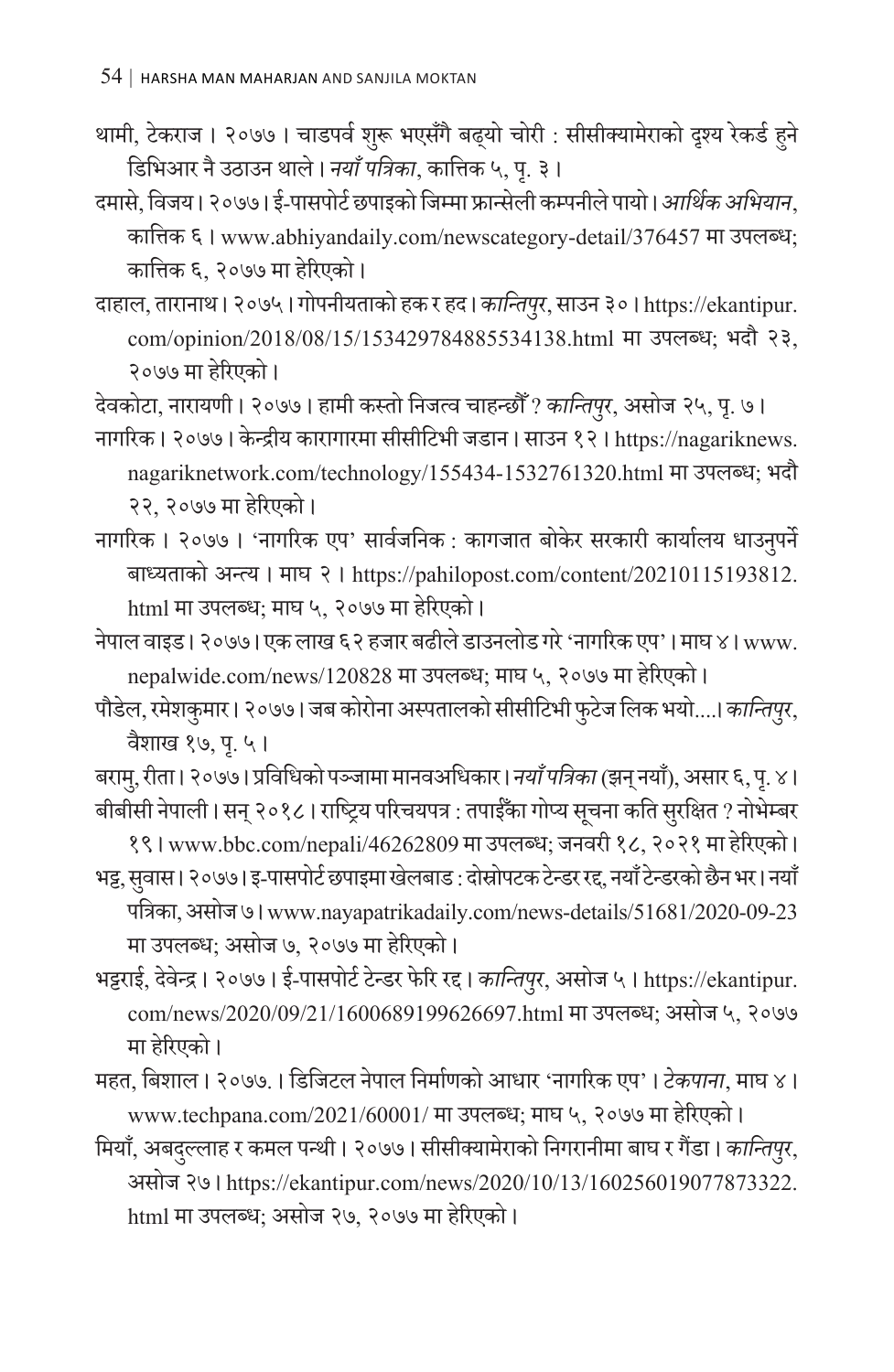थामी, टेकराज । २०७७ । चाडपर्व शुरू भएसँगै बढ्यो चोरी : सीसीक्यामेराको दृश्य रेकर्ड हुने डिभिआर नै उठाउन थाले । *नयाँ पत्रिका*, कात्तिक ५, पृ. ३ ।

दमासे, विजय । २०७७ । ई-पासपोर्ट छपाइको जिम्मा फ्रान्सेली कम्पनीले पायो । *आर्थिक अभियान*, कात्तिक ६ । www.abhiyandaily.com/newscategory-detail/376457 मा उपलब्ध; कात्तिक ६, २०७७ मा हेरिएको ।

दाहाल, तारानाथ । २०७५ । गोपनीयताको हक र हद । *कान्तिपुर*, साउन ३० । https://ekantipur.com/opinion/2018/08/15/153429784885534138.html मा उपलब्ध; भदौ २३, २०७७ मा हेरिएको ।

देवकोटा, नारायणी । २०७७ । हामी कस्तो निजत्व चाहन्छौँ ? *कान्तिपुर*, असोज २५, पृ. ७ ।

नागरिक । २०७७ । केन्द्रीय कारागारमा सीसीटिभी जडान । साउन १२ । https://nagariknews.nagariknetwork.com/technology/155434-1532761320.html मा उपलब्ध; भदौ २२, २०७७ मा हेरिएको ।

नागरिक । २०७७ । 'नागरिक एप' सार्वजनिक : कागजात बोकेर सरकारी कार्यालय धाउनुपर्ने बाध्यताको अन्त्य । माघ २ । https://pahilopost.com/content/20210115193812.html मा उपलब्ध; माघ ५, २०७७ मा हेरिएको ।

नेपाल वाइड । २०७७ । एक लाख ६२ हजार बढीले डाउनलोड गरे 'नागरिक एप' । माघ ४ । www.nepalwide.com/news/120828 मा उपलब्ध; माघ ५, २०७७ मा हेरिएको ।

पौडेल, रमेशकुमार । २०७७ । जब कोरोना अस्पतालको सीसीटिभी फुटेज लिक भयो....। *कान्तिपुर*, वैशाख १७, पृ. ५ ।

बरामु, रीता । २०७७ । प्रविधिको पञ्जामा मानवअधिकार । *नयाँ पत्रिका* (झन् नयाँ), असार ६, पृ. ४ ।

बीबीसी नेपाली । सन् २०१८ । राष्ट्रिय परिचयपत्र : तपाईँका गोप्य सूचना कति सुरक्षित ? नोभेम्बर १९ । www.bbc.com/nepali/46262809 मा उपलब्ध; जनवरी १८, २०२१ मा हेरिएको ।

भट्ट, सुवास । २०७७ । इ-पासपोर्ट छपाइमा खेलबाड : दोस्रोपटक टेन्डर रद्द, नयाँ टेन्डरको छैन भर । नयाँ पत्रिका, असोज ७ । www.nayapatrikadaily.com/news-details/51681/2020-09-23 मा उपलब्ध; असोज ७, २०७७ मा हेरिएको ।

भट्टराई, देवेन्द्र । २०७७ । ई-पासपोर्ट टेन्डर फेरि रद्द । *कान्तिपुर*, असोज ५ । https://ekantipur.com/news/2020/09/21/1600689199626697.html मा उपलब्ध; असोज ५, २०७७ मा हेरिएको ।

महत, बिशाल । २०७७. । डिजिटल नेपाल निर्माणको आधार 'नागरिक एप' । *टेकपाना*, माघ ४ । www.techpana.com/2021/60001/ मा उपलब्ध; माघ ५, २०७७ मा हेरिएको ।

मियाँ, अबदुल्लाह र कमल पन्थी । २०७७ । सीसीक्यामेराको निगरानीमा बाघ र गैंडा । *कान्तिपुर*, असोज २७ । https://ekantipur.com/news/2020/10/13/160256019077873322.html मा उपलब्ध; असोज २७, २०७७ मा हेरिएको ।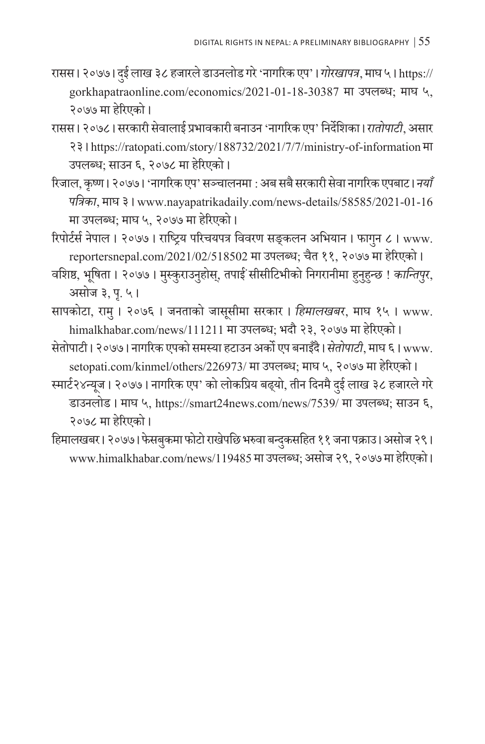रासस। २०७७। दुई लाख ३८ हजारले डाउनलोड गरे 'नागरिक एप'। *गोरखापत्र*, माघ ५। https://gorkhapatraonline.com/economics/2021-01-18-30387 मा उपलब्ध; माघ ५, २०७७ मा हेरिएको।

रासस। २०७८। सरकारी सेवालाई प्रभावकारी बनाउन 'नागरिक एप' निर्देशिका। *रातोपाटी*, असार २३। https://ratopati.com/story/188732/2021/7/7/ministry-of-information मा उपलब्ध; साउन ६, २०७८ मा हेरिएको।

रिजाल, कृष्ण। २०७७। 'नागरिक एप' सञ्चालनमा : अब सबै सरकारी सेवा नागरिक एपबाट। *नयाँ पत्रिका*, माघ ३। www.nayapatrikadaily.com/news-details/58585/2021-01-16 मा उपलब्ध; माघ ५, २०७७ मा हेरिएको।

रिपोर्टर्स नेपाल। २०७७। राष्ट्रिय परिचयपत्र विवरण सङ्कलन अभियान। फागुन ८। www.reportersnepal.com/2021/02/518502 मा उपलब्ध; चैत ११, २०७७ मा हेरिएको।

वशिष्ठ, भूषिता। २०७७। मुस्कुराउनुहोस्, तपाईं सीसीटिभीको निगरानीमा हुनुहुन्छ ! *कान्तिपुर*, असोज ३, पृ. ५।

सापकोटा, रामु। २०७६। जनताको जासूसीमा सरकार। *हिमालखबर*, माघ १५। www.himalkhabar.com/news/111211 मा उपलब्ध; भदौ २३, २०७७ मा हेरिएको।

सेतोपाटी। २०७७। नागरिक एपको समस्या हटाउन अर्को एप बनाइँदै। *सेतोपाटी*, माघ ६। www.setopati.com/kinmel/others/226973/ मा उपलब्ध; माघ ५, २०७७ मा हेरिएको।

स्मार्ट२४न्यूज। २०७७। नागरिक एप' को लोकप्रिय बढ्यो, तीन दिनमै दुई लाख ३८ हजारले गरे डाउनलोड। माघ ५, https://smart24news.com/news/7539/ मा उपलब्ध; साउन ६, २०७८ मा हेरिएको।

हिमालखबर। २०७७। फेसबुकमा फोटो राखेपछि भरुवा बन्दुकसहित ११ जना पक्राउ। असोज २९। www.himalkhabar.com/news/119485 मा उपलब्ध; असोज २९, २०७७ मा हेरिएको।